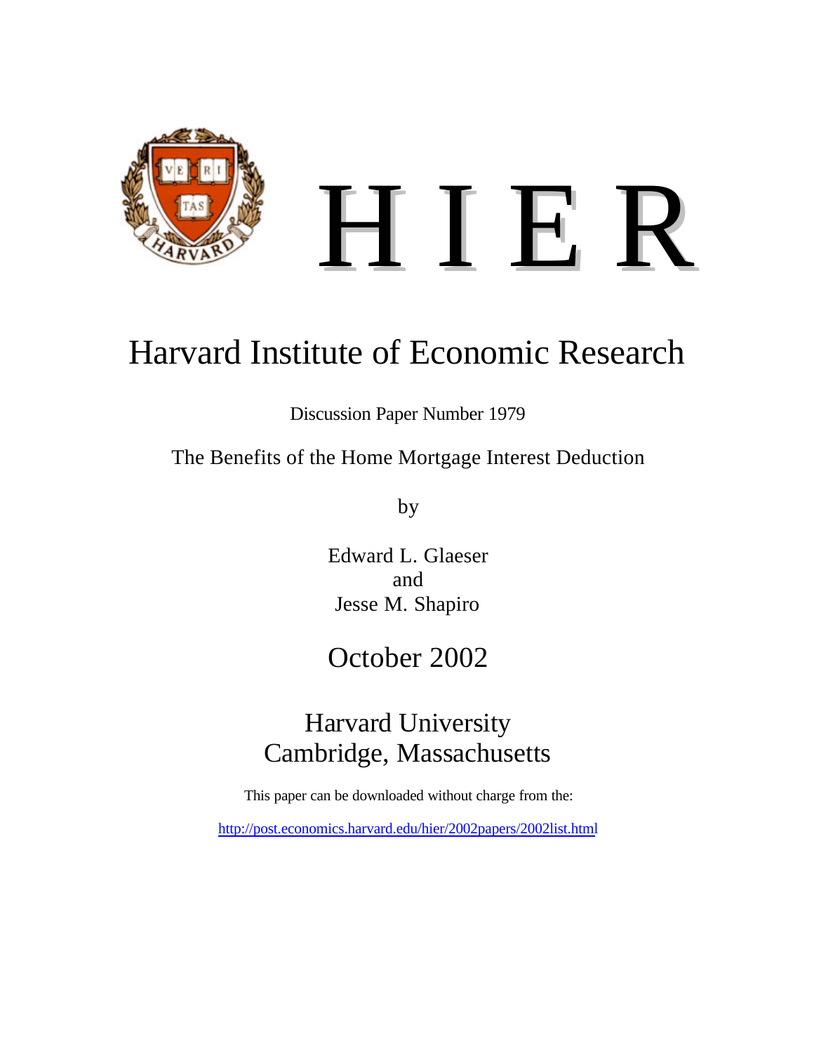# H I E R

## Harvard Institute of Economic Research

Discussion Paper Number 1979

The Benefits of the Home Mortgage Interest Deduction

by

Edward L. Glaeser
and
Jesse M. Shapiro

October 2002

Harvard University
Cambridge, Massachusetts

This paper can be downloaded without charge from the:

http://post.economics.harvard.edu/hier/2002papers/2002list.html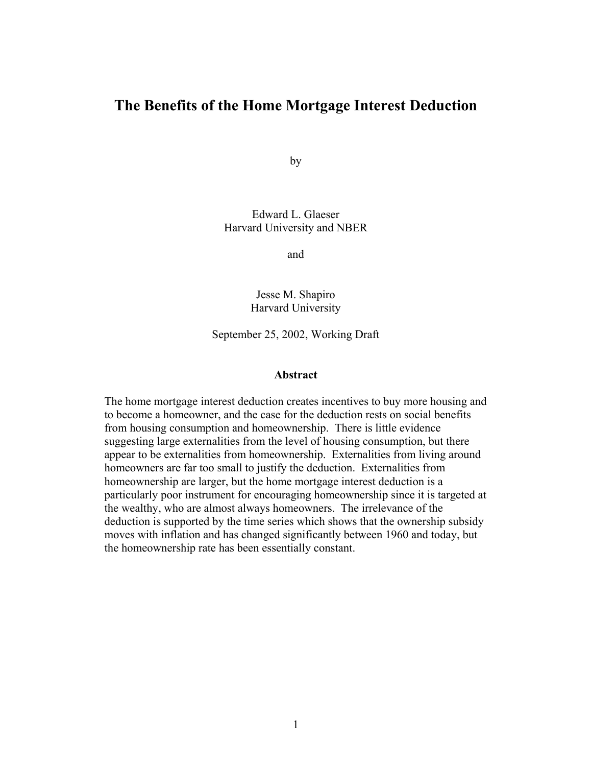# The Benefits of the Home Mortgage Interest Deduction

by

Edward L. Glaeser
Harvard University and NBER

and

Jesse M. Shapiro
Harvard University

September 25, 2002, Working Draft

### Abstract

The home mortgage interest deduction creates incentives to buy more housing and to become a homeowner, and the case for the deduction rests on social benefits from housing consumption and homeownership. There is little evidence suggesting large externalities from the level of housing consumption, but there appear to be externalities from homeownership. Externalities from living around homeowners are far too small to justify the deduction. Externalities from homeownership are larger, but the home mortgage interest deduction is a particularly poor instrument for encouraging homeownership since it is targeted at the wealthy, who are almost always homeowners. The irrelevance of the deduction is supported by the time series which shows that the ownership subsidy moves with inflation and has changed significantly between 1960 and today, but the homeownership rate has been essentially constant.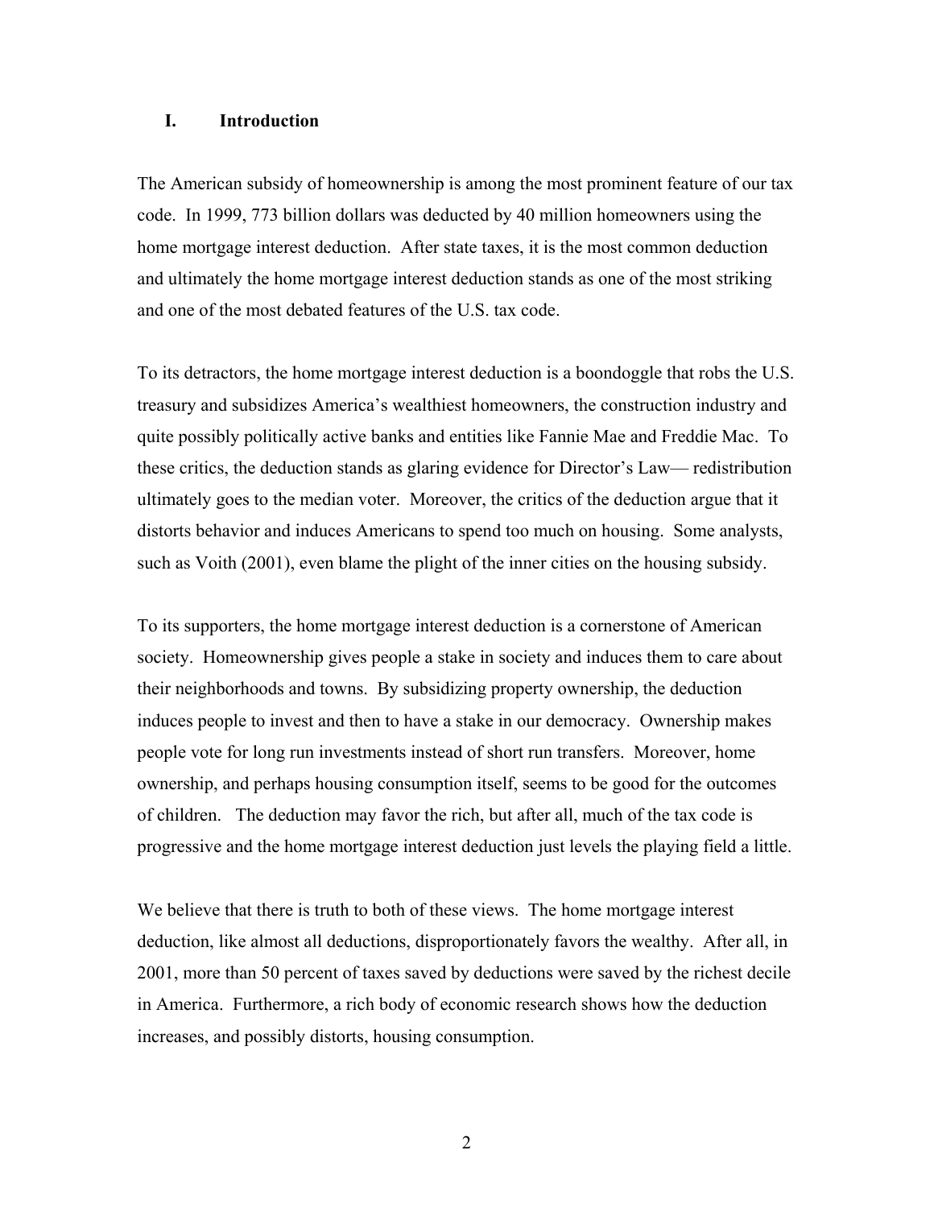## I. Introduction

The American subsidy of homeownership is among the most prominent feature of our tax code. In 1999, 773 billion dollars was deducted by 40 million homeowners using the home mortgage interest deduction. After state taxes, it is the most common deduction and ultimately the home mortgage interest deduction stands as one of the most striking and one of the most debated features of the U.S. tax code.

To its detractors, the home mortgage interest deduction is a boondoggle that robs the U.S. treasury and subsidizes America's wealthiest homeowners, the construction industry and quite possibly politically active banks and entities like Fannie Mae and Freddie Mac. To these critics, the deduction stands as glaring evidence for Director's Law— redistribution ultimately goes to the median voter. Moreover, the critics of the deduction argue that it distorts behavior and induces Americans to spend too much on housing. Some analysts, such as Voith (2001), even blame the plight of the inner cities on the housing subsidy.

To its supporters, the home mortgage interest deduction is a cornerstone of American society. Homeownership gives people a stake in society and induces them to care about their neighborhoods and towns. By subsidizing property ownership, the deduction induces people to invest and then to have a stake in our democracy. Ownership makes people vote for long run investments instead of short run transfers. Moreover, home ownership, and perhaps housing consumption itself, seems to be good for the outcomes of children. The deduction may favor the rich, but after all, much of the tax code is progressive and the home mortgage interest deduction just levels the playing field a little.

We believe that there is truth to both of these views. The home mortgage interest deduction, like almost all deductions, disproportionately favors the wealthy. After all, in 2001, more than 50 percent of taxes saved by deductions were saved by the richest decile in America. Furthermore, a rich body of economic research shows how the deduction increases, and possibly distorts, housing consumption.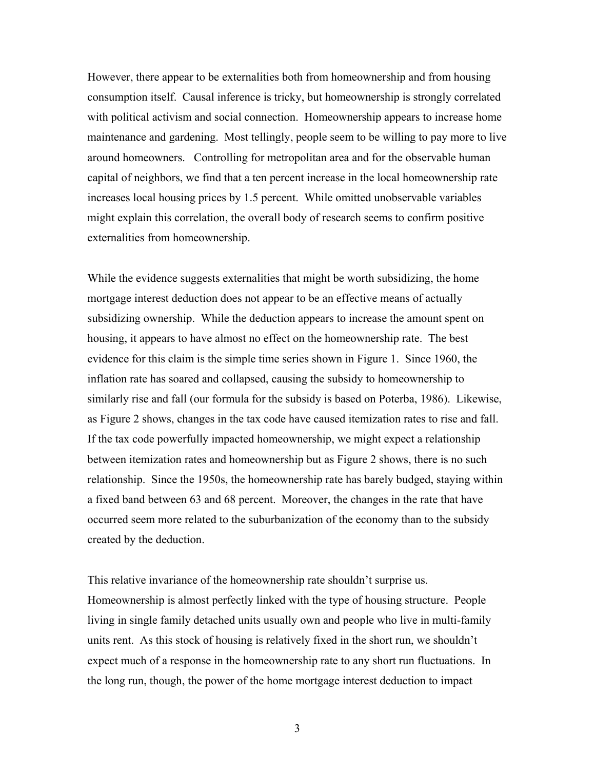However, there appear to be externalities both from homeownership and from housing consumption itself. Causal inference is tricky, but homeownership is strongly correlated with political activism and social connection. Homeownership appears to increase home maintenance and gardening. Most tellingly, people seem to be willing to pay more to live around homeowners. Controlling for metropolitan area and for the observable human capital of neighbors, we find that a ten percent increase in the local homeownership rate increases local housing prices by 1.5 percent. While omitted unobservable variables might explain this correlation, the overall body of research seems to confirm positive externalities from homeownership.

While the evidence suggests externalities that might be worth subsidizing, the home mortgage interest deduction does not appear to be an effective means of actually subsidizing ownership. While the deduction appears to increase the amount spent on housing, it appears to have almost no effect on the homeownership rate. The best evidence for this claim is the simple time series shown in Figure 1. Since 1960, the inflation rate has soared and collapsed, causing the subsidy to homeownership to similarly rise and fall (our formula for the subsidy is based on Poterba, 1986). Likewise, as Figure 2 shows, changes in the tax code have caused itemization rates to rise and fall. If the tax code powerfully impacted homeownership, we might expect a relationship between itemization rates and homeownership but as Figure 2 shows, there is no such relationship. Since the 1950s, the homeownership rate has barely budged, staying within a fixed band between 63 and 68 percent. Moreover, the changes in the rate that have occurred seem more related to the suburbanization of the economy than to the subsidy created by the deduction.

This relative invariance of the homeownership rate shouldn't surprise us. Homeownership is almost perfectly linked with the type of housing structure. People living in single family detached units usually own and people who live in multi-family units rent. As this stock of housing is relatively fixed in the short run, we shouldn't expect much of a response in the homeownership rate to any short run fluctuations. In the long run, though, the power of the home mortgage interest deduction to impact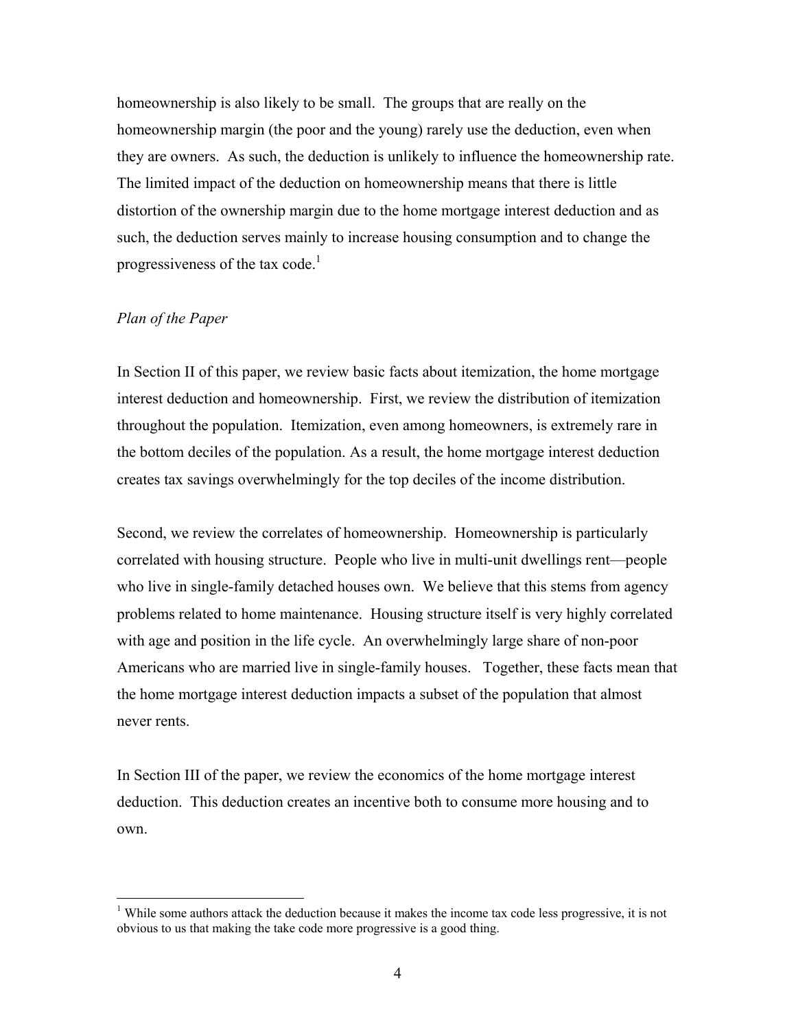homeownership is also likely to be small. The groups that are really on the homeownership margin (the poor and the young) rarely use the deduction, even when they are owners. As such, the deduction is unlikely to influence the homeownership rate. The limited impact of the deduction on homeownership means that there is little distortion of the ownership margin due to the home mortgage interest deduction and as such, the deduction serves mainly to increase housing consumption and to change the progressiveness of the tax code.[1]

*Plan of the Paper*

In Section II of this paper, we review basic facts about itemization, the home mortgage interest deduction and homeownership. First, we review the distribution of itemization throughout the population. Itemization, even among homeowners, is extremely rare in the bottom deciles of the population. As a result, the home mortgage interest deduction creates tax savings overwhelmingly for the top deciles of the income distribution.

Second, we review the correlates of homeownership. Homeownership is particularly correlated with housing structure. People who live in multi-unit dwellings rent—people who live in single-family detached houses own. We believe that this stems from agency problems related to home maintenance. Housing structure itself is very highly correlated with age and position in the life cycle. An overwhelmingly large share of non-poor Americans who are married live in single-family houses. Together, these facts mean that the home mortgage interest deduction impacts a subset of the population that almost never rents.

In Section III of the paper, we review the economics of the home mortgage interest deduction. This deduction creates an incentive both to consume more housing and to own.

[1] While some authors attack the deduction because it makes the income tax code less progressive, it is not obvious to us that making the take code more progressive is a good thing.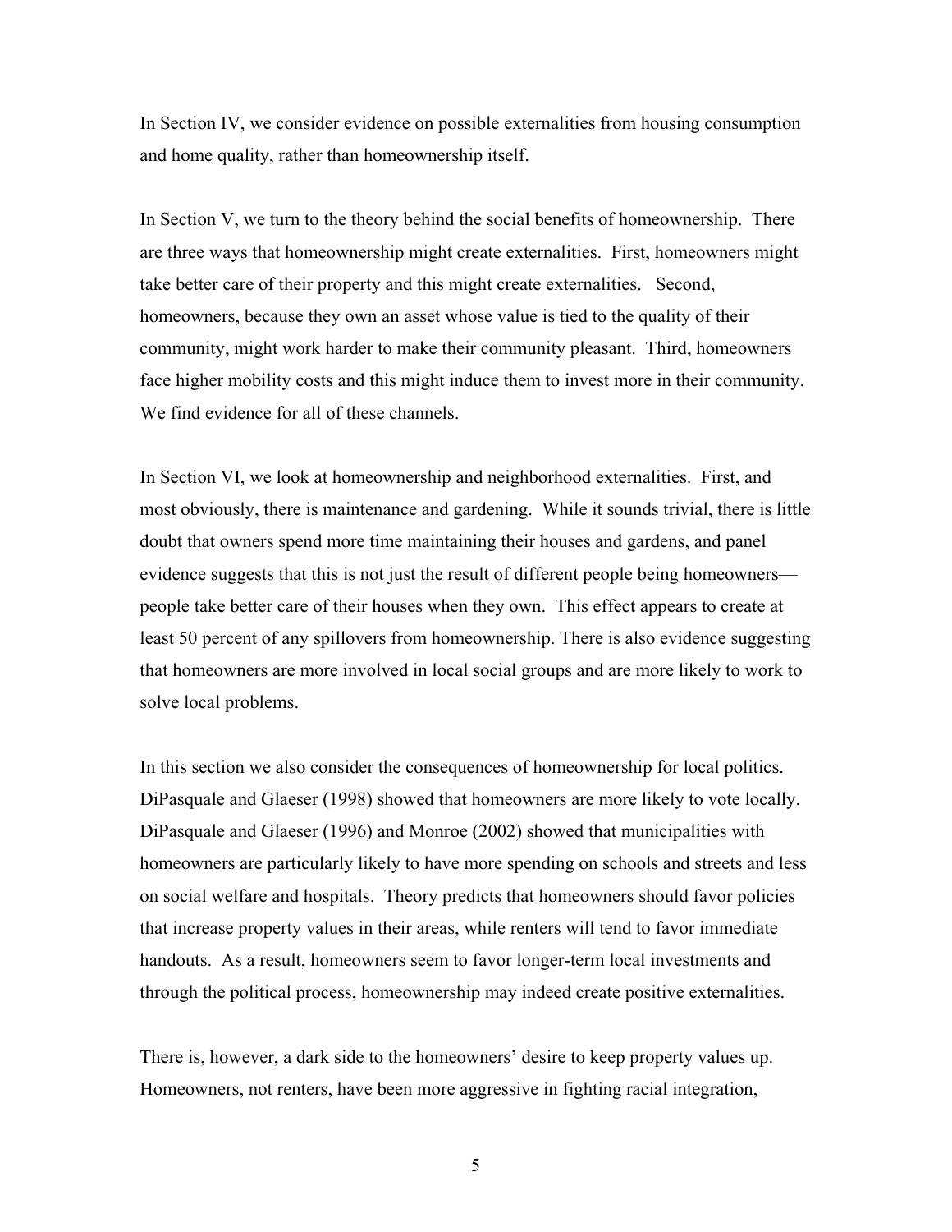In Section IV, we consider evidence on possible externalities from housing consumption and home quality, rather than homeownership itself.

In Section V, we turn to the theory behind the social benefits of homeownership. There are three ways that homeownership might create externalities. First, homeowners might take better care of their property and this might create externalities. Second, homeowners, because they own an asset whose value is tied to the quality of their community, might work harder to make their community pleasant. Third, homeowners face higher mobility costs and this might induce them to invest more in their community. We find evidence for all of these channels.

In Section VI, we look at homeownership and neighborhood externalities. First, and most obviously, there is maintenance and gardening. While it sounds trivial, there is little doubt that owners spend more time maintaining their houses and gardens, and panel evidence suggests that this is not just the result of different people being homeowners—people take better care of their houses when they own. This effect appears to create at least 50 percent of any spillovers from homeownership. There is also evidence suggesting that homeowners are more involved in local social groups and are more likely to work to solve local problems.

In this section we also consider the consequences of homeownership for local politics. DiPasquale and Glaeser (1998) showed that homeowners are more likely to vote locally. DiPasquale and Glaeser (1996) and Monroe (2002) showed that municipalities with homeowners are particularly likely to have more spending on schools and streets and less on social welfare and hospitals. Theory predicts that homeowners should favor policies that increase property values in their areas, while renters will tend to favor immediate handouts. As a result, homeowners seem to favor longer-term local investments and through the political process, homeownership may indeed create positive externalities.

There is, however, a dark side to the homeowners' desire to keep property values up. Homeowners, not renters, have been more aggressive in fighting racial integration,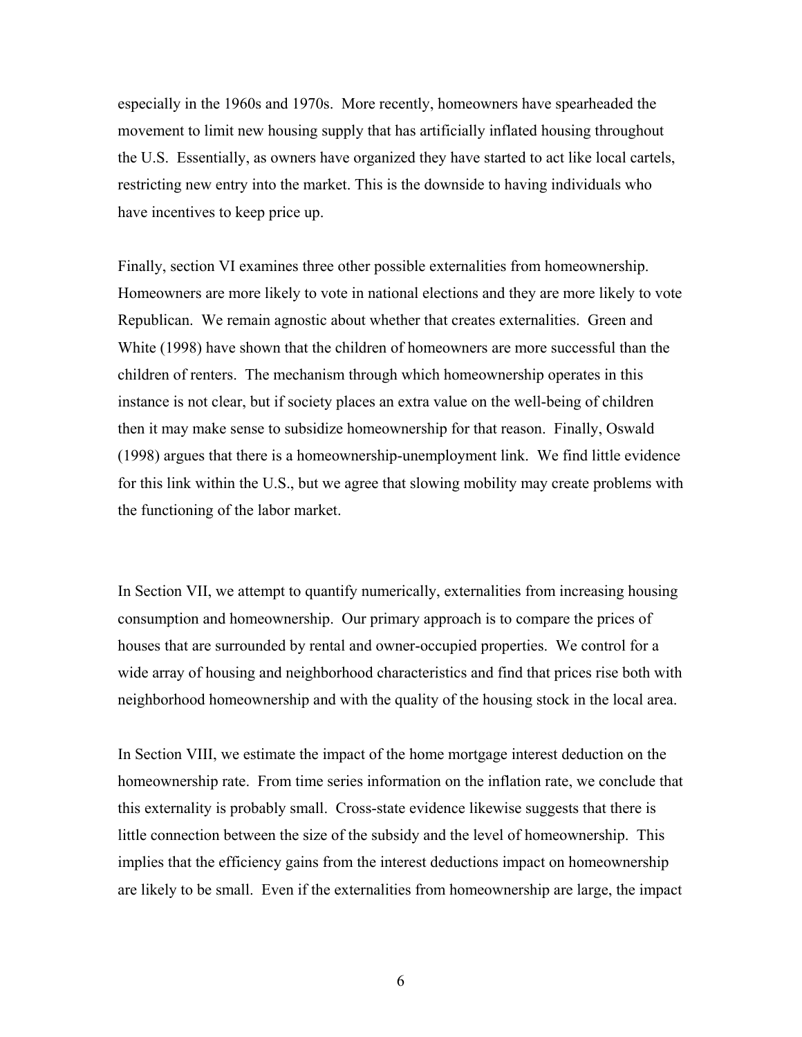especially in the 1960s and 1970s. More recently, homeowners have spearheaded the movement to limit new housing supply that has artificially inflated housing throughout the U.S. Essentially, as owners have organized they have started to act like local cartels, restricting new entry into the market. This is the downside to having individuals who have incentives to keep price up.

Finally, section VI examines three other possible externalities from homeownership. Homeowners are more likely to vote in national elections and they are more likely to vote Republican. We remain agnostic about whether that creates externalities. Green and White (1998) have shown that the children of homeowners are more successful than the children of renters. The mechanism through which homeownership operates in this instance is not clear, but if society places an extra value on the well-being of children then it may make sense to subsidize homeownership for that reason. Finally, Oswald (1998) argues that there is a homeownership-unemployment link. We find little evidence for this link within the U.S., but we agree that slowing mobility may create problems with the functioning of the labor market.

In Section VII, we attempt to quantify numerically, externalities from increasing housing consumption and homeownership. Our primary approach is to compare the prices of houses that are surrounded by rental and owner-occupied properties. We control for a wide array of housing and neighborhood characteristics and find that prices rise both with neighborhood homeownership and with the quality of the housing stock in the local area.

In Section VIII, we estimate the impact of the home mortgage interest deduction on the homeownership rate. From time series information on the inflation rate, we conclude that this externality is probably small. Cross-state evidence likewise suggests that there is little connection between the size of the subsidy and the level of homeownership. This implies that the efficiency gains from the interest deductions impact on homeownership are likely to be small. Even if the externalities from homeownership are large, the impact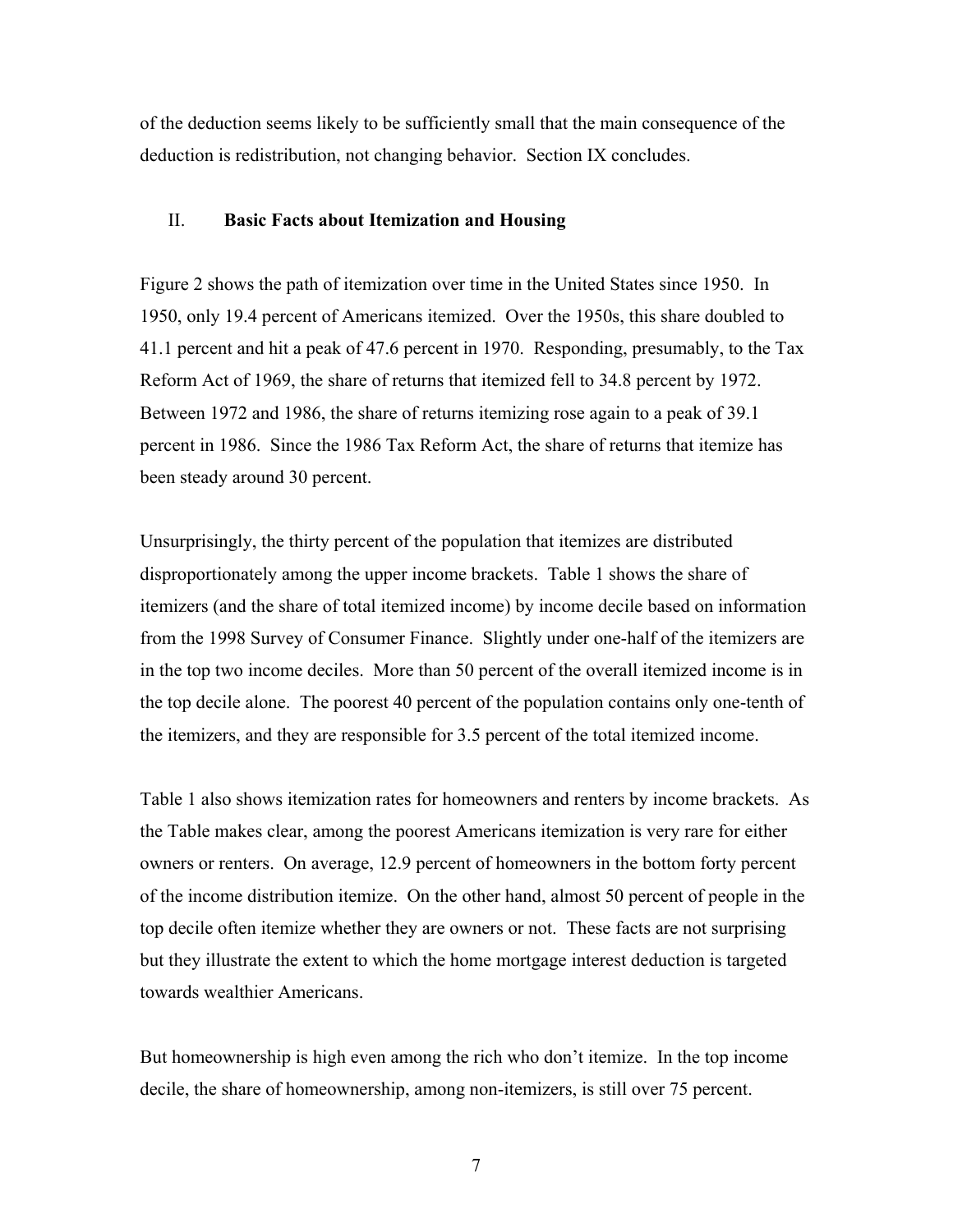of the deduction seems likely to be sufficiently small that the main consequence of the deduction is redistribution, not changing behavior. Section IX concludes.

## II. **Basic Facts about Itemization and Housing**

Figure 2 shows the path of itemization over time in the United States since 1950. In 1950, only 19.4 percent of Americans itemized. Over the 1950s, this share doubled to 41.1 percent and hit a peak of 47.6 percent in 1970. Responding, presumably, to the Tax Reform Act of 1969, the share of returns that itemized fell to 34.8 percent by 1972. Between 1972 and 1986, the share of returns itemizing rose again to a peak of 39.1 percent in 1986. Since the 1986 Tax Reform Act, the share of returns that itemize has been steady around 30 percent.

Unsurprisingly, the thirty percent of the population that itemizes are distributed disproportionately among the upper income brackets. Table 1 shows the share of itemizers (and the share of total itemized income) by income decile based on information from the 1998 Survey of Consumer Finance. Slightly under one-half of the itemizers are in the top two income deciles. More than 50 percent of the overall itemized income is in the top decile alone. The poorest 40 percent of the population contains only one-tenth of the itemizers, and they are responsible for 3.5 percent of the total itemized income.

Table 1 also shows itemization rates for homeowners and renters by income brackets. As the Table makes clear, among the poorest Americans itemization is very rare for either owners or renters. On average, 12.9 percent of homeowners in the bottom forty percent of the income distribution itemize. On the other hand, almost 50 percent of people in the top decile often itemize whether they are owners or not. These facts are not surprising but they illustrate the extent to which the home mortgage interest deduction is targeted towards wealthier Americans.

But homeownership is high even among the rich who don't itemize. In the top income decile, the share of homeownership, among non-itemizers, is still over 75 percent.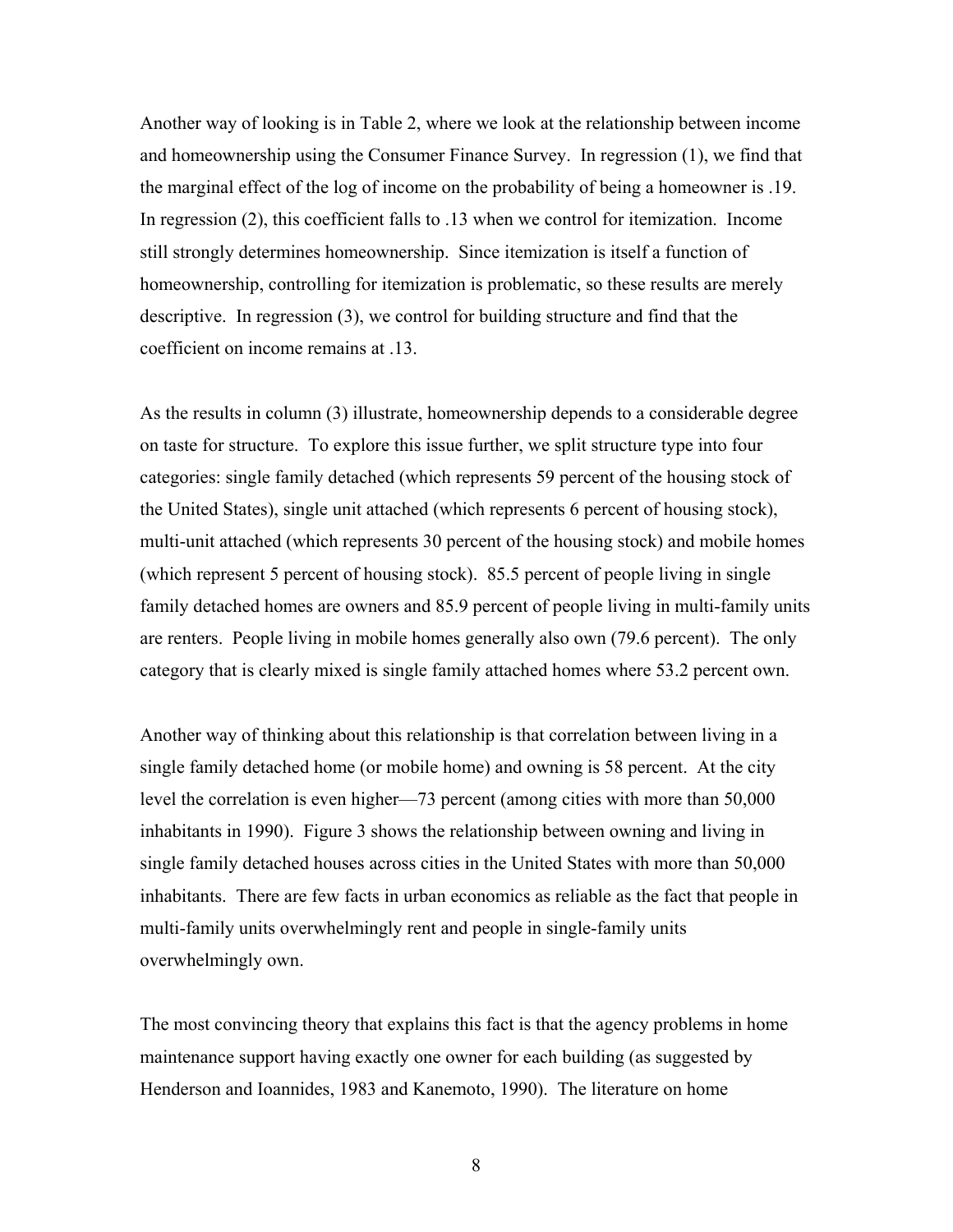Another way of looking is in Table 2, where we look at the relationship between income and homeownership using the Consumer Finance Survey. In regression (1), we find that the marginal effect of the log of income on the probability of being a homeowner is .19. In regression (2), this coefficient falls to .13 when we control for itemization. Income still strongly determines homeownership. Since itemization is itself a function of homeownership, controlling for itemization is problematic, so these results are merely descriptive. In regression (3), we control for building structure and find that the coefficient on income remains at .13.

As the results in column (3) illustrate, homeownership depends to a considerable degree on taste for structure. To explore this issue further, we split structure type into four categories: single family detached (which represents 59 percent of the housing stock of the United States), single unit attached (which represents 6 percent of housing stock), multi-unit attached (which represents 30 percent of the housing stock) and mobile homes (which represent 5 percent of housing stock). 85.5 percent of people living in single family detached homes are owners and 85.9 percent of people living in multi-family units are renters. People living in mobile homes generally also own (79.6 percent). The only category that is clearly mixed is single family attached homes where 53.2 percent own.

Another way of thinking about this relationship is that correlation between living in a single family detached home (or mobile home) and owning is 58 percent. At the city level the correlation is even higher—73 percent (among cities with more than 50,000 inhabitants in 1990). Figure 3 shows the relationship between owning and living in single family detached houses across cities in the United States with more than 50,000 inhabitants. There are few facts in urban economics as reliable as the fact that people in multi-family units overwhelmingly rent and people in single-family units overwhelmingly own.

The most convincing theory that explains this fact is that the agency problems in home maintenance support having exactly one owner for each building (as suggested by Henderson and Ioannides, 1983 and Kanemoto, 1990). The literature on home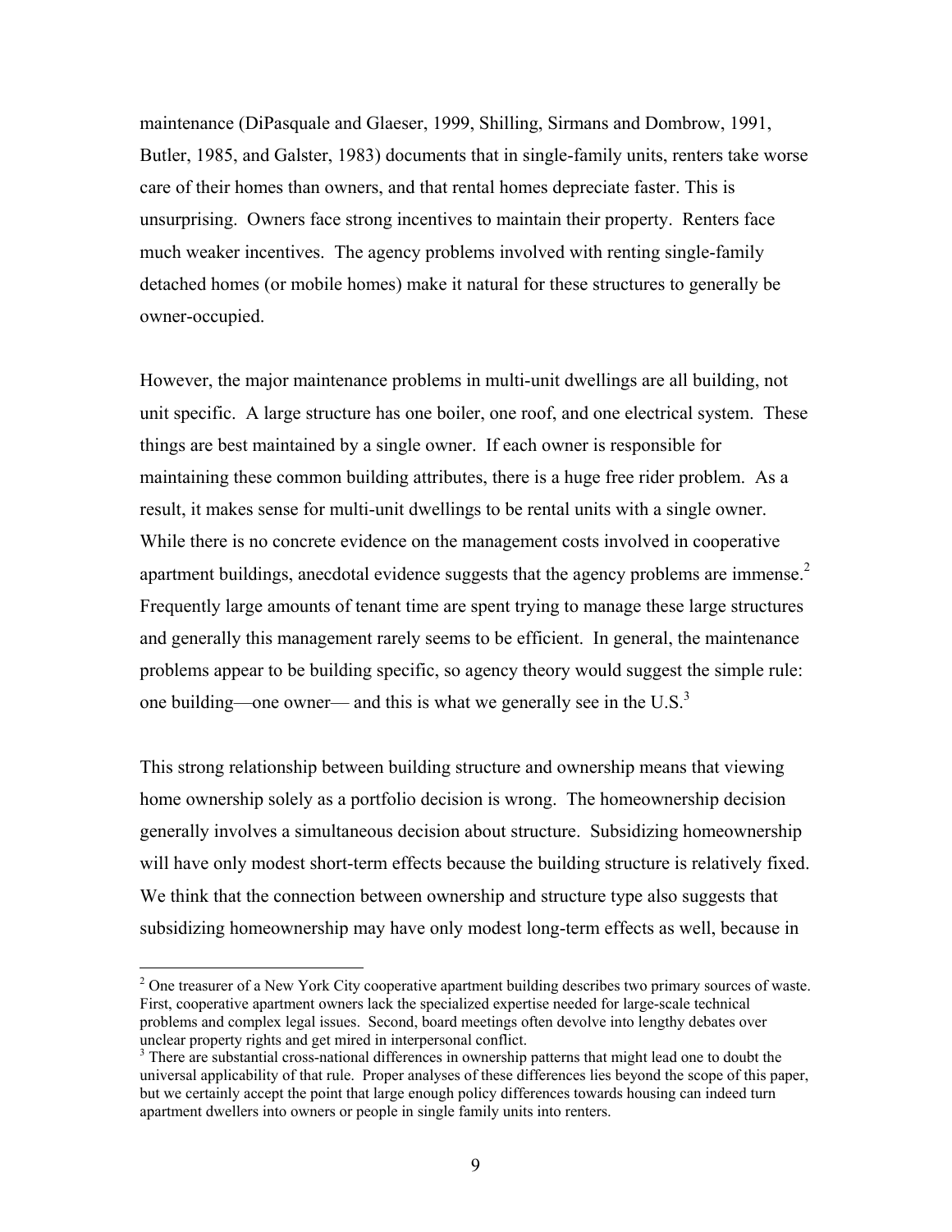maintenance (DiPasquale and Glaeser, 1999, Shilling, Sirmans and Dombrow, 1991, Butler, 1985, and Galster, 1983) documents that in single-family units, renters take worse care of their homes than owners, and that rental homes depreciate faster. This is unsurprising. Owners face strong incentives to maintain their property. Renters face much weaker incentives. The agency problems involved with renting single-family detached homes (or mobile homes) make it natural for these structures to generally be owner-occupied.

However, the major maintenance problems in multi-unit dwellings are all building, not unit specific. A large structure has one boiler, one roof, and one electrical system. These things are best maintained by a single owner. If each owner is responsible for maintaining these common building attributes, there is a huge free rider problem. As a result, it makes sense for multi-unit dwellings to be rental units with a single owner. While there is no concrete evidence on the management costs involved in cooperative apartment buildings, anecdotal evidence suggests that the agency problems are immense.[2] Frequently large amounts of tenant time are spent trying to manage these large structures and generally this management rarely seems to be efficient. In general, the maintenance problems appear to be building specific, so agency theory would suggest the simple rule: one building—one owner— and this is what we generally see in the U.S.[3]

This strong relationship between building structure and ownership means that viewing home ownership solely as a portfolio decision is wrong. The homeownership decision generally involves a simultaneous decision about structure. Subsidizing homeownership will have only modest short-term effects because the building structure is relatively fixed. We think that the connection between ownership and structure type also suggests that subsidizing homeownership may have only modest long-term effects as well, because in

[2] One treasurer of a New York City cooperative apartment building describes two primary sources of waste. First, cooperative apartment owners lack the specialized expertise needed for large-scale technical problems and complex legal issues. Second, board meetings often devolve into lengthy debates over unclear property rights and get mired in interpersonal conflict.

[3] There are substantial cross-national differences in ownership patterns that might lead one to doubt the universal applicability of that rule. Proper analyses of these differences lies beyond the scope of this paper, but we certainly accept the point that large enough policy differences towards housing can indeed turn apartment dwellers into owners or people in single family units into renters.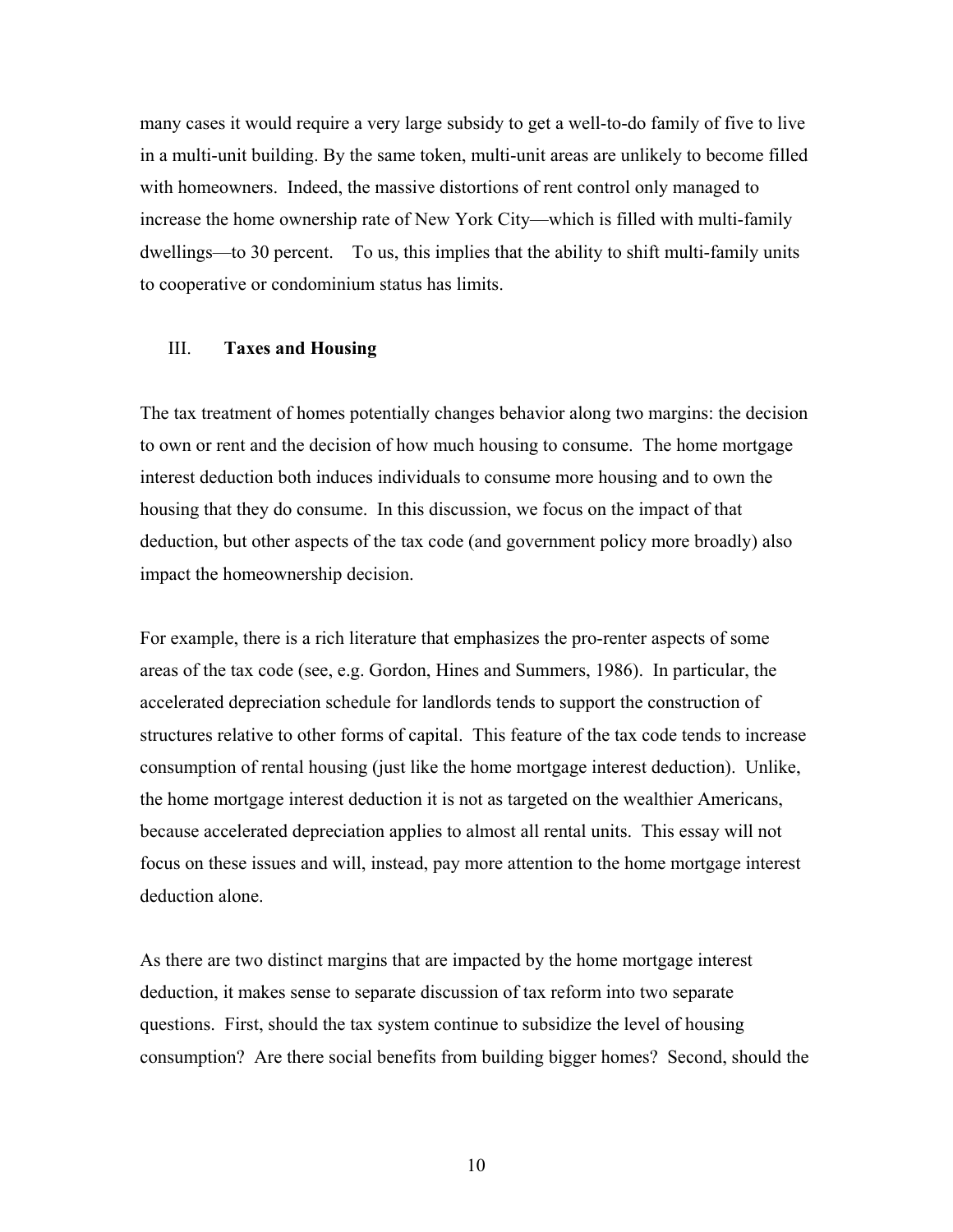many cases it would require a very large subsidy to get a well-to-do family of five to live in a multi-unit building. By the same token, multi-unit areas are unlikely to become filled with homeowners. Indeed, the massive distortions of rent control only managed to increase the home ownership rate of New York City—which is filled with multi-family dwellings—to 30 percent. To us, this implies that the ability to shift multi-family units to cooperative or condominium status has limits.

## III. **Taxes and Housing**

The tax treatment of homes potentially changes behavior along two margins: the decision to own or rent and the decision of how much housing to consume. The home mortgage interest deduction both induces individuals to consume more housing and to own the housing that they do consume. In this discussion, we focus on the impact of that deduction, but other aspects of the tax code (and government policy more broadly) also impact the homeownership decision.

For example, there is a rich literature that emphasizes the pro-renter aspects of some areas of the tax code (see, e.g. Gordon, Hines and Summers, 1986). In particular, the accelerated depreciation schedule for landlords tends to support the construction of structures relative to other forms of capital. This feature of the tax code tends to increase consumption of rental housing (just like the home mortgage interest deduction). Unlike, the home mortgage interest deduction it is not as targeted on the wealthier Americans, because accelerated depreciation applies to almost all rental units. This essay will not focus on these issues and will, instead, pay more attention to the home mortgage interest deduction alone.

As there are two distinct margins that are impacted by the home mortgage interest deduction, it makes sense to separate discussion of tax reform into two separate questions. First, should the tax system continue to subsidize the level of housing consumption? Are there social benefits from building bigger homes? Second, should the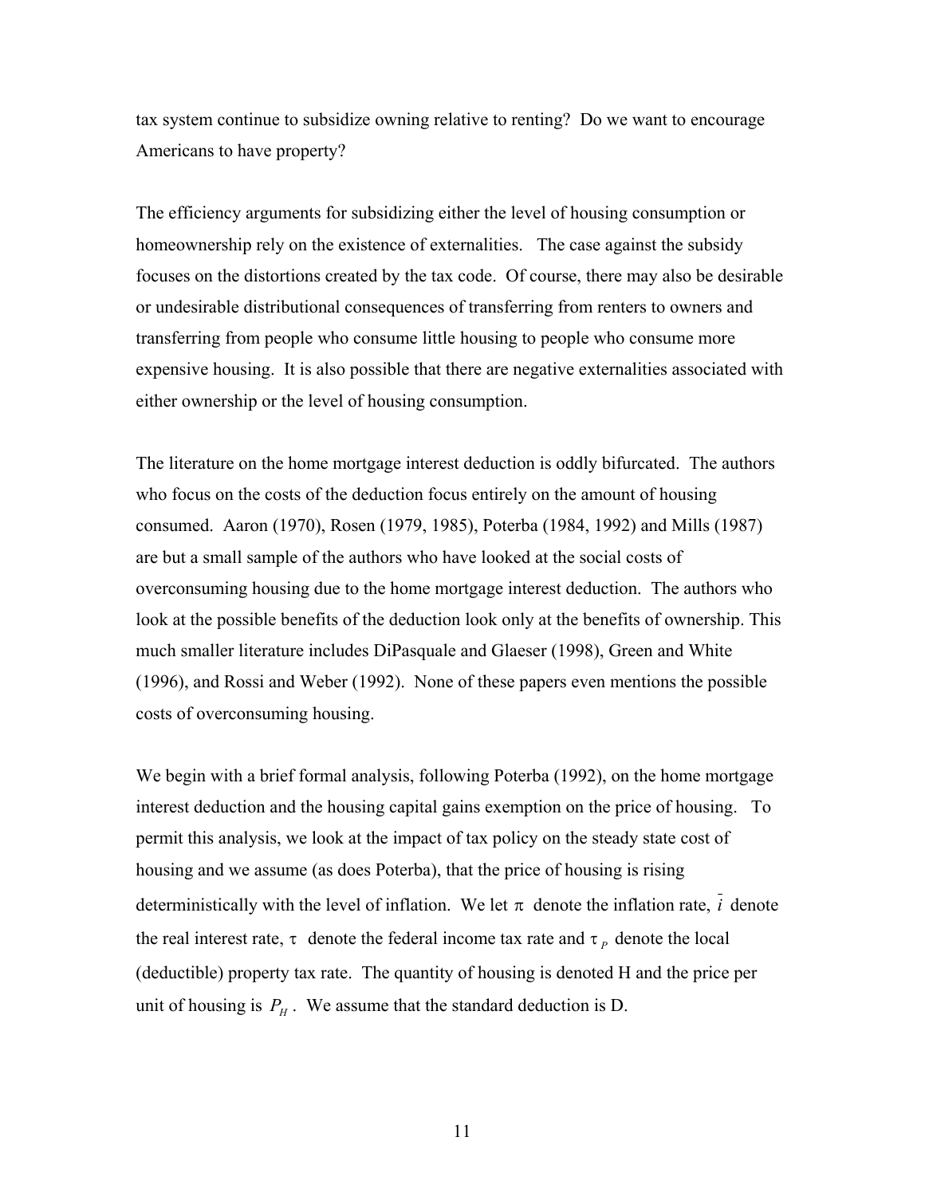tax system continue to subsidize owning relative to renting? Do we want to encourage Americans to have property?

The efficiency arguments for subsidizing either the level of housing consumption or homeownership rely on the existence of externalities. The case against the subsidy focuses on the distortions created by the tax code. Of course, there may also be desirable or undesirable distributional consequences of transferring from renters to owners and transferring from people who consume little housing to people who consume more expensive housing. It is also possible that there are negative externalities associated with either ownership or the level of housing consumption.

The literature on the home mortgage interest deduction is oddly bifurcated. The authors who focus on the costs of the deduction focus entirely on the amount of housing consumed. Aaron (1970), Rosen (1979, 1985), Poterba (1984, 1992) and Mills (1987) are but a small sample of the authors who have looked at the social costs of overconsuming housing due to the home mortgage interest deduction. The authors who look at the possible benefits of the deduction look only at the benefits of ownership. This much smaller literature includes DiPasquale and Glaeser (1998), Green and White (1996), and Rossi and Weber (1992). None of these papers even mentions the possible costs of overconsuming housing.

We begin with a brief formal analysis, following Poterba (1992), on the home mortgage interest deduction and the housing capital gains exemption on the price of housing. To permit this analysis, we look at the impact of tax policy on the steady state cost of housing and we assume (as does Poterba), that the price of housing is rising deterministically with the level of inflation. We let $\pi$ denote the inflation rate, $\bar{i}$ denote the real interest rate, $\tau$ denote the federal income tax rate and $\tau_P$ denote the local (deductible) property tax rate. The quantity of housing is denoted H and the price per unit of housing is $P_H$. We assume that the standard deduction is D.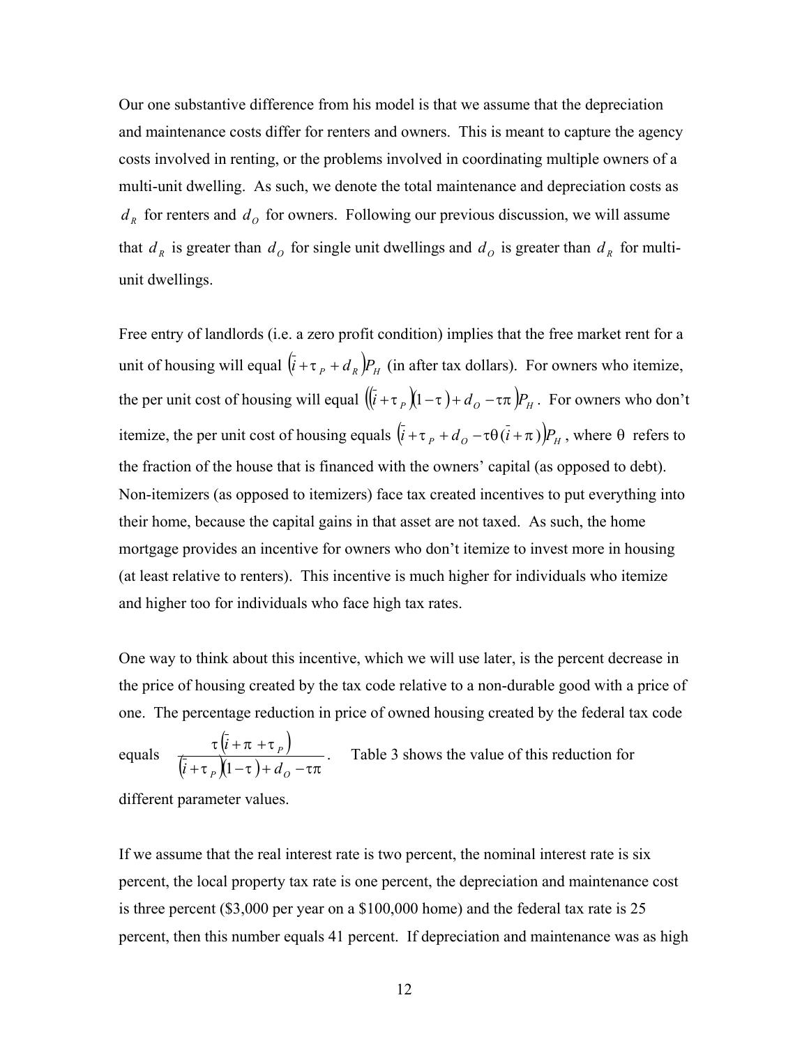Our one substantive difference from his model is that we assume that the depreciation and maintenance costs differ for renters and owners. This is meant to capture the agency costs involved in renting, or the problems involved in coordinating multiple owners of a multi-unit dwelling. As such, we denote the total maintenance and depreciation costs as $d_R$ for renters and $d_O$ for owners. Following our previous discussion, we will assume that $d_R$ is greater than $d_O$ for single unit dwellings and $d_O$ is greater than $d_R$ for multi-unit dwellings.

Free entry of landlords (i.e. a zero profit condition) implies that the free market rent for a unit of housing will equal $\left(\bar{i} + \tau_P + d_R\right)P_H$ (in after tax dollars). For owners who itemize, the per unit cost of housing will equal $\left(\left(\bar{i} + \tau_P\right)\left(1 - \tau\right) + d_O - \tau\pi\right)P_H$. For owners who don't itemize, the per unit cost of housing equals $\left(\bar{i} + \tau_P + d_O - \tau\theta\left(\bar{i} + \pi\right)\right)P_H$, where $\theta$ refers to the fraction of the house that is financed with the owners' capital (as opposed to debt). Non-itemizers (as opposed to itemizers) face tax created incentives to put everything into their home, because the capital gains in that asset are not taxed. As such, the home mortgage provides an incentive for owners who don't itemize to invest more in housing (at least relative to renters). This incentive is much higher for individuals who itemize and higher too for individuals who face high tax rates.

One way to think about this incentive, which we will use later, is the percent decrease in the price of housing created by the tax code relative to a non-durable good with a price of one. The percentage reduction in price of owned housing created by the federal tax code equals $\dfrac{\tau\left(\bar{i} + \pi + \tau_P\right)}{\left(\bar{i} + \tau_P\right)\left(1 - \tau\right) + d_O - \tau\pi}$. Table 3 shows the value of this reduction for different parameter values.

If we assume that the real interest rate is two percent, the nominal interest rate is six percent, the local property tax rate is one percent, the depreciation and maintenance cost is three percent (\$3,000 per year on a \$100,000 home) and the federal tax rate is 25 percent, then this number equals 41 percent. If depreciation and maintenance was as high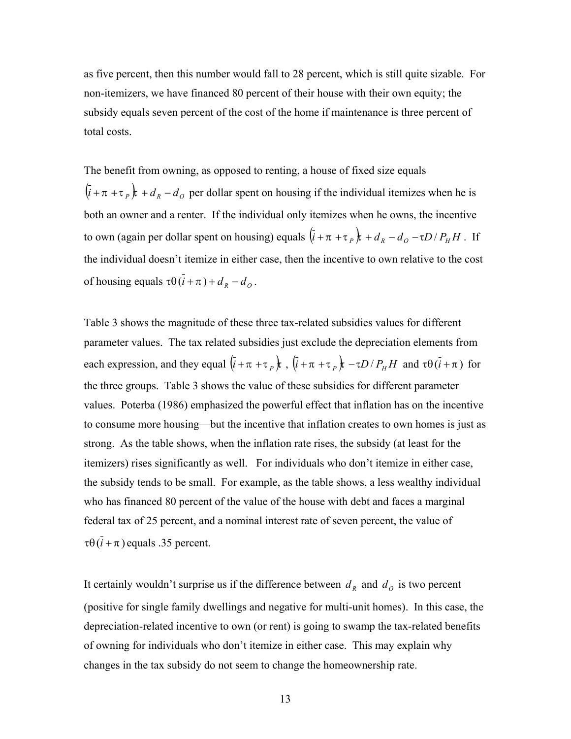as five percent, then this number would fall to 28 percent, which is still quite sizable. For non-itemizers, we have financed 80 percent of their house with their own equity; the subsidy equals seven percent of the cost of the home if maintenance is three percent of total costs.

The benefit from owning, as opposed to renting, a house of fixed size equals $\left(\bar{i}+\pi+\tau_P\right)\tau + d_R - d_O$ per dollar spent on housing if the individual itemizes when he is both an owner and a renter. If the individual only itemizes when he owns, the incentive to own (again per dollar spent on housing) equals $\left(\bar{i}+\pi+\tau_P\right)\tau + d_R - d_O - \tau D / P_H H$. If the individual doesn't itemize in either case, then the incentive to own relative to the cost of housing equals $\tau\theta(\bar{i}+\pi) + d_R - d_O$.

Table 3 shows the magnitude of these three tax-related subsidies values for different parameter values. The tax related subsidies just exclude the depreciation elements from each expression, and they equal $\left(\bar{i}+\pi+\tau_P\right)\tau$, $\left(\bar{i}+\pi+\tau_P\right)\tau - \tau D / P_H H$ and $\tau\theta(\bar{i}+\pi)$ for the three groups. Table 3 shows the value of these subsidies for different parameter values. Poterba (1986) emphasized the powerful effect that inflation has on the incentive to consume more housing—but the incentive that inflation creates to own homes is just as strong. As the table shows, when the inflation rate rises, the subsidy (at least for the itemizers) rises significantly as well. For individuals who don't itemize in either case, the subsidy tends to be small. For example, as the table shows, a less wealthy individual who has financed 80 percent of the value of the house with debt and faces a marginal federal tax of 25 percent, and a nominal interest rate of seven percent, the value of $\tau\theta(\bar{i}+\pi)$ equals .35 percent.

It certainly wouldn't surprise us if the difference between $d_R$ and $d_O$ is two percent (positive for single family dwellings and negative for multi-unit homes). In this case, the depreciation-related incentive to own (or rent) is going to swamp the tax-related benefits of owning for individuals who don't itemize in either case. This may explain why changes in the tax subsidy do not seem to change the homeownership rate.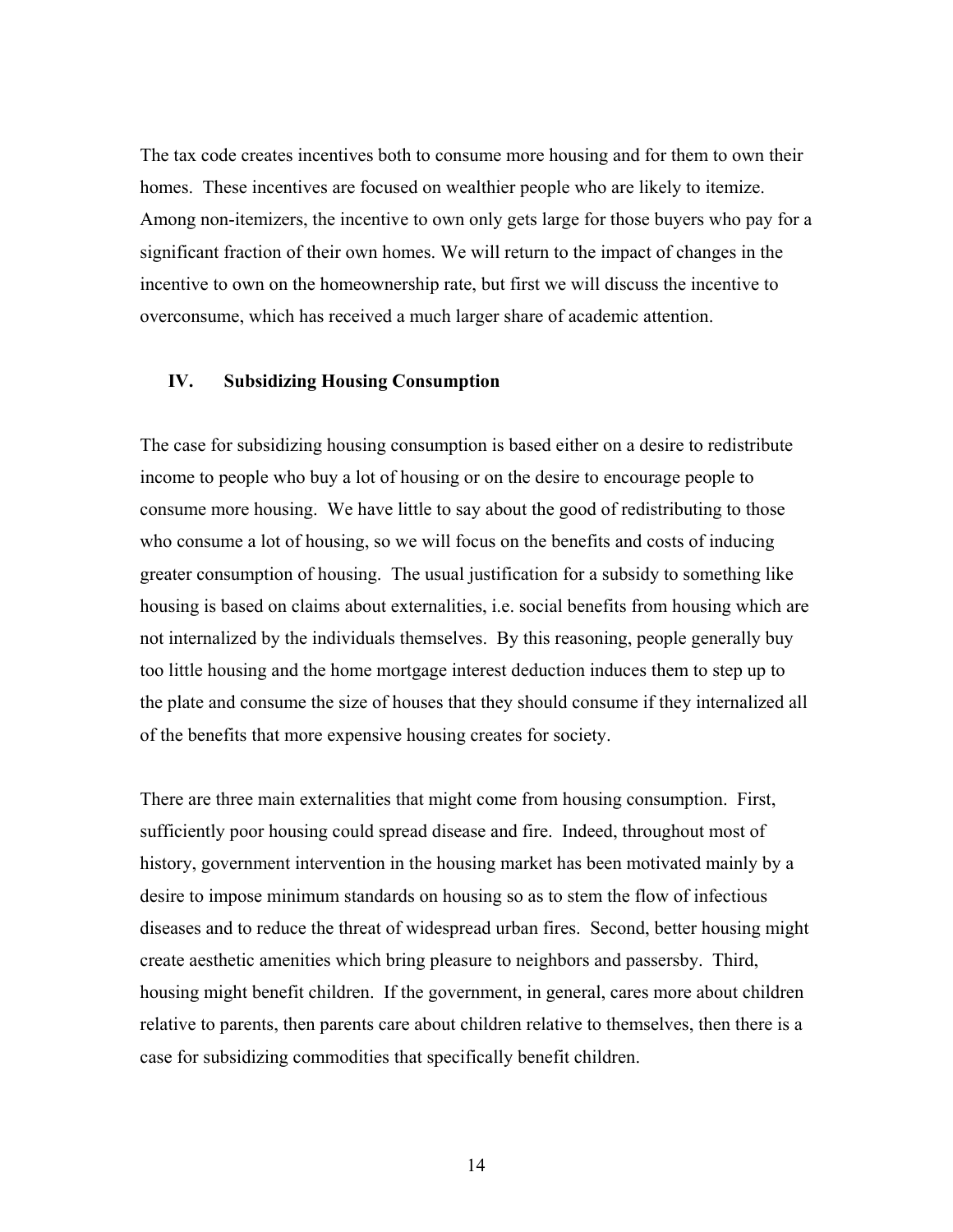The tax code creates incentives both to consume more housing and for them to own their homes. These incentives are focused on wealthier people who are likely to itemize. Among non-itemizers, the incentive to own only gets large for those buyers who pay for a significant fraction of their own homes. We will return to the impact of changes in the incentive to own on the homeownership rate, but first we will discuss the incentive to overconsume, which has received a much larger share of academic attention.

## IV. Subsidizing Housing Consumption

The case for subsidizing housing consumption is based either on a desire to redistribute income to people who buy a lot of housing or on the desire to encourage people to consume more housing. We have little to say about the good of redistributing to those who consume a lot of housing, so we will focus on the benefits and costs of inducing greater consumption of housing. The usual justification for a subsidy to something like housing is based on claims about externalities, i.e. social benefits from housing which are not internalized by the individuals themselves. By this reasoning, people generally buy too little housing and the home mortgage interest deduction induces them to step up to the plate and consume the size of houses that they should consume if they internalized all of the benefits that more expensive housing creates for society.

There are three main externalities that might come from housing consumption. First, sufficiently poor housing could spread disease and fire. Indeed, throughout most of history, government intervention in the housing market has been motivated mainly by a desire to impose minimum standards on housing so as to stem the flow of infectious diseases and to reduce the threat of widespread urban fires. Second, better housing might create aesthetic amenities which bring pleasure to neighbors and passersby. Third, housing might benefit children. If the government, in general, cares more about children relative to parents, then parents care about children relative to themselves, then there is a case for subsidizing commodities that specifically benefit children.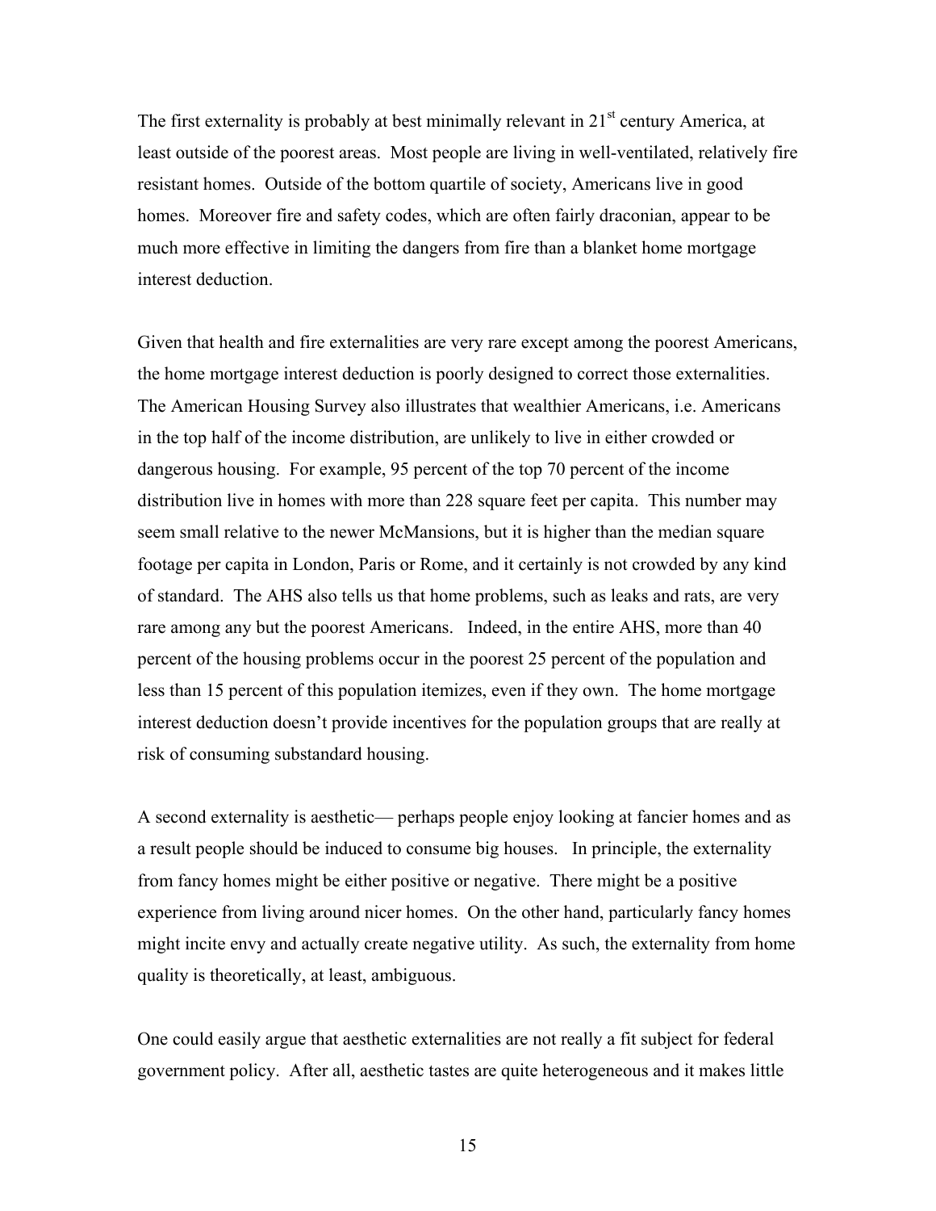The first externality is probably at best minimally relevant in 21st century America, at least outside of the poorest areas. Most people are living in well-ventilated, relatively fire resistant homes. Outside of the bottom quartile of society, Americans live in good homes. Moreover fire and safety codes, which are often fairly draconian, appear to be much more effective in limiting the dangers from fire than a blanket home mortgage interest deduction.

Given that health and fire externalities are very rare except among the poorest Americans, the home mortgage interest deduction is poorly designed to correct those externalities. The American Housing Survey also illustrates that wealthier Americans, i.e. Americans in the top half of the income distribution, are unlikely to live in either crowded or dangerous housing. For example, 95 percent of the top 70 percent of the income distribution live in homes with more than 228 square feet per capita. This number may seem small relative to the newer McMansions, but it is higher than the median square footage per capita in London, Paris or Rome, and it certainly is not crowded by any kind of standard. The AHS also tells us that home problems, such as leaks and rats, are very rare among any but the poorest Americans. Indeed, in the entire AHS, more than 40 percent of the housing problems occur in the poorest 25 percent of the population and less than 15 percent of this population itemizes, even if they own. The home mortgage interest deduction doesn't provide incentives for the population groups that are really at risk of consuming substandard housing.

A second externality is aesthetic— perhaps people enjoy looking at fancier homes and as a result people should be induced to consume big houses. In principle, the externality from fancy homes might be either positive or negative. There might be a positive experience from living around nicer homes. On the other hand, particularly fancy homes might incite envy and actually create negative utility. As such, the externality from home quality is theoretically, at least, ambiguous.

One could easily argue that aesthetic externalities are not really a fit subject for federal government policy. After all, aesthetic tastes are quite heterogeneous and it makes little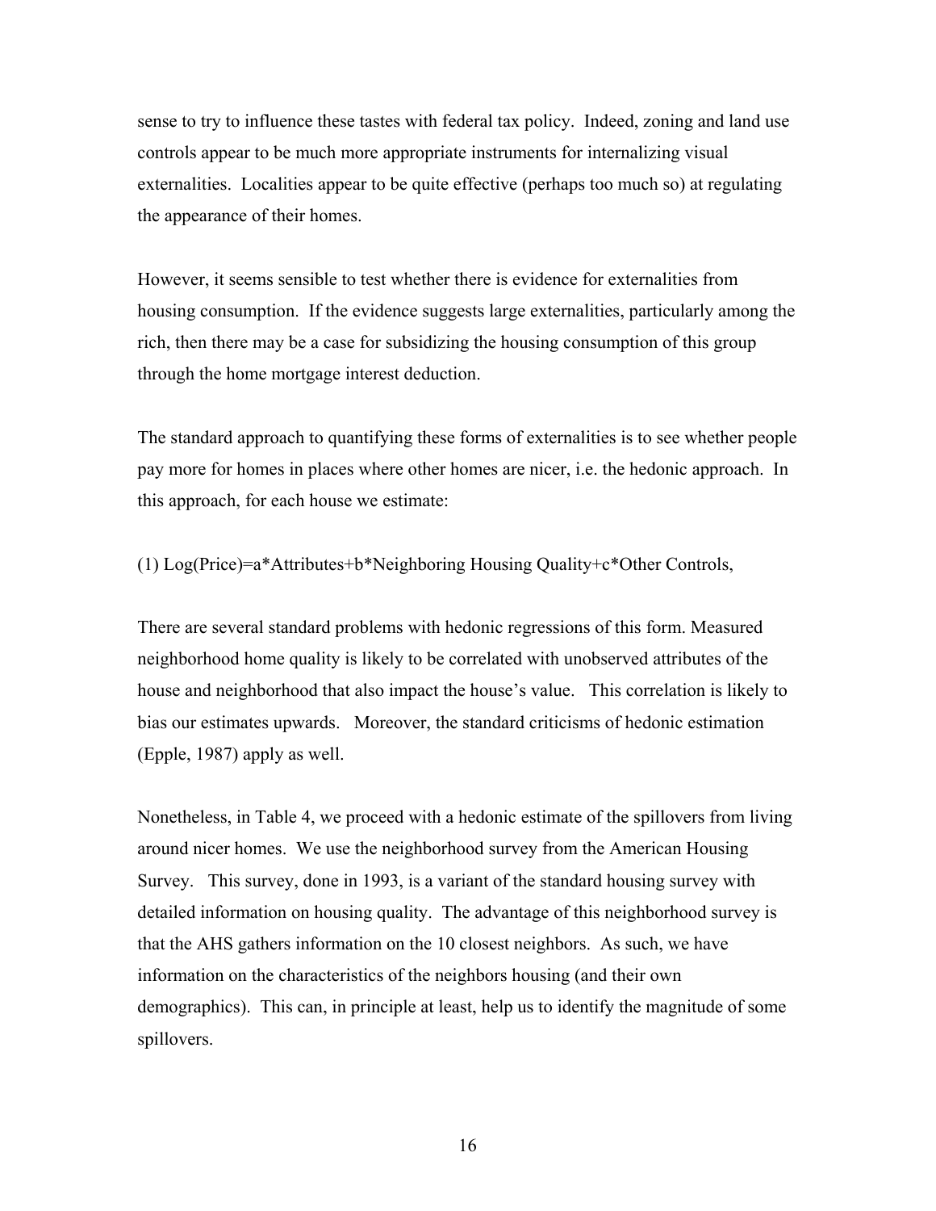sense to try to influence these tastes with federal tax policy. Indeed, zoning and land use controls appear to be much more appropriate instruments for internalizing visual externalities. Localities appear to be quite effective (perhaps too much so) at regulating the appearance of their homes.

However, it seems sensible to test whether there is evidence for externalities from housing consumption. If the evidence suggests large externalities, particularly among the rich, then there may be a case for subsidizing the housing consumption of this group through the home mortgage interest deduction.

The standard approach to quantifying these forms of externalities is to see whether people pay more for homes in places where other homes are nicer, i.e. the hedonic approach. In this approach, for each house we estimate:

(1) Log(Price)=a*Attributes+b*Neighboring Housing Quality+c*Other Controls,

There are several standard problems with hedonic regressions of this form. Measured neighborhood home quality is likely to be correlated with unobserved attributes of the house and neighborhood that also impact the house's value. This correlation is likely to bias our estimates upwards. Moreover, the standard criticisms of hedonic estimation (Epple, 1987) apply as well.

Nonetheless, in Table 4, we proceed with a hedonic estimate of the spillovers from living around nicer homes. We use the neighborhood survey from the American Housing Survey. This survey, done in 1993, is a variant of the standard housing survey with detailed information on housing quality. The advantage of this neighborhood survey is that the AHS gathers information on the 10 closest neighbors. As such, we have information on the characteristics of the neighbors housing (and their own demographics). This can, in principle at least, help us to identify the magnitude of some spillovers.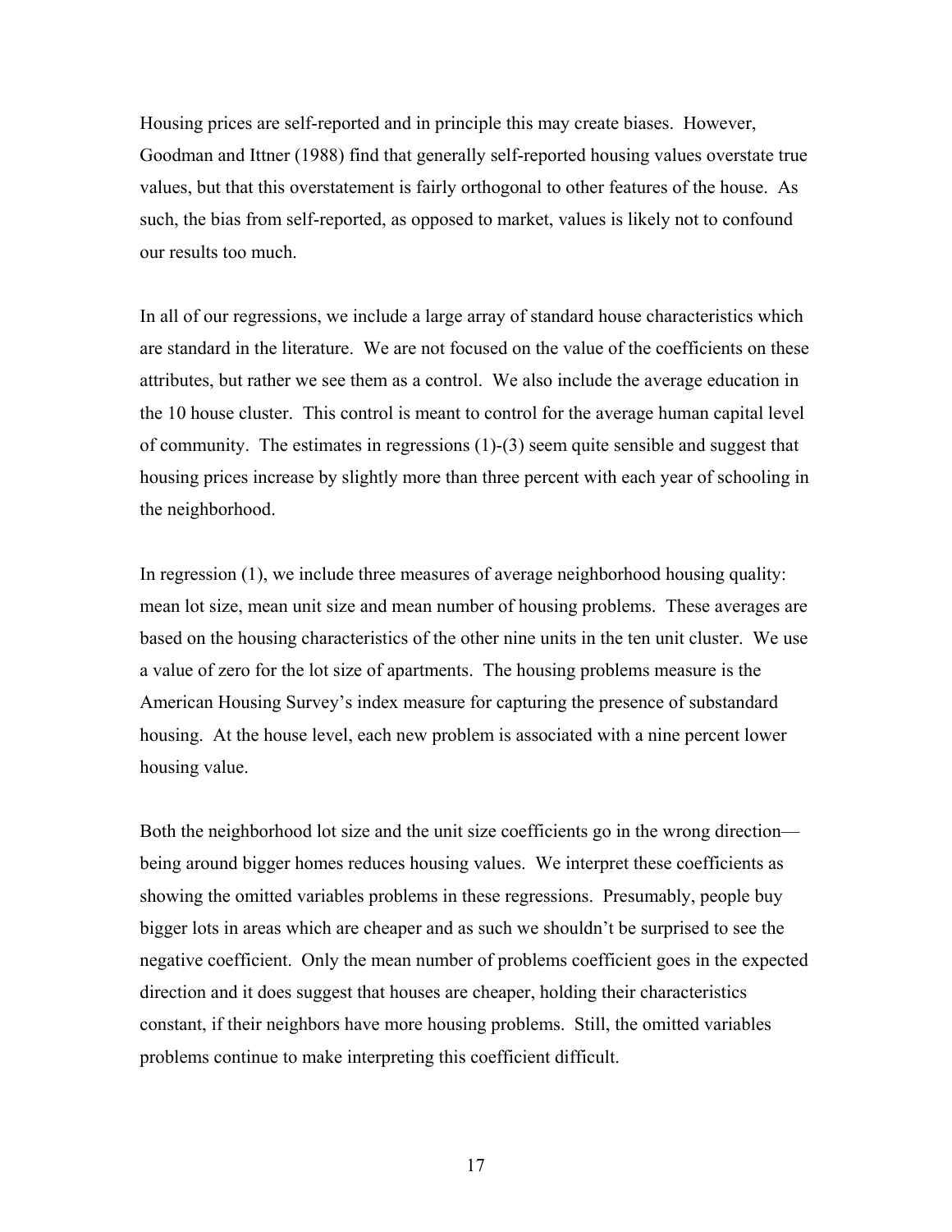Housing prices are self-reported and in principle this may create biases. However, Goodman and Ittner (1988) find that generally self-reported housing values overstate true values, but that this overstatement is fairly orthogonal to other features of the house. As such, the bias from self-reported, as opposed to market, values is likely not to confound our results too much.

In all of our regressions, we include a large array of standard house characteristics which are standard in the literature. We are not focused on the value of the coefficients on these attributes, but rather we see them as a control. We also include the average education in the 10 house cluster. This control is meant to control for the average human capital level of community. The estimates in regressions (1)-(3) seem quite sensible and suggest that housing prices increase by slightly more than three percent with each year of schooling in the neighborhood.

In regression (1), we include three measures of average neighborhood housing quality: mean lot size, mean unit size and mean number of housing problems. These averages are based on the housing characteristics of the other nine units in the ten unit cluster. We use a value of zero for the lot size of apartments. The housing problems measure is the American Housing Survey's index measure for capturing the presence of substandard housing. At the house level, each new problem is associated with a nine percent lower housing value.

Both the neighborhood lot size and the unit size coefficients go in the wrong direction—being around bigger homes reduces housing values. We interpret these coefficients as showing the omitted variables problems in these regressions. Presumably, people buy bigger lots in areas which are cheaper and as such we shouldn't be surprised to see the negative coefficient. Only the mean number of problems coefficient goes in the expected direction and it does suggest that houses are cheaper, holding their characteristics constant, if their neighbors have more housing problems. Still, the omitted variables problems continue to make interpreting this coefficient difficult.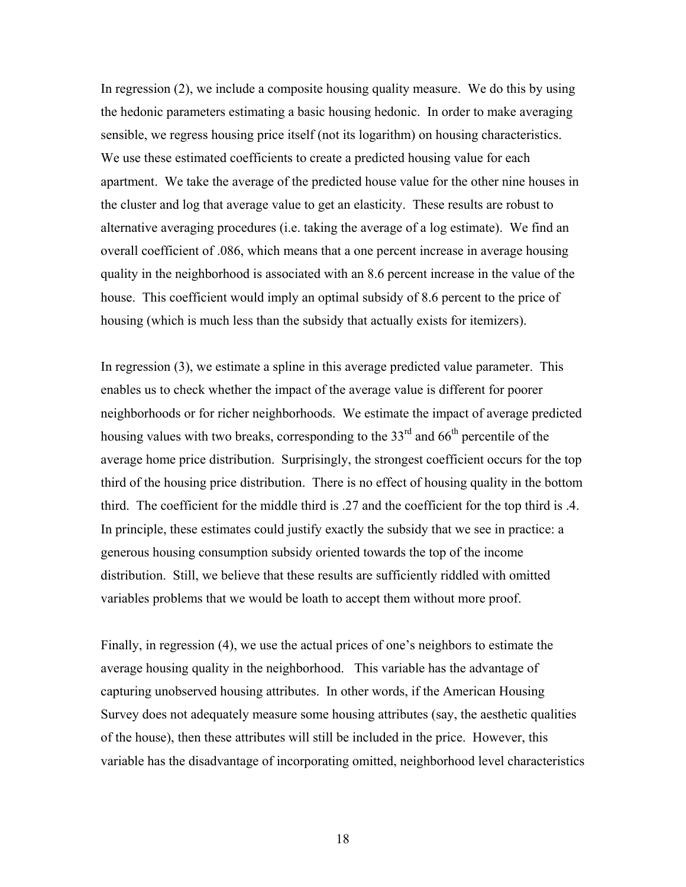In regression (2), we include a composite housing quality measure. We do this by using the hedonic parameters estimating a basic housing hedonic. In order to make averaging sensible, we regress housing price itself (not its logarithm) on housing characteristics. We use these estimated coefficients to create a predicted housing value for each apartment. We take the average of the predicted house value for the other nine houses in the cluster and log that average value to get an elasticity. These results are robust to alternative averaging procedures (i.e. taking the average of a log estimate). We find an overall coefficient of .086, which means that a one percent increase in average housing quality in the neighborhood is associated with an 8.6 percent increase in the value of the house. This coefficient would imply an optimal subsidy of 8.6 percent to the price of housing (which is much less than the subsidy that actually exists for itemizers).

In regression (3), we estimate a spline in this average predicted value parameter. This enables us to check whether the impact of the average value is different for poorer neighborhoods or for richer neighborhoods. We estimate the impact of average predicted housing values with two breaks, corresponding to the 33rd and 66th percentile of the average home price distribution. Surprisingly, the strongest coefficient occurs for the top third of the housing price distribution. There is no effect of housing quality in the bottom third. The coefficient for the middle third is .27 and the coefficient for the top third is .4. In principle, these estimates could justify exactly the subsidy that we see in practice: a generous housing consumption subsidy oriented towards the top of the income distribution. Still, we believe that these results are sufficiently riddled with omitted variables problems that we would be loath to accept them without more proof.

Finally, in regression (4), we use the actual prices of one's neighbors to estimate the average housing quality in the neighborhood. This variable has the advantage of capturing unobserved housing attributes. In other words, if the American Housing Survey does not adequately measure some housing attributes (say, the aesthetic qualities of the house), then these attributes will still be included in the price. However, this variable has the disadvantage of incorporating omitted, neighborhood level characteristics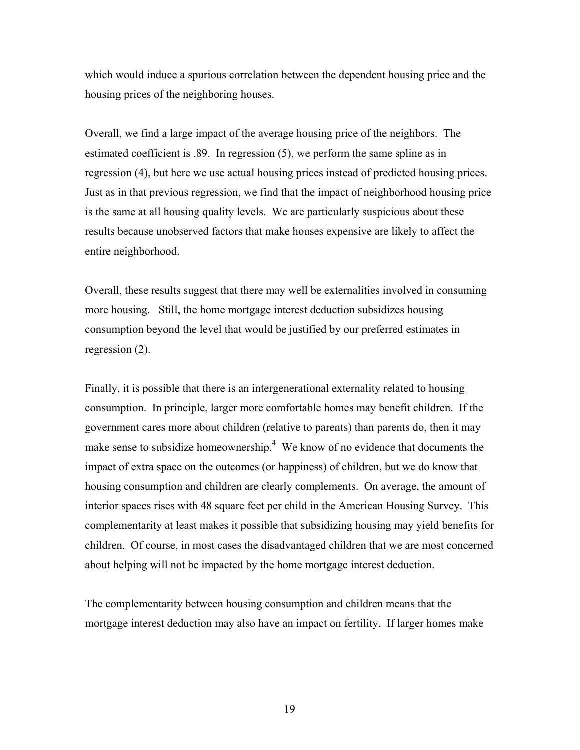which would induce a spurious correlation between the dependent housing price and the housing prices of the neighboring houses.

Overall, we find a large impact of the average housing price of the neighbors. The estimated coefficient is .89. In regression (5), we perform the same spline as in regression (4), but here we use actual housing prices instead of predicted housing prices. Just as in that previous regression, we find that the impact of neighborhood housing price is the same at all housing quality levels. We are particularly suspicious about these results because unobserved factors that make houses expensive are likely to affect the entire neighborhood.

Overall, these results suggest that there may well be externalities involved in consuming more housing. Still, the home mortgage interest deduction subsidizes housing consumption beyond the level that would be justified by our preferred estimates in regression (2).

Finally, it is possible that there is an intergenerational externality related to housing consumption. In principle, larger more comfortable homes may benefit children. If the government cares more about children (relative to parents) than parents do, then it may make sense to subsidize homeownership.[4] We know of no evidence that documents the impact of extra space on the outcomes (or happiness) of children, but we do know that housing consumption and children are clearly complements. On average, the amount of interior spaces rises with 48 square feet per child in the American Housing Survey. This complementarity at least makes it possible that subsidizing housing may yield benefits for children. Of course, in most cases the disadvantaged children that we are most concerned about helping will not be impacted by the home mortgage interest deduction.

The complementarity between housing consumption and children means that the mortgage interest deduction may also have an impact on fertility. If larger homes make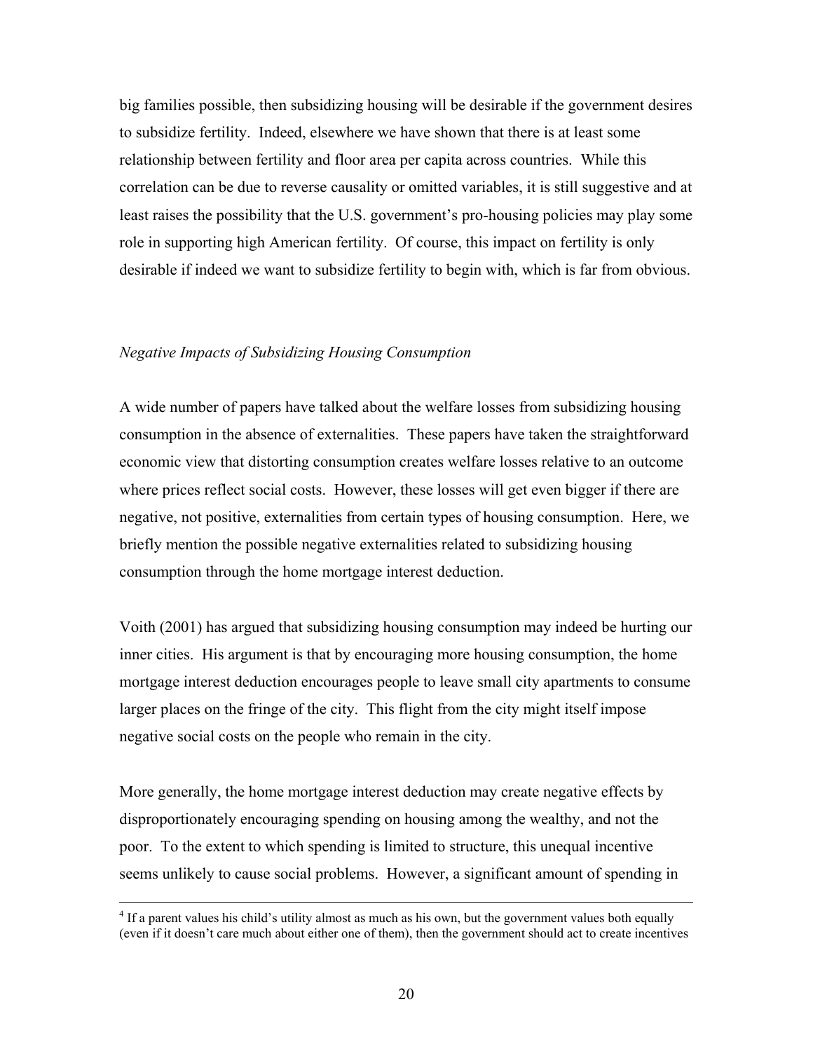big families possible, then subsidizing housing will be desirable if the government desires to subsidize fertility. Indeed, elsewhere we have shown that there is at least some relationship between fertility and floor area per capita across countries. While this correlation can be due to reverse causality or omitted variables, it is still suggestive and at least raises the possibility that the U.S. government's pro-housing policies may play some role in supporting high American fertility. Of course, this impact on fertility is only desirable if indeed we want to subsidize fertility to begin with, which is far from obvious.

### *Negative Impacts of Subsidizing Housing Consumption*

A wide number of papers have talked about the welfare losses from subsidizing housing consumption in the absence of externalities. These papers have taken the straightforward economic view that distorting consumption creates welfare losses relative to an outcome where prices reflect social costs. However, these losses will get even bigger if there are negative, not positive, externalities from certain types of housing consumption. Here, we briefly mention the possible negative externalities related to subsidizing housing consumption through the home mortgage interest deduction.

Voith (2001) has argued that subsidizing housing consumption may indeed be hurting our inner cities. His argument is that by encouraging more housing consumption, the home mortgage interest deduction encourages people to leave small city apartments to consume larger places on the fringe of the city. This flight from the city might itself impose negative social costs on the people who remain in the city.

More generally, the home mortgage interest deduction may create negative effects by disproportionately encouraging spending on housing among the wealthy, and not the poor. To the extent to which spending is limited to structure, this unequal incentive seems unlikely to cause social problems. However, a significant amount of spending in

[4] If a parent values his child's utility almost as much as his own, but the government values both equally (even if it doesn't care much about either one of them), then the government should act to create incentives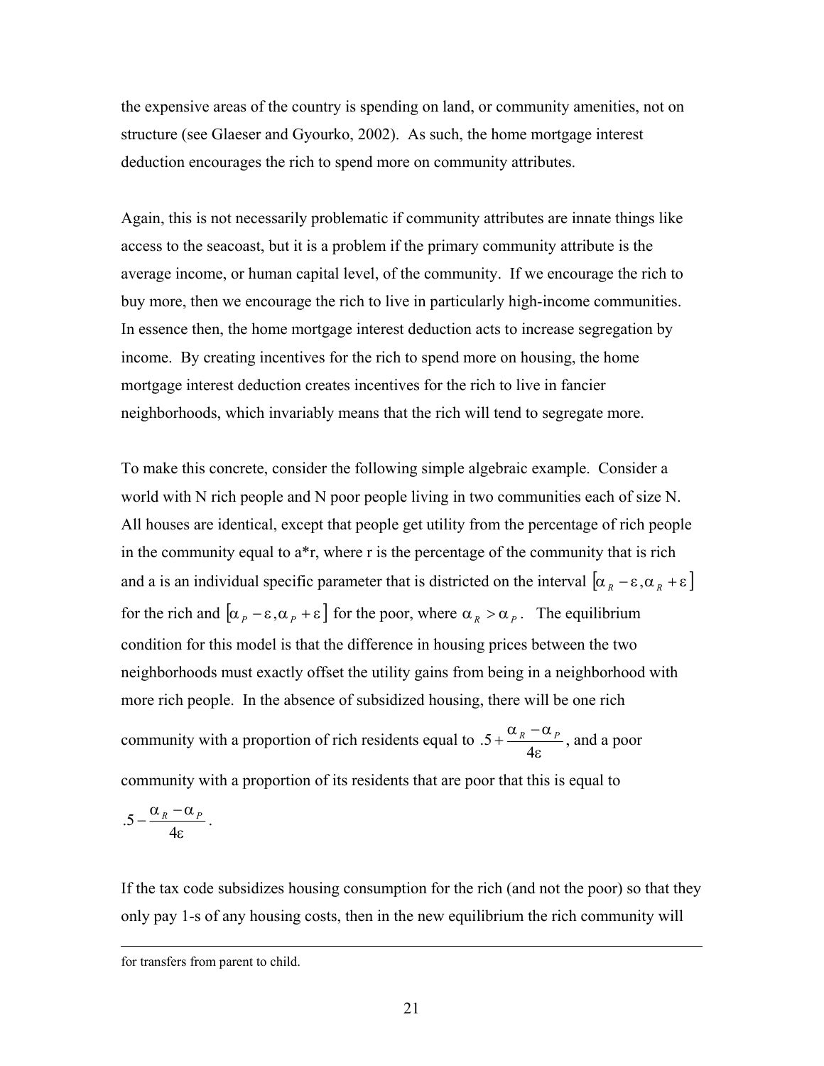the expensive areas of the country is spending on land, or community amenities, not on structure (see Glaeser and Gyourko, 2002). As such, the home mortgage interest deduction encourages the rich to spend more on community attributes.

Again, this is not necessarily problematic if community attributes are innate things like access to the seacoast, but it is a problem if the primary community attribute is the average income, or human capital level, of the community. If we encourage the rich to buy more, then we encourage the rich to live in particularly high-income communities. In essence then, the home mortgage interest deduction acts to increase segregation by income. By creating incentives for the rich to spend more on housing, the home mortgage interest deduction creates incentives for the rich to live in fancier neighborhoods, which invariably means that the rich will tend to segregate more.

To make this concrete, consider the following simple algebraic example. Consider a world with N rich people and N poor people living in two communities each of size N. All houses are identical, except that people get utility from the percentage of rich people in the community equal to a*r, where r is the percentage of the community that is rich and a is an individual specific parameter that is districted on the interval $[\alpha_R - \varepsilon, \alpha_R + \varepsilon]$ for the rich and $[\alpha_P - \varepsilon, \alpha_P + \varepsilon]$ for the poor, where $\alpha_R > \alpha_P$. The equilibrium condition for this model is that the difference in housing prices between the two neighborhoods must exactly offset the utility gains from being in a neighborhood with more rich people. In the absence of subsidized housing, there will be one rich community with a proportion of rich residents equal to $.5 + \frac{\alpha_R - \alpha_P}{4\varepsilon}$, and a poor community with a proportion of its residents that are poor that this is equal to $.5 - \frac{\alpha_R - \alpha_P}{4\varepsilon}$.

If the tax code subsidizes housing consumption for the rich (and not the poor) so that they only pay 1-s of any housing costs, then in the new equilibrium the rich community will

---

for transfers from parent to child.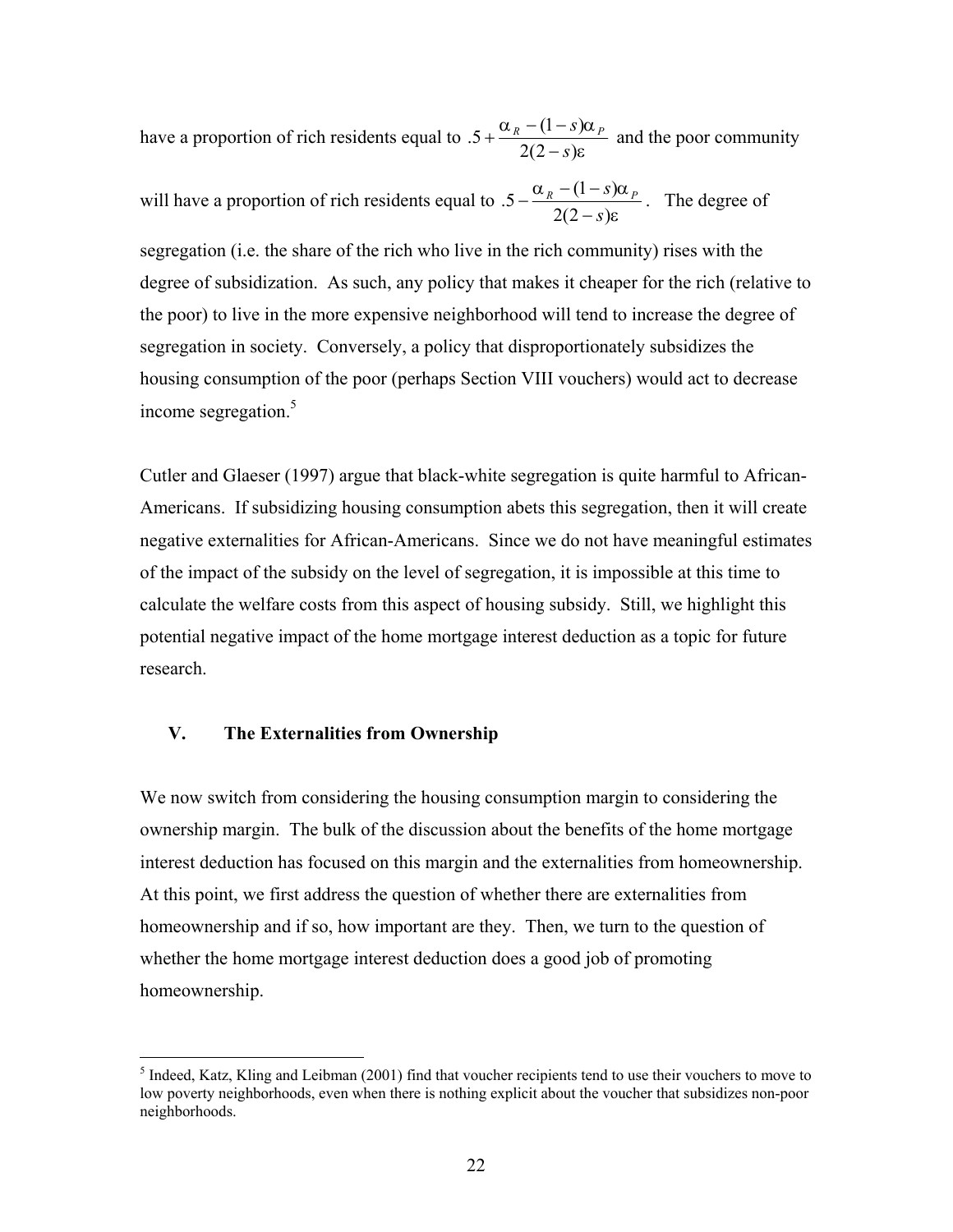have a proportion of rich residents equal to $.5 + \frac{\alpha_R - (1-s)\alpha_P}{2(2-s)\varepsilon}$ and the poor community will have a proportion of rich residents equal to $.5 - \frac{\alpha_R - (1-s)\alpha_P}{2(2-s)\varepsilon}$. The degree of segregation (i.e. the share of the rich who live in the rich community) rises with the degree of subsidization. As such, any policy that makes it cheaper for the rich (relative to the poor) to live in the more expensive neighborhood will tend to increase the degree of segregation in society. Conversely, a policy that disproportionately subsidizes the housing consumption of the poor (perhaps Section VIII vouchers) would act to decrease income segregation.[5]

Cutler and Glaeser (1997) argue that black-white segregation is quite harmful to African-Americans. If subsidizing housing consumption abets this segregation, then it will create negative externalities for African-Americans. Since we do not have meaningful estimates of the impact of the subsidy on the level of segregation, it is impossible at this time to calculate the welfare costs from this aspect of housing subsidy. Still, we highlight this potential negative impact of the home mortgage interest deduction as a topic for future research.

## V. The Externalities from Ownership

We now switch from considering the housing consumption margin to considering the ownership margin. The bulk of the discussion about the benefits of the home mortgage interest deduction has focused on this margin and the externalities from homeownership. At this point, we first address the question of whether there are externalities from homeownership and if so, how important are they. Then, we turn to the question of whether the home mortgage interest deduction does a good job of promoting homeownership.

[5] Indeed, Katz, Kling and Leibman (2001) find that voucher recipients tend to use their vouchers to move to low poverty neighborhoods, even when there is nothing explicit about the voucher that subsidizes non-poor neighborhoods.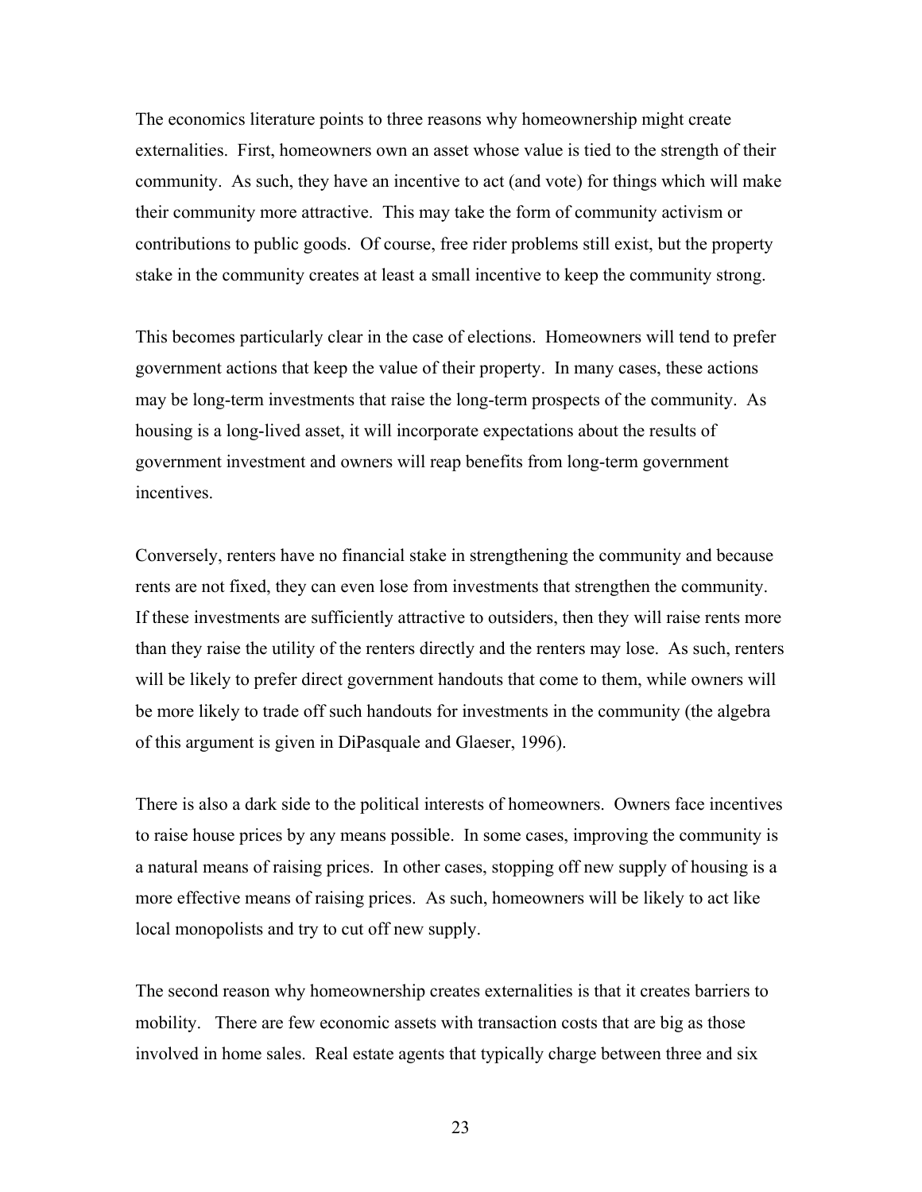The economics literature points to three reasons why homeownership might create externalities. First, homeowners own an asset whose value is tied to the strength of their community. As such, they have an incentive to act (and vote) for things which will make their community more attractive. This may take the form of community activism or contributions to public goods. Of course, free rider problems still exist, but the property stake in the community creates at least a small incentive to keep the community strong.

This becomes particularly clear in the case of elections. Homeowners will tend to prefer government actions that keep the value of their property. In many cases, these actions may be long-term investments that raise the long-term prospects of the community. As housing is a long-lived asset, it will incorporate expectations about the results of government investment and owners will reap benefits from long-term government incentives.

Conversely, renters have no financial stake in strengthening the community and because rents are not fixed, they can even lose from investments that strengthen the community. If these investments are sufficiently attractive to outsiders, then they will raise rents more than they raise the utility of the renters directly and the renters may lose. As such, renters will be likely to prefer direct government handouts that come to them, while owners will be more likely to trade off such handouts for investments in the community (the algebra of this argument is given in DiPasquale and Glaeser, 1996).

There is also a dark side to the political interests of homeowners. Owners face incentives to raise house prices by any means possible. In some cases, improving the community is a natural means of raising prices. In other cases, stopping off new supply of housing is a more effective means of raising prices. As such, homeowners will be likely to act like local monopolists and try to cut off new supply.

The second reason why homeownership creates externalities is that it creates barriers to mobility. There are few economic assets with transaction costs that are big as those involved in home sales. Real estate agents that typically charge between three and six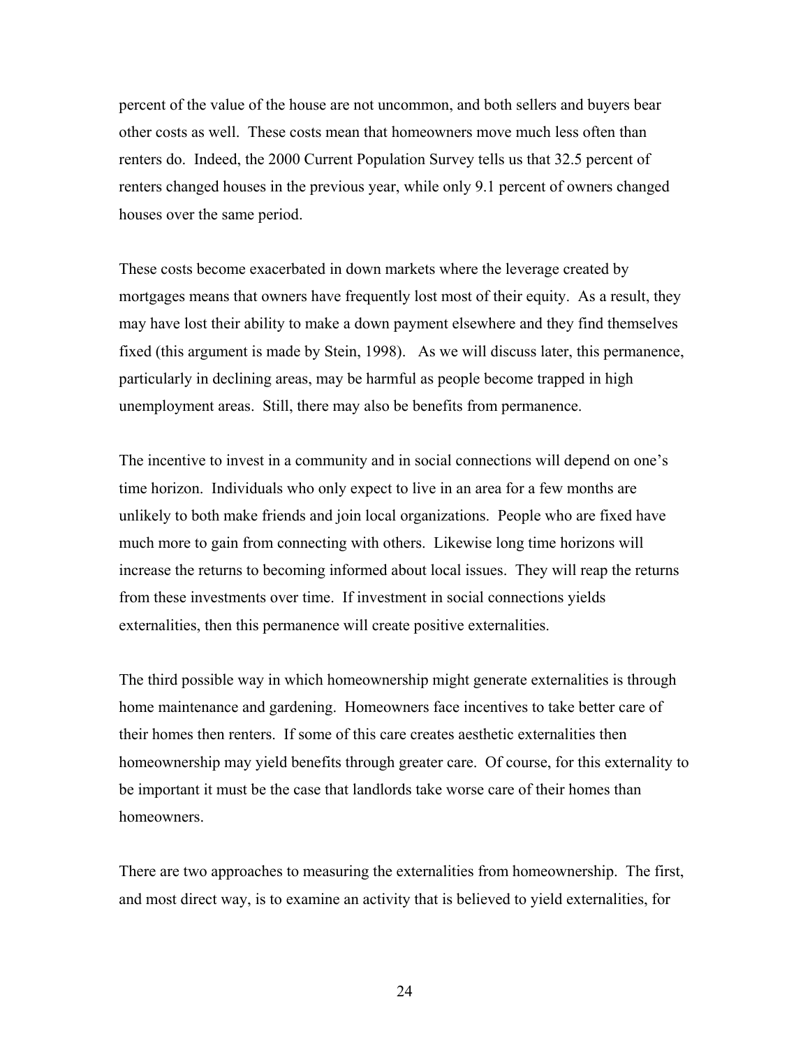percent of the value of the house are not uncommon, and both sellers and buyers bear other costs as well. These costs mean that homeowners move much less often than renters do. Indeed, the 2000 Current Population Survey tells us that 32.5 percent of renters changed houses in the previous year, while only 9.1 percent of owners changed houses over the same period.

These costs become exacerbated in down markets where the leverage created by mortgages means that owners have frequently lost most of their equity. As a result, they may have lost their ability to make a down payment elsewhere and they find themselves fixed (this argument is made by Stein, 1998). As we will discuss later, this permanence, particularly in declining areas, may be harmful as people become trapped in high unemployment areas. Still, there may also be benefits from permanence.

The incentive to invest in a community and in social connections will depend on one's time horizon. Individuals who only expect to live in an area for a few months are unlikely to both make friends and join local organizations. People who are fixed have much more to gain from connecting with others. Likewise long time horizons will increase the returns to becoming informed about local issues. They will reap the returns from these investments over time. If investment in social connections yields externalities, then this permanence will create positive externalities.

The third possible way in which homeownership might generate externalities is through home maintenance and gardening. Homeowners face incentives to take better care of their homes then renters. If some of this care creates aesthetic externalities then homeownership may yield benefits through greater care. Of course, for this externality to be important it must be the case that landlords take worse care of their homes than homeowners.

There are two approaches to measuring the externalities from homeownership. The first, and most direct way, is to examine an activity that is believed to yield externalities, for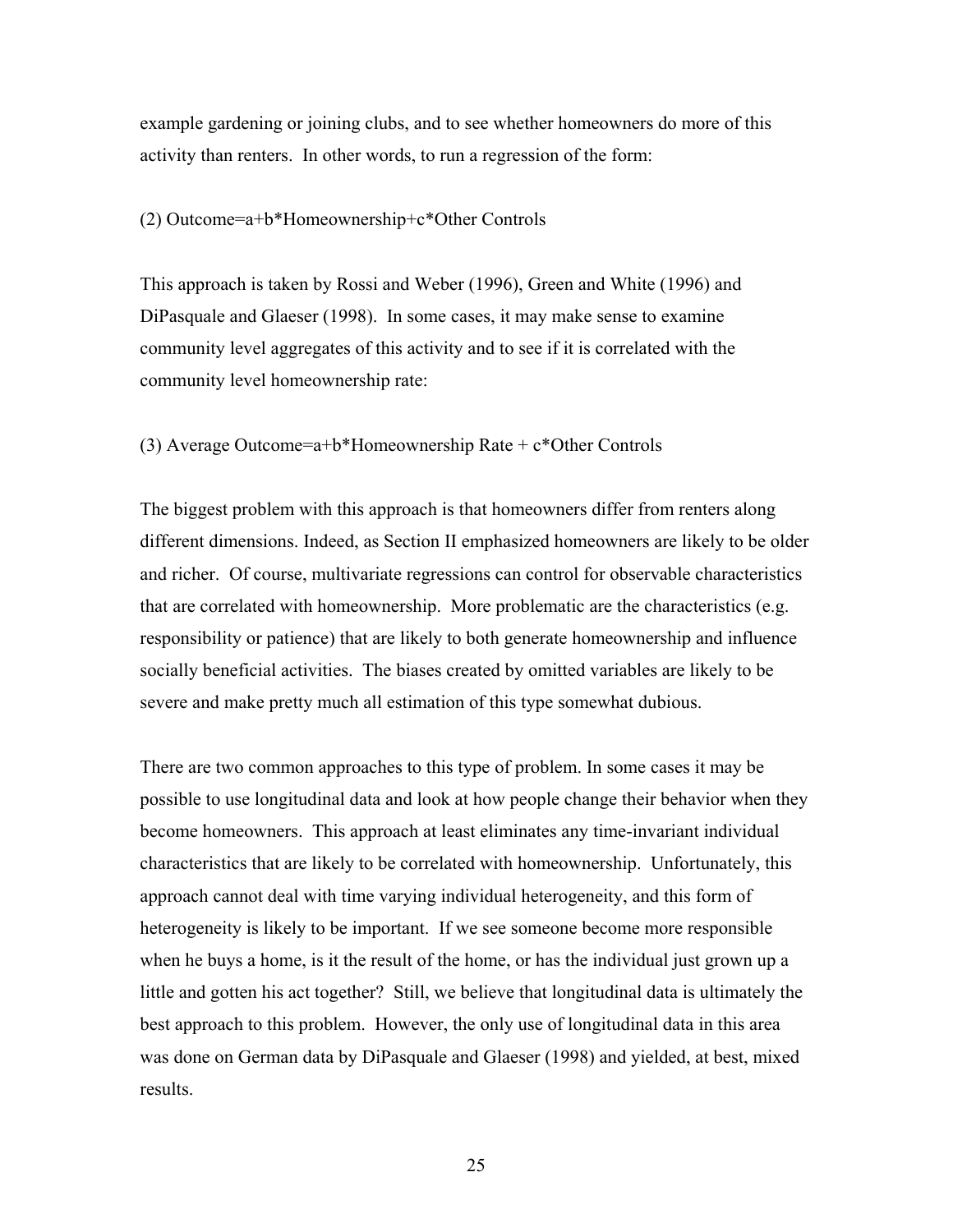example gardening or joining clubs, and to see whether homeowners do more of this activity than renters. In other words, to run a regression of the form:

(2) Outcome=a+b*Homeownership+c*Other Controls

This approach is taken by Rossi and Weber (1996), Green and White (1996) and DiPasquale and Glaeser (1998). In some cases, it may make sense to examine community level aggregates of this activity and to see if it is correlated with the community level homeownership rate:

(3) Average Outcome=a+b*Homeownership Rate + c*Other Controls

The biggest problem with this approach is that homeowners differ from renters along different dimensions. Indeed, as Section II emphasized homeowners are likely to be older and richer. Of course, multivariate regressions can control for observable characteristics that are correlated with homeownership. More problematic are the characteristics (e.g. responsibility or patience) that are likely to both generate homeownership and influence socially beneficial activities. The biases created by omitted variables are likely to be severe and make pretty much all estimation of this type somewhat dubious.

There are two common approaches to this type of problem. In some cases it may be possible to use longitudinal data and look at how people change their behavior when they become homeowners. This approach at least eliminates any time-invariant individual characteristics that are likely to be correlated with homeownership. Unfortunately, this approach cannot deal with time varying individual heterogeneity, and this form of heterogeneity is likely to be important. If we see someone become more responsible when he buys a home, is it the result of the home, or has the individual just grown up a little and gotten his act together? Still, we believe that longitudinal data is ultimately the best approach to this problem. However, the only use of longitudinal data in this area was done on German data by DiPasquale and Glaeser (1998) and yielded, at best, mixed results.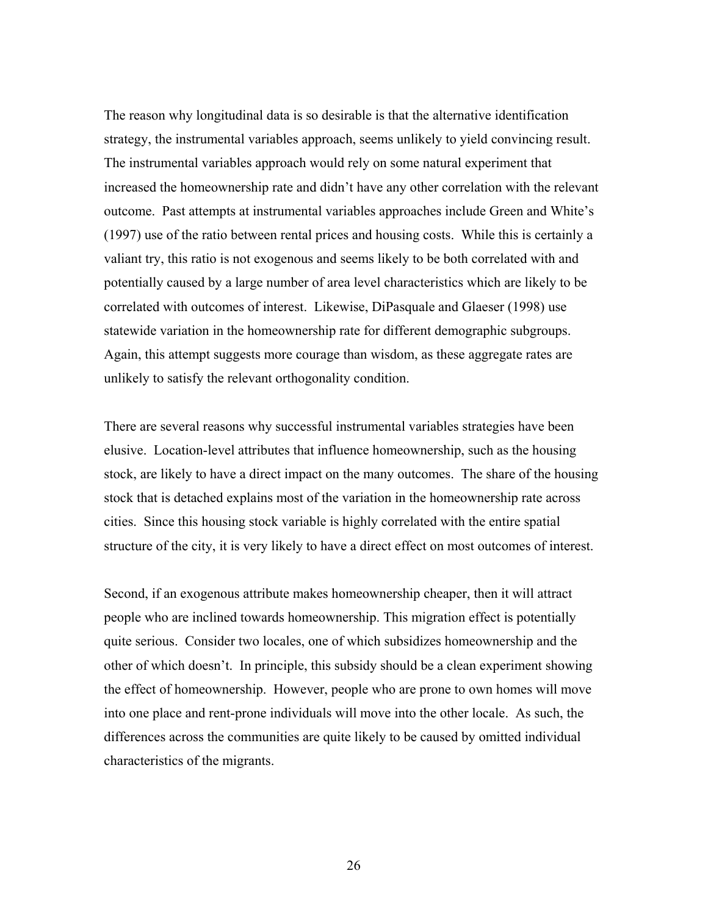The reason why longitudinal data is so desirable is that the alternative identification strategy, the instrumental variables approach, seems unlikely to yield convincing result. The instrumental variables approach would rely on some natural experiment that increased the homeownership rate and didn't have any other correlation with the relevant outcome. Past attempts at instrumental variables approaches include Green and White's (1997) use of the ratio between rental prices and housing costs. While this is certainly a valiant try, this ratio is not exogenous and seems likely to be both correlated with and potentially caused by a large number of area level characteristics which are likely to be correlated with outcomes of interest. Likewise, DiPasquale and Glaeser (1998) use statewide variation in the homeownership rate for different demographic subgroups. Again, this attempt suggests more courage than wisdom, as these aggregate rates are unlikely to satisfy the relevant orthogonality condition.

There are several reasons why successful instrumental variables strategies have been elusive. Location-level attributes that influence homeownership, such as the housing stock, are likely to have a direct impact on the many outcomes. The share of the housing stock that is detached explains most of the variation in the homeownership rate across cities. Since this housing stock variable is highly correlated with the entire spatial structure of the city, it is very likely to have a direct effect on most outcomes of interest.

Second, if an exogenous attribute makes homeownership cheaper, then it will attract people who are inclined towards homeownership. This migration effect is potentially quite serious. Consider two locales, one of which subsidizes homeownership and the other of which doesn't. In principle, this subsidy should be a clean experiment showing the effect of homeownership. However, people who are prone to own homes will move into one place and rent-prone individuals will move into the other locale. As such, the differences across the communities are quite likely to be caused by omitted individual characteristics of the migrants.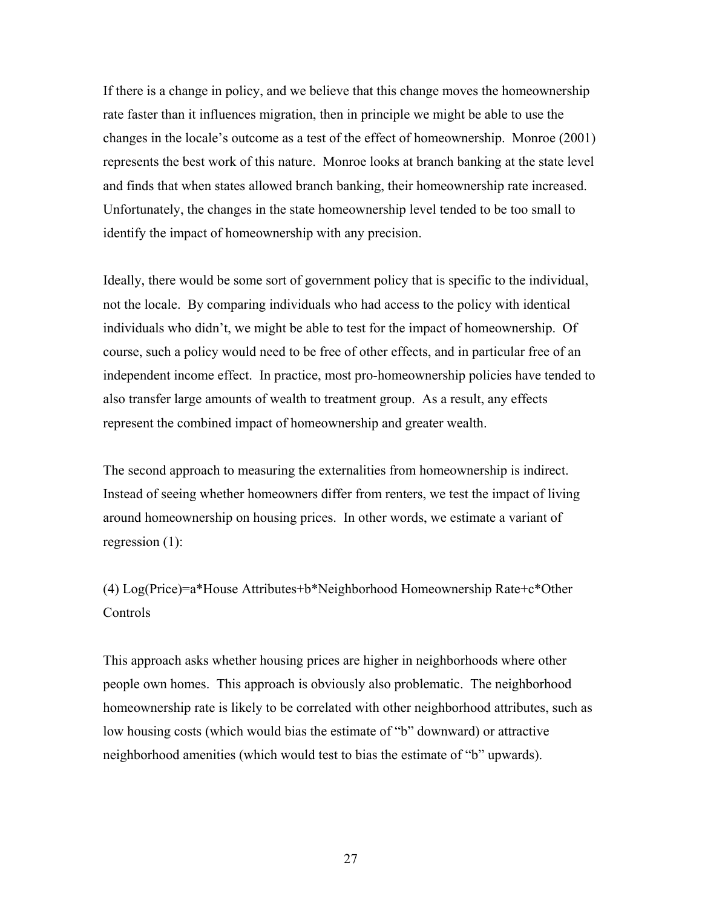If there is a change in policy, and we believe that this change moves the homeownership rate faster than it influences migration, then in principle we might be able to use the changes in the locale's outcome as a test of the effect of homeownership. Monroe (2001) represents the best work of this nature. Monroe looks at branch banking at the state level and finds that when states allowed branch banking, their homeownership rate increased. Unfortunately, the changes in the state homeownership level tended to be too small to identify the impact of homeownership with any precision.

Ideally, there would be some sort of government policy that is specific to the individual, not the locale. By comparing individuals who had access to the policy with identical individuals who didn't, we might be able to test for the impact of homeownership. Of course, such a policy would need to be free of other effects, and in particular free of an independent income effect. In practice, most pro-homeownership policies have tended to also transfer large amounts of wealth to treatment group. As a result, any effects represent the combined impact of homeownership and greater wealth.

The second approach to measuring the externalities from homeownership is indirect. Instead of seeing whether homeowners differ from renters, we test the impact of living around homeownership on housing prices. In other words, we estimate a variant of regression (1):

(4) Log(Price)=a*House Attributes+b*Neighborhood Homeownership Rate+c*Other Controls

This approach asks whether housing prices are higher in neighborhoods where other people own homes. This approach is obviously also problematic. The neighborhood homeownership rate is likely to be correlated with other neighborhood attributes, such as low housing costs (which would bias the estimate of "b" downward) or attractive neighborhood amenities (which would test to bias the estimate of "b" upwards).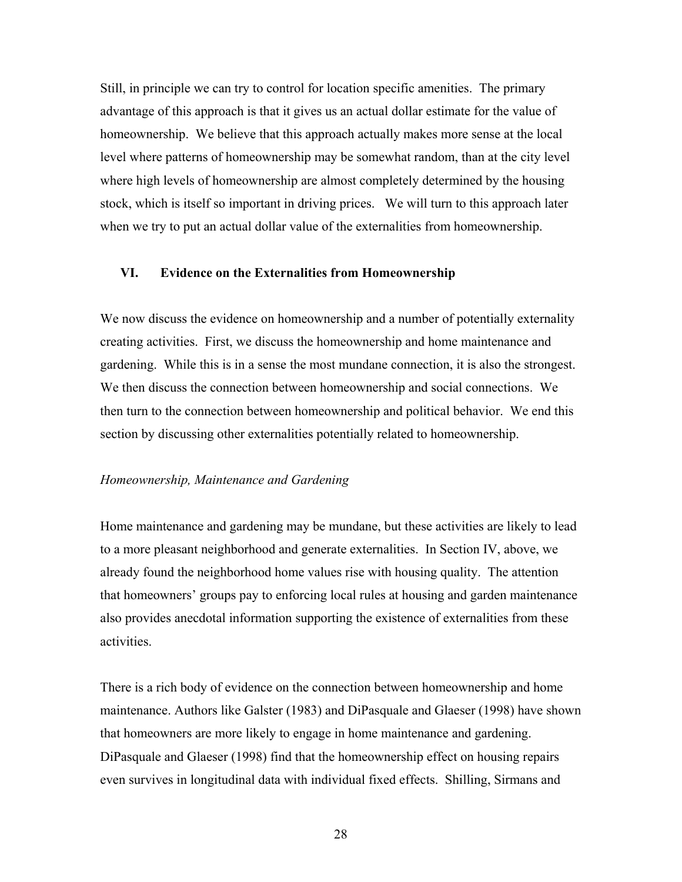Still, in principle we can try to control for location specific amenities. The primary advantage of this approach is that it gives us an actual dollar estimate for the value of homeownership. We believe that this approach actually makes more sense at the local level where patterns of homeownership may be somewhat random, than at the city level where high levels of homeownership are almost completely determined by the housing stock, which is itself so important in driving prices. We will turn to this approach later when we try to put an actual dollar value of the externalities from homeownership.

## VI. Evidence on the Externalities from Homeownership

We now discuss the evidence on homeownership and a number of potentially externality creating activities. First, we discuss the homeownership and home maintenance and gardening. While this is in a sense the most mundane connection, it is also the strongest. We then discuss the connection between homeownership and social connections. We then turn to the connection between homeownership and political behavior. We end this section by discussing other externalities potentially related to homeownership.

### *Homeownership, Maintenance and Gardening*

Home maintenance and gardening may be mundane, but these activities are likely to lead to a more pleasant neighborhood and generate externalities. In Section IV, above, we already found the neighborhood home values rise with housing quality. The attention that homeowners' groups pay to enforcing local rules at housing and garden maintenance also provides anecdotal information supporting the existence of externalities from these activities.

There is a rich body of evidence on the connection between homeownership and home maintenance. Authors like Galster (1983) and DiPasquale and Glaeser (1998) have shown that homeowners are more likely to engage in home maintenance and gardening. DiPasquale and Glaeser (1998) find that the homeownership effect on housing repairs even survives in longitudinal data with individual fixed effects. Shilling, Sirmans and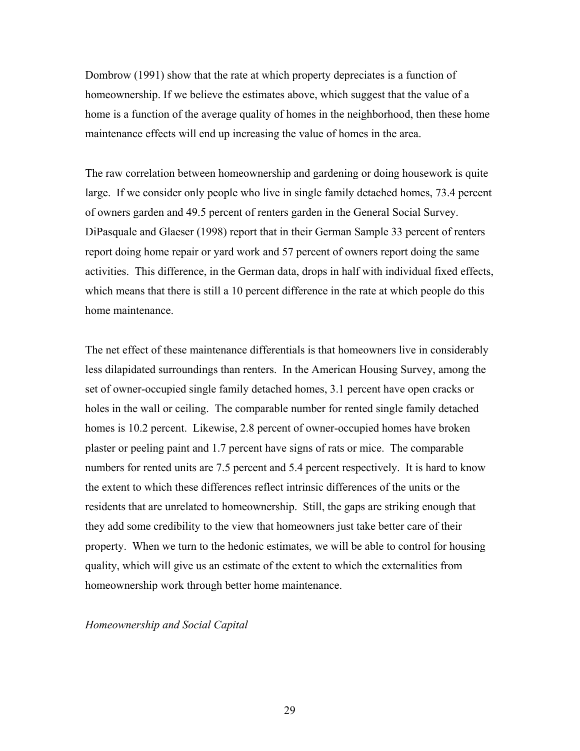Dombrow (1991) show that the rate at which property depreciates is a function of homeownership. If we believe the estimates above, which suggest that the value of a home is a function of the average quality of homes in the neighborhood, then these home maintenance effects will end up increasing the value of homes in the area.

The raw correlation between homeownership and gardening or doing housework is quite large. If we consider only people who live in single family detached homes, 73.4 percent of owners garden and 49.5 percent of renters garden in the General Social Survey. DiPasquale and Glaeser (1998) report that in their German Sample 33 percent of renters report doing home repair or yard work and 57 percent of owners report doing the same activities. This difference, in the German data, drops in half with individual fixed effects, which means that there is still a 10 percent difference in the rate at which people do this home maintenance.

The net effect of these maintenance differentials is that homeowners live in considerably less dilapidated surroundings than renters. In the American Housing Survey, among the set of owner-occupied single family detached homes, 3.1 percent have open cracks or holes in the wall or ceiling. The comparable number for rented single family detached homes is 10.2 percent. Likewise, 2.8 percent of owner-occupied homes have broken plaster or peeling paint and 1.7 percent have signs of rats or mice. The comparable numbers for rented units are 7.5 percent and 5.4 percent respectively. It is hard to know the extent to which these differences reflect intrinsic differences of the units or the residents that are unrelated to homeownership. Still, the gaps are striking enough that they add some credibility to the view that homeowners just take better care of their property. When we turn to the hedonic estimates, we will be able to control for housing quality, which will give us an estimate of the extent to which the externalities from homeownership work through better home maintenance.

*Homeownership and Social Capital*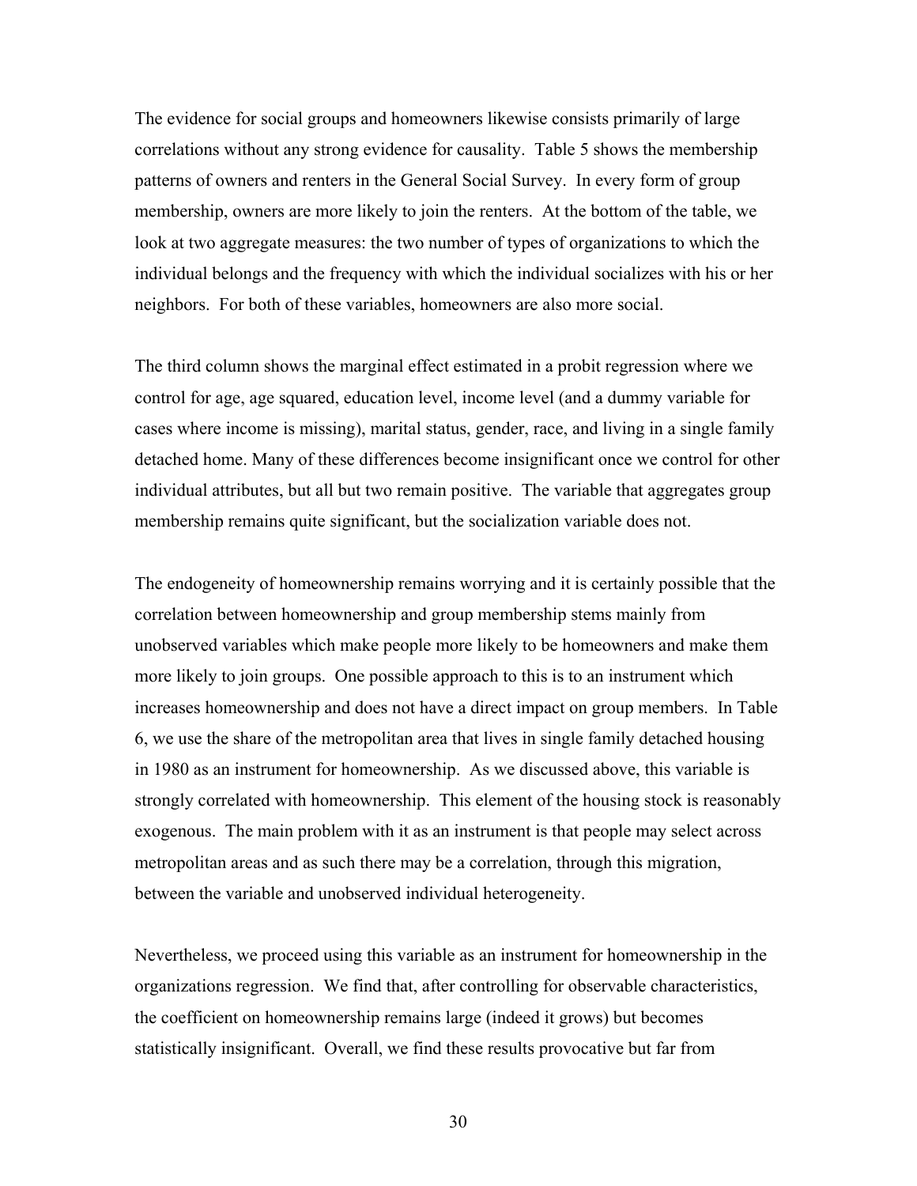The evidence for social groups and homeowners likewise consists primarily of large correlations without any strong evidence for causality. Table 5 shows the membership patterns of owners and renters in the General Social Survey. In every form of group membership, owners are more likely to join the renters. At the bottom of the table, we look at two aggregate measures: the two number of types of organizations to which the individual belongs and the frequency with which the individual socializes with his or her neighbors. For both of these variables, homeowners are also more social.

The third column shows the marginal effect estimated in a probit regression where we control for age, age squared, education level, income level (and a dummy variable for cases where income is missing), marital status, gender, race, and living in a single family detached home. Many of these differences become insignificant once we control for other individual attributes, but all but two remain positive. The variable that aggregates group membership remains quite significant, but the socialization variable does not.

The endogeneity of homeownership remains worrying and it is certainly possible that the correlation between homeownership and group membership stems mainly from unobserved variables which make people more likely to be homeowners and make them more likely to join groups. One possible approach to this is to an instrument which increases homeownership and does not have a direct impact on group members. In Table 6, we use the share of the metropolitan area that lives in single family detached housing in 1980 as an instrument for homeownership. As we discussed above, this variable is strongly correlated with homeownership. This element of the housing stock is reasonably exogenous. The main problem with it as an instrument is that people may select across metropolitan areas and as such there may be a correlation, through this migration, between the variable and unobserved individual heterogeneity.

Nevertheless, we proceed using this variable as an instrument for homeownership in the organizations regression. We find that, after controlling for observable characteristics, the coefficient on homeownership remains large (indeed it grows) but becomes statistically insignificant. Overall, we find these results provocative but far from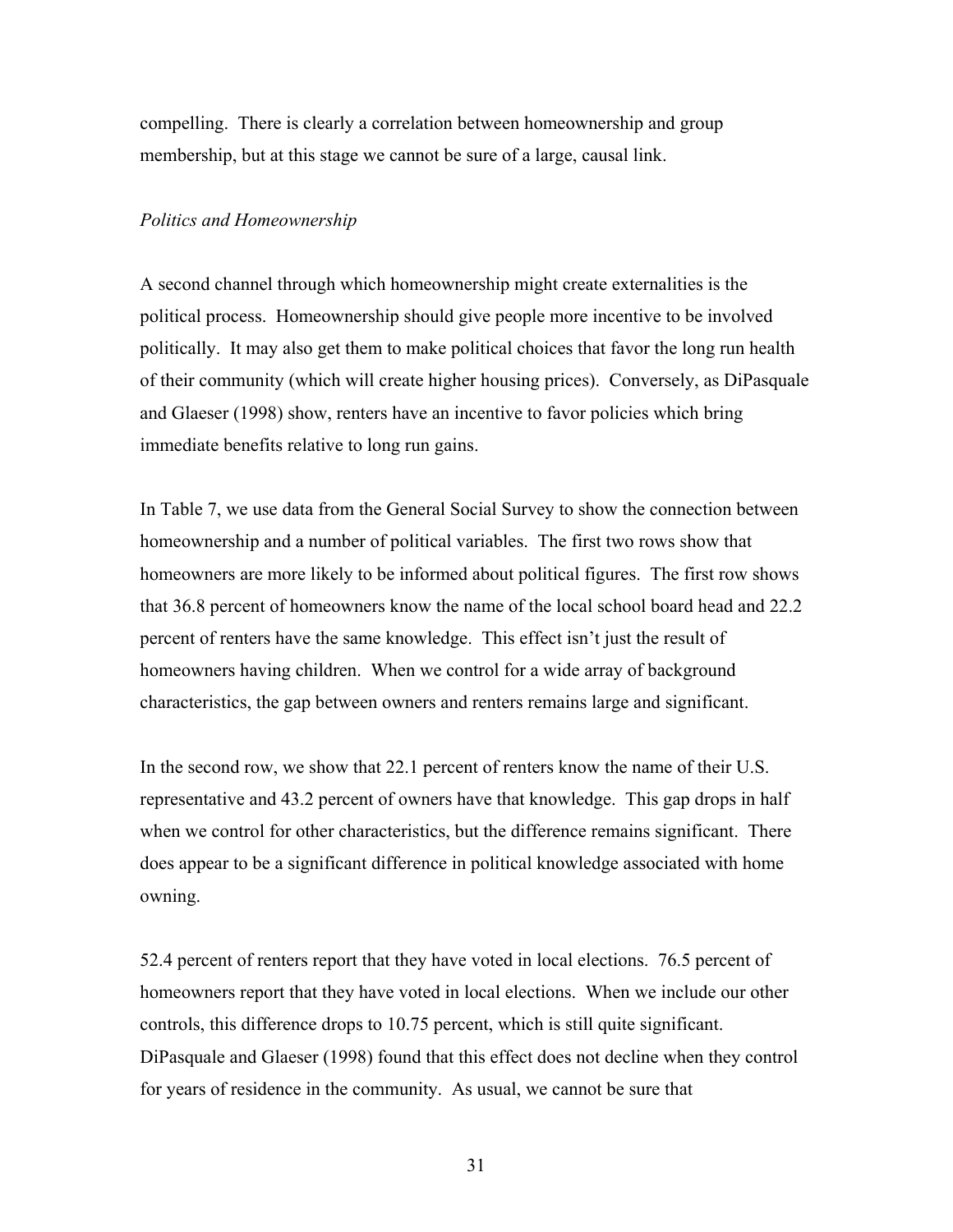compelling. There is clearly a correlation between homeownership and group membership, but at this stage we cannot be sure of a large, causal link.

*Politics and Homeownership*

A second channel through which homeownership might create externalities is the political process. Homeownership should give people more incentive to be involved politically. It may also get them to make political choices that favor the long run health of their community (which will create higher housing prices). Conversely, as DiPasquale and Glaeser (1998) show, renters have an incentive to favor policies which bring immediate benefits relative to long run gains.

In Table 7, we use data from the General Social Survey to show the connection between homeownership and a number of political variables. The first two rows show that homeowners are more likely to be informed about political figures. The first row shows that 36.8 percent of homeowners know the name of the local school board head and 22.2 percent of renters have the same knowledge. This effect isn't just the result of homeowners having children. When we control for a wide array of background characteristics, the gap between owners and renters remains large and significant.

In the second row, we show that 22.1 percent of renters know the name of their U.S. representative and 43.2 percent of owners have that knowledge. This gap drops in half when we control for other characteristics, but the difference remains significant. There does appear to be a significant difference in political knowledge associated with home owning.

52.4 percent of renters report that they have voted in local elections. 76.5 percent of homeowners report that they have voted in local elections. When we include our other controls, this difference drops to 10.75 percent, which is still quite significant. DiPasquale and Glaeser (1998) found that this effect does not decline when they control for years of residence in the community. As usual, we cannot be sure that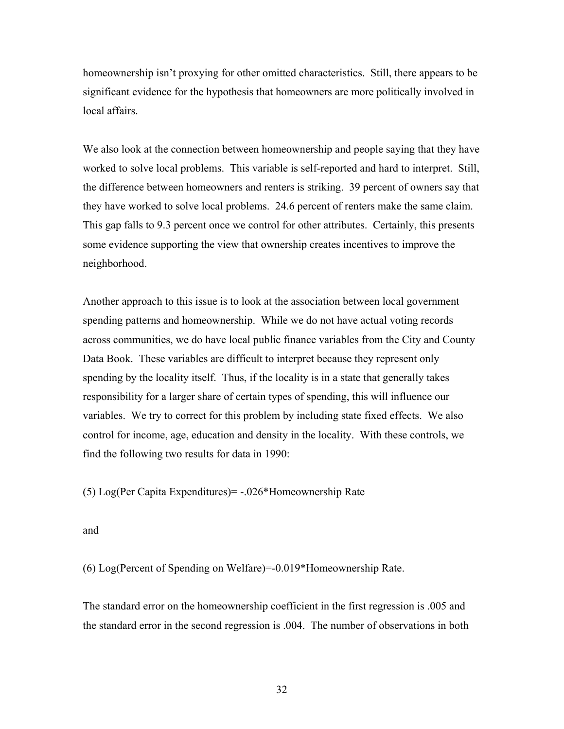homeownership isn't proxying for other omitted characteristics. Still, there appears to be significant evidence for the hypothesis that homeowners are more politically involved in local affairs.

We also look at the connection between homeownership and people saying that they have worked to solve local problems. This variable is self-reported and hard to interpret. Still, the difference between homeowners and renters is striking. 39 percent of owners say that they have worked to solve local problems. 24.6 percent of renters make the same claim. This gap falls to 9.3 percent once we control for other attributes. Certainly, this presents some evidence supporting the view that ownership creates incentives to improve the neighborhood.

Another approach to this issue is to look at the association between local government spending patterns and homeownership. While we do not have actual voting records across communities, we do have local public finance variables from the City and County Data Book. These variables are difficult to interpret because they represent only spending by the locality itself. Thus, if the locality is in a state that generally takes responsibility for a larger share of certain types of spending, this will influence our variables. We try to correct for this problem by including state fixed effects. We also control for income, age, education and density in the locality. With these controls, we find the following two results for data in 1990:

(5) $\text{Log(Per Capita Expenditures)} = -.026 * \text{Homeownership Rate}$

and

(6) $\text{Log(Percent of Spending on Welfare)} = -0.019 * \text{Homeownership Rate}$.

The standard error on the homeownership coefficient in the first regression is .005 and the standard error in the second regression is .004. The number of observations in both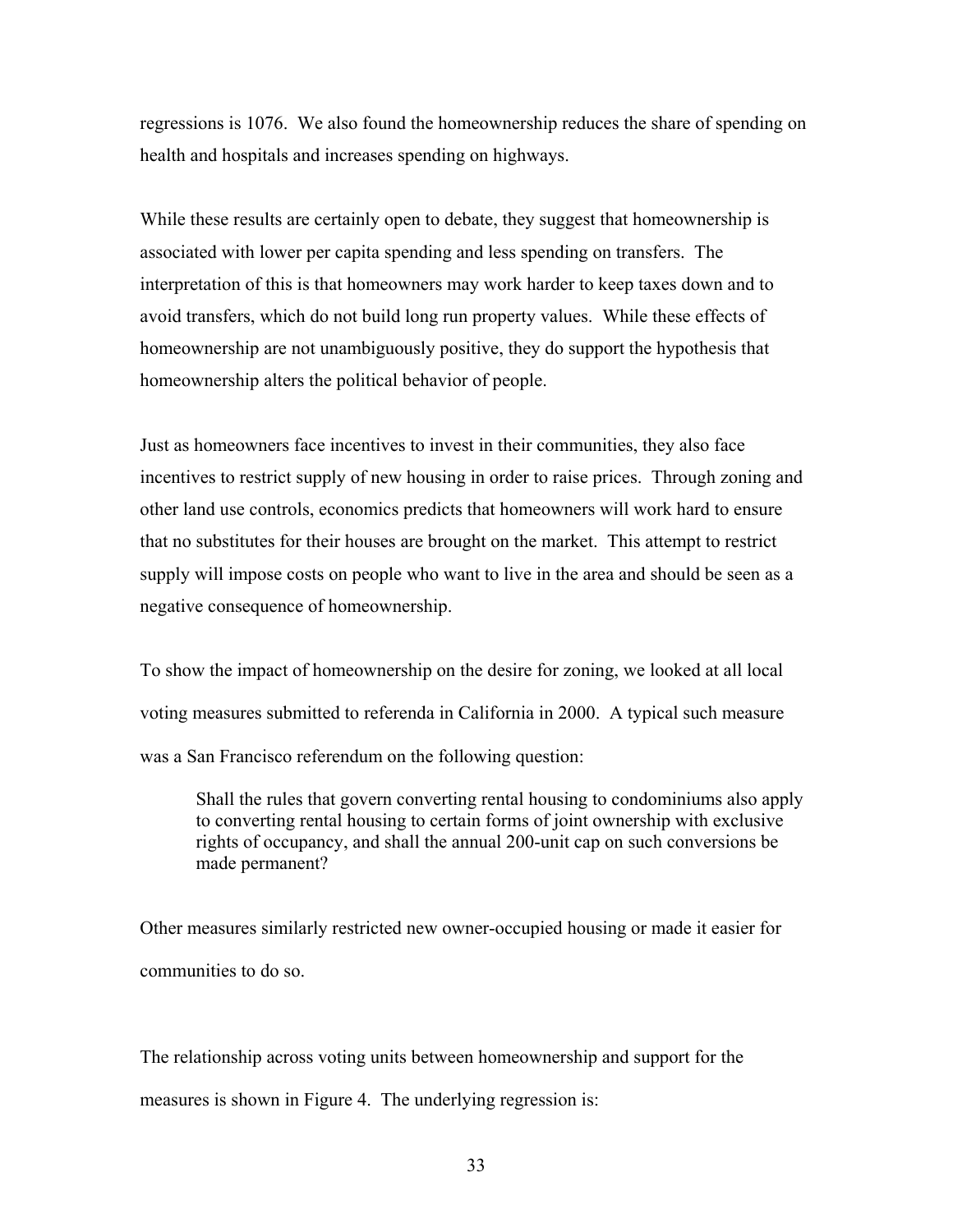regressions is 1076. We also found the homeownership reduces the share of spending on health and hospitals and increases spending on highways.

While these results are certainly open to debate, they suggest that homeownership is associated with lower per capita spending and less spending on transfers. The interpretation of this is that homeowners may work harder to keep taxes down and to avoid transfers, which do not build long run property values. While these effects of homeownership are not unambiguously positive, they do support the hypothesis that homeownership alters the political behavior of people.

Just as homeowners face incentives to invest in their communities, they also face incentives to restrict supply of new housing in order to raise prices. Through zoning and other land use controls, economics predicts that homeowners will work hard to ensure that no substitutes for their houses are brought on the market. This attempt to restrict supply will impose costs on people who want to live in the area and should be seen as a negative consequence of homeownership.

To show the impact of homeownership on the desire for zoning, we looked at all local voting measures submitted to referenda in California in 2000. A typical such measure was a San Francisco referendum on the following question:

> Shall the rules that govern converting rental housing to condominiums also apply to converting rental housing to certain forms of joint ownership with exclusive rights of occupancy, and shall the annual 200-unit cap on such conversions be made permanent?

Other measures similarly restricted new owner-occupied housing or made it easier for communities to do so.

The relationship across voting units between homeownership and support for the measures is shown in Figure 4. The underlying regression is: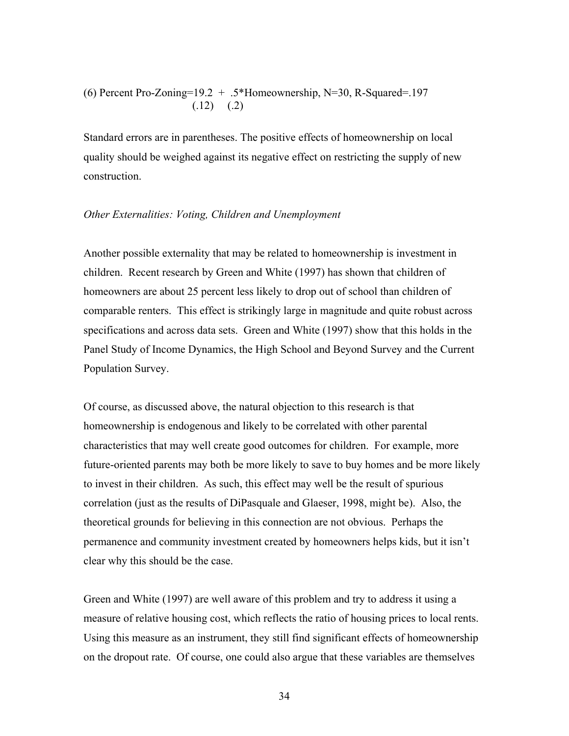(6) Percent Pro-Zoning=19.2 + .5*Homeownership, N=30, R-Squared=.197
$$\begin{array}{ll} \quad\quad\quad\quad\quad\quad\quad\quad\quad\quad\quad\quad\quad\quad (.12) & (.2) \end{array}$$

Standard errors are in parentheses. The positive effects of homeownership on local quality should be weighed against its negative effect on restricting the supply of new construction.

*Other Externalities: Voting, Children and Unemployment*

Another possible externality that may be related to homeownership is investment in children. Recent research by Green and White (1997) has shown that children of homeowners are about 25 percent less likely to drop out of school than children of comparable renters. This effect is strikingly large in magnitude and quite robust across specifications and across data sets. Green and White (1997) show that this holds in the Panel Study of Income Dynamics, the High School and Beyond Survey and the Current Population Survey.

Of course, as discussed above, the natural objection to this research is that homeownership is endogenous and likely to be correlated with other parental characteristics that may well create good outcomes for children. For example, more future-oriented parents may both be more likely to save to buy homes and be more likely to invest in their children. As such, this effect may well be the result of spurious correlation (just as the results of DiPasquale and Glaeser, 1998, might be). Also, the theoretical grounds for believing in this connection are not obvious. Perhaps the permanence and community investment created by homeowners helps kids, but it isn't clear why this should be the case.

Green and White (1997) are well aware of this problem and try to address it using a measure of relative housing cost, which reflects the ratio of housing prices to local rents. Using this measure as an instrument, they still find significant effects of homeownership on the dropout rate. Of course, one could also argue that these variables are themselves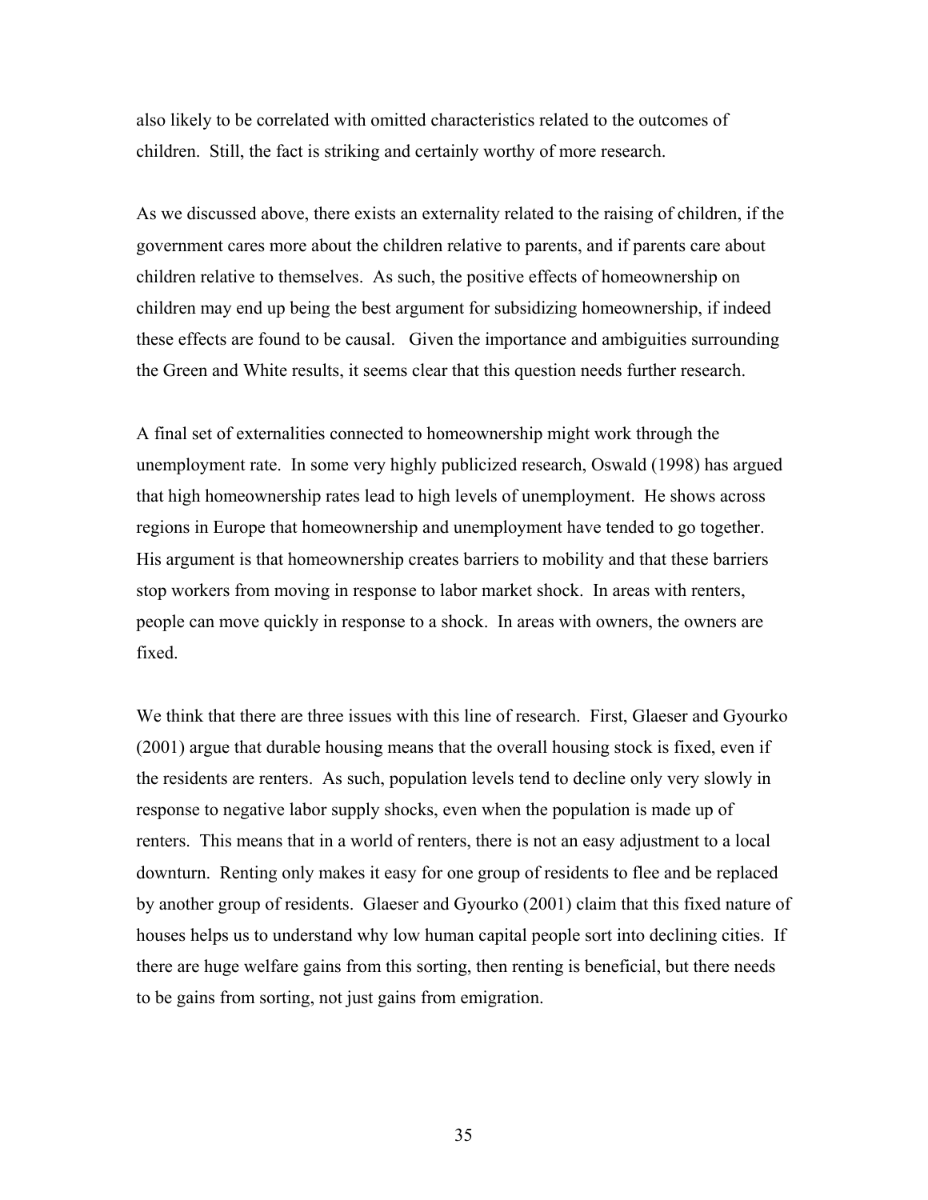also likely to be correlated with omitted characteristics related to the outcomes of children. Still, the fact is striking and certainly worthy of more research.

As we discussed above, there exists an externality related to the raising of children, if the government cares more about the children relative to parents, and if parents care about children relative to themselves. As such, the positive effects of homeownership on children may end up being the best argument for subsidizing homeownership, if indeed these effects are found to be causal. Given the importance and ambiguities surrounding the Green and White results, it seems clear that this question needs further research.

A final set of externalities connected to homeownership might work through the unemployment rate. In some very highly publicized research, Oswald (1998) has argued that high homeownership rates lead to high levels of unemployment. He shows across regions in Europe that homeownership and unemployment have tended to go together. His argument is that homeownership creates barriers to mobility and that these barriers stop workers from moving in response to labor market shock. In areas with renters, people can move quickly in response to a shock. In areas with owners, the owners are fixed.

We think that there are three issues with this line of research. First, Glaeser and Gyourko (2001) argue that durable housing means that the overall housing stock is fixed, even if the residents are renters. As such, population levels tend to decline only very slowly in response to negative labor supply shocks, even when the population is made up of renters. This means that in a world of renters, there is not an easy adjustment to a local downturn. Renting only makes it easy for one group of residents to flee and be replaced by another group of residents. Glaeser and Gyourko (2001) claim that this fixed nature of houses helps us to understand why low human capital people sort into declining cities. If there are huge welfare gains from this sorting, then renting is beneficial, but there needs to be gains from sorting, not just gains from emigration.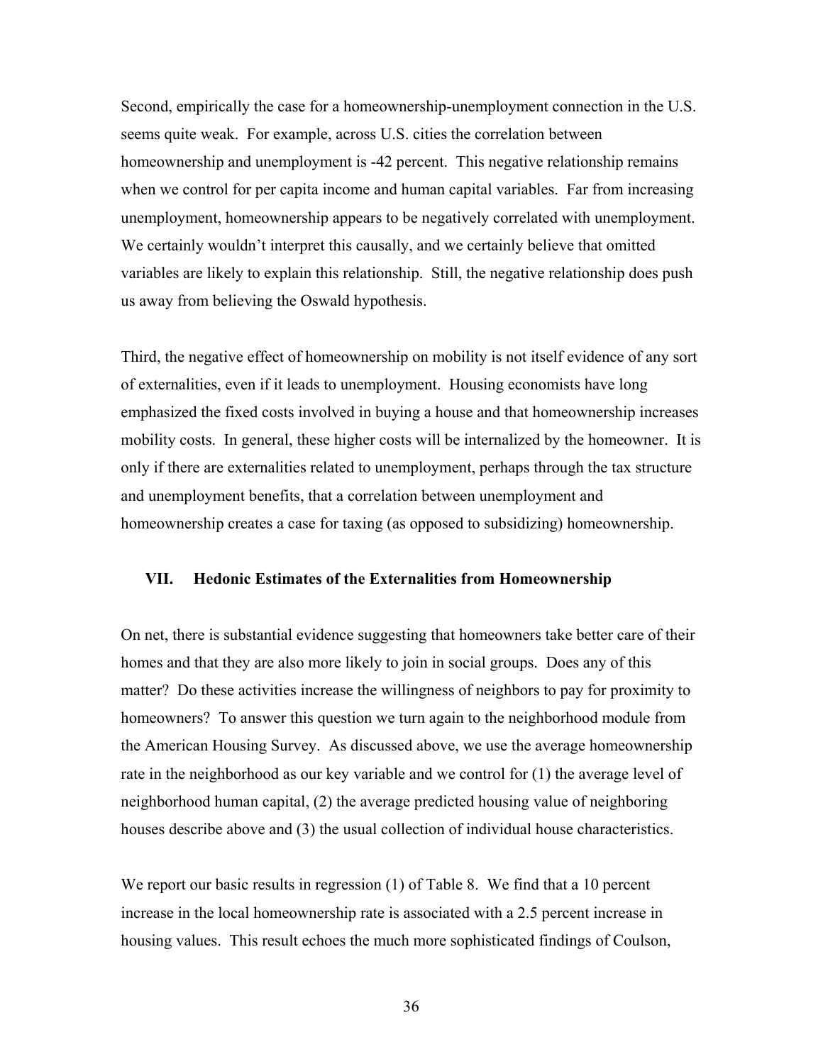Second, empirically the case for a homeownership-unemployment connection in the U.S. seems quite weak. For example, across U.S. cities the correlation between homeownership and unemployment is -42 percent. This negative relationship remains when we control for per capita income and human capital variables. Far from increasing unemployment, homeownership appears to be negatively correlated with unemployment. We certainly wouldn't interpret this causally, and we certainly believe that omitted variables are likely to explain this relationship. Still, the negative relationship does push us away from believing the Oswald hypothesis.

Third, the negative effect of homeownership on mobility is not itself evidence of any sort of externalities, even if it leads to unemployment. Housing economists have long emphasized the fixed costs involved in buying a house and that homeownership increases mobility costs. In general, these higher costs will be internalized by the homeowner. It is only if there are externalities related to unemployment, perhaps through the tax structure and unemployment benefits, that a correlation between unemployment and homeownership creates a case for taxing (as opposed to subsidizing) homeownership.

## VII. Hedonic Estimates of the Externalities from Homeownership

On net, there is substantial evidence suggesting that homeowners take better care of their homes and that they are also more likely to join in social groups. Does any of this matter? Do these activities increase the willingness of neighbors to pay for proximity to homeowners? To answer this question we turn again to the neighborhood module from the American Housing Survey. As discussed above, we use the average homeownership rate in the neighborhood as our key variable and we control for (1) the average level of neighborhood human capital, (2) the average predicted housing value of neighboring houses describe above and (3) the usual collection of individual house characteristics.

We report our basic results in regression (1) of Table 8. We find that a 10 percent increase in the local homeownership rate is associated with a 2.5 percent increase in housing values. This result echoes the much more sophisticated findings of Coulson,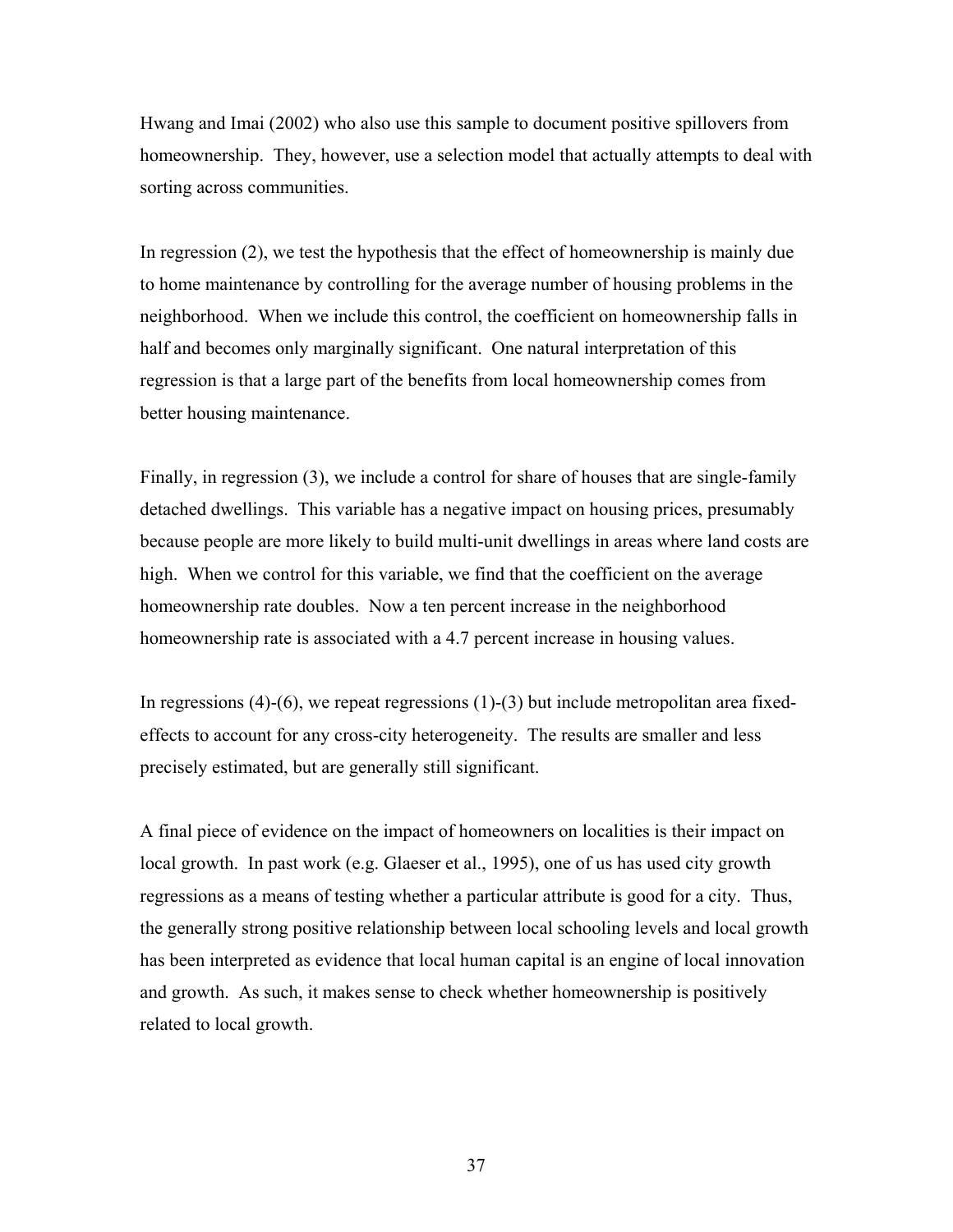Hwang and Imai (2002) who also use this sample to document positive spillovers from homeownership. They, however, use a selection model that actually attempts to deal with sorting across communities.

In regression (2), we test the hypothesis that the effect of homeownership is mainly due to home maintenance by controlling for the average number of housing problems in the neighborhood. When we include this control, the coefficient on homeownership falls in half and becomes only marginally significant. One natural interpretation of this regression is that a large part of the benefits from local homeownership comes from better housing maintenance.

Finally, in regression (3), we include a control for share of houses that are single-family detached dwellings. This variable has a negative impact on housing prices, presumably because people are more likely to build multi-unit dwellings in areas where land costs are high. When we control for this variable, we find that the coefficient on the average homeownership rate doubles. Now a ten percent increase in the neighborhood homeownership rate is associated with a 4.7 percent increase in housing values.

In regressions (4)-(6), we repeat regressions (1)-(3) but include metropolitan area fixed-effects to account for any cross-city heterogeneity. The results are smaller and less precisely estimated, but are generally still significant.

A final piece of evidence on the impact of homeowners on localities is their impact on local growth. In past work (e.g. Glaeser et al., 1995), one of us has used city growth regressions as a means of testing whether a particular attribute is good for a city. Thus, the generally strong positive relationship between local schooling levels and local growth has been interpreted as evidence that local human capital is an engine of local innovation and growth. As such, it makes sense to check whether homeownership is positively related to local growth.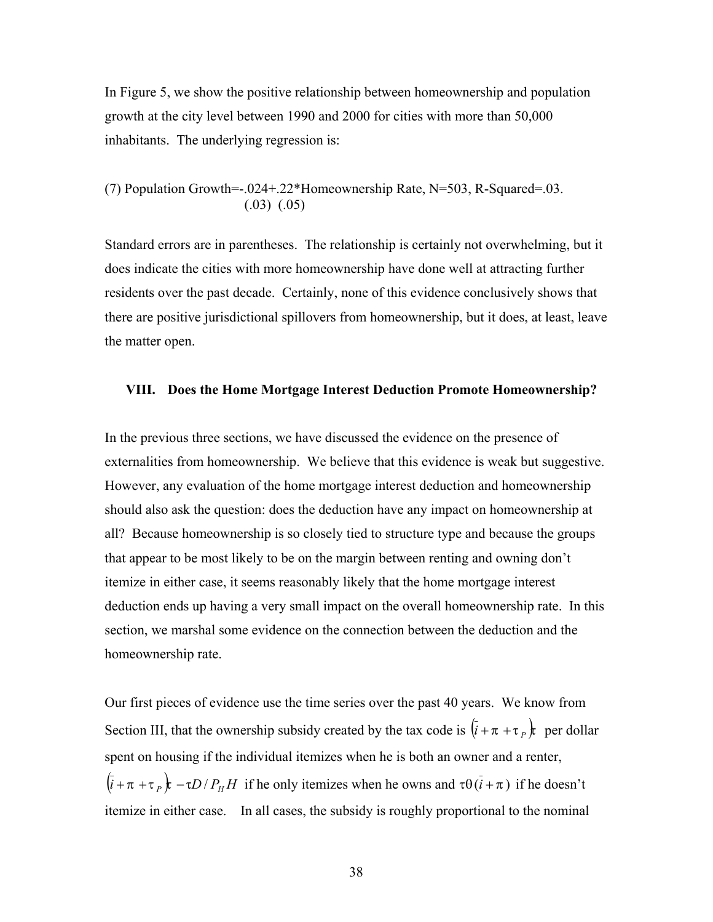In Figure 5, we show the positive relationship between homeownership and population growth at the city level between 1990 and 2000 for cities with more than 50,000 inhabitants. The underlying regression is:

$$\text{(7) Population Growth} = \underset{(.03)}{-.024} + \underset{(.05)}{.22} * \text{Homeownership Rate}, \; N=503, \; \text{R-Squared}=.03.$$

Standard errors are in parentheses. The relationship is certainly not overwhelming, but it does indicate the cities with more homeownership have done well at attracting further residents over the past decade. Certainly, none of this evidence conclusively shows that there are positive jurisdictional spillovers from homeownership, but it does, at least, leave the matter open.

## VIII. Does the Home Mortgage Interest Deduction Promote Homeownership?

In the previous three sections, we have discussed the evidence on the presence of externalities from homeownership. We believe that this evidence is weak but suggestive. However, any evaluation of the home mortgage interest deduction and homeownership should also ask the question: does the deduction have any impact on homeownership at all? Because homeownership is so closely tied to structure type and because the groups that appear to be most likely to be on the margin between renting and owning don't itemize in either case, it seems reasonably likely that the home mortgage interest deduction ends up having a very small impact on the overall homeownership rate. In this section, we marshal some evidence on the connection between the deduction and the homeownership rate.

Our first pieces of evidence use the time series over the past 40 years. We know from Section III, that the ownership subsidy created by the tax code is $(\bar{i} + \pi + \tau_P)\tau$ per dollar spent on housing if the individual itemizes when he is both an owner and a renter, $(\bar{i} + \pi + \tau_P)\tau - \tau D / P_H H$ if he only itemizes when he owns and $\tau\theta(\bar{i} + \pi)$ if he doesn't itemize in either case. In all cases, the subsidy is roughly proportional to the nominal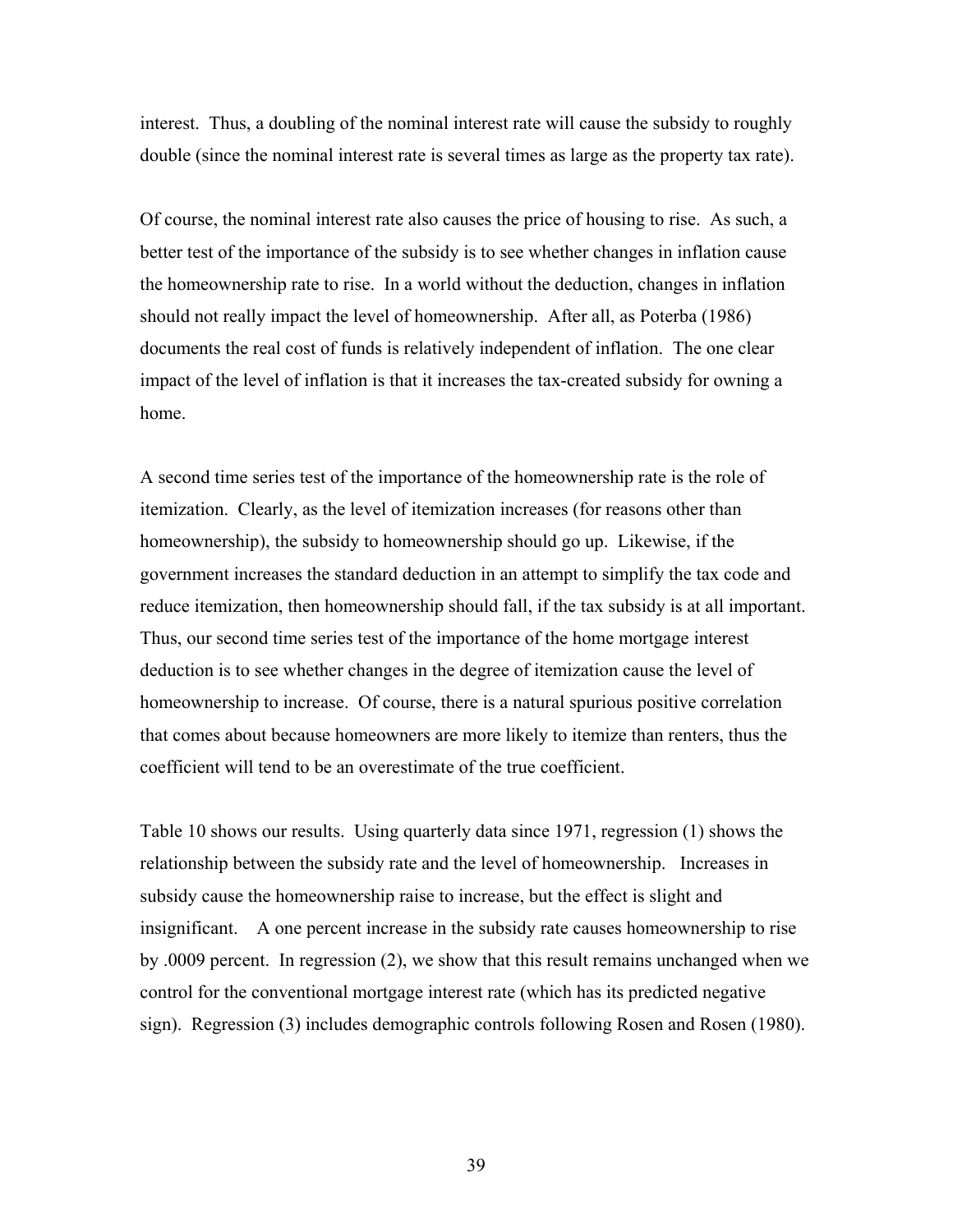interest. Thus, a doubling of the nominal interest rate will cause the subsidy to roughly double (since the nominal interest rate is several times as large as the property tax rate).

Of course, the nominal interest rate also causes the price of housing to rise. As such, a better test of the importance of the subsidy is to see whether changes in inflation cause the homeownership rate to rise. In a world without the deduction, changes in inflation should not really impact the level of homeownership. After all, as Poterba (1986) documents the real cost of funds is relatively independent of inflation. The one clear impact of the level of inflation is that it increases the tax-created subsidy for owning a home.

A second time series test of the importance of the homeownership rate is the role of itemization. Clearly, as the level of itemization increases (for reasons other than homeownership), the subsidy to homeownership should go up. Likewise, if the government increases the standard deduction in an attempt to simplify the tax code and reduce itemization, then homeownership should fall, if the tax subsidy is at all important. Thus, our second time series test of the importance of the home mortgage interest deduction is to see whether changes in the degree of itemization cause the level of homeownership to increase. Of course, there is a natural spurious positive correlation that comes about because homeowners are more likely to itemize than renters, thus the coefficient will tend to be an overestimate of the true coefficient.

Table 10 shows our results. Using quarterly data since 1971, regression (1) shows the relationship between the subsidy rate and the level of homeownership. Increases in subsidy cause the homeownership raise to increase, but the effect is slight and insignificant. A one percent increase in the subsidy rate causes homeownership to rise by .0009 percent. In regression (2), we show that this result remains unchanged when we control for the conventional mortgage interest rate (which has its predicted negative sign). Regression (3) includes demographic controls following Rosen and Rosen (1980).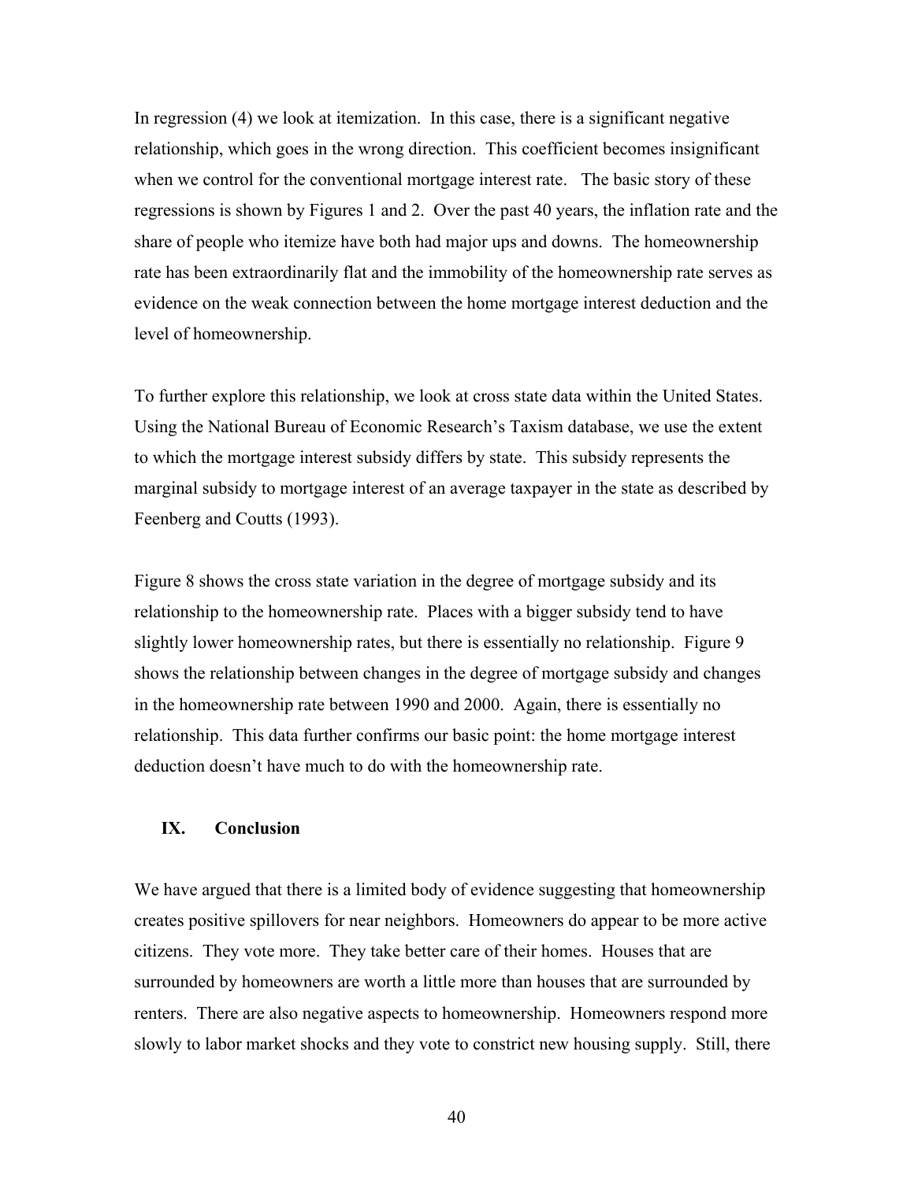In regression (4) we look at itemization. In this case, there is a significant negative relationship, which goes in the wrong direction. This coefficient becomes insignificant when we control for the conventional mortgage interest rate. The basic story of these regressions is shown by Figures 1 and 2. Over the past 40 years, the inflation rate and the share of people who itemize have both had major ups and downs. The homeownership rate has been extraordinarily flat and the immobility of the homeownership rate serves as evidence on the weak connection between the home mortgage interest deduction and the level of homeownership.

To further explore this relationship, we look at cross state data within the United States. Using the National Bureau of Economic Research's Taxism database, we use the extent to which the mortgage interest subsidy differs by state. This subsidy represents the marginal subsidy to mortgage interest of an average taxpayer in the state as described by Feenberg and Coutts (1993).

Figure 8 shows the cross state variation in the degree of mortgage subsidy and its relationship to the homeownership rate. Places with a bigger subsidy tend to have slightly lower homeownership rates, but there is essentially no relationship. Figure 9 shows the relationship between changes in the degree of mortgage subsidy and changes in the homeownership rate between 1990 and 2000. Again, there is essentially no relationship. This data further confirms our basic point: the home mortgage interest deduction doesn't have much to do with the homeownership rate.

## IX. Conclusion

We have argued that there is a limited body of evidence suggesting that homeownership creates positive spillovers for near neighbors. Homeowners do appear to be more active citizens. They vote more. They take better care of their homes. Houses that are surrounded by homeowners are worth a little more than houses that are surrounded by renters. There are also negative aspects to homeownership. Homeowners respond more slowly to labor market shocks and they vote to constrict new housing supply. Still, there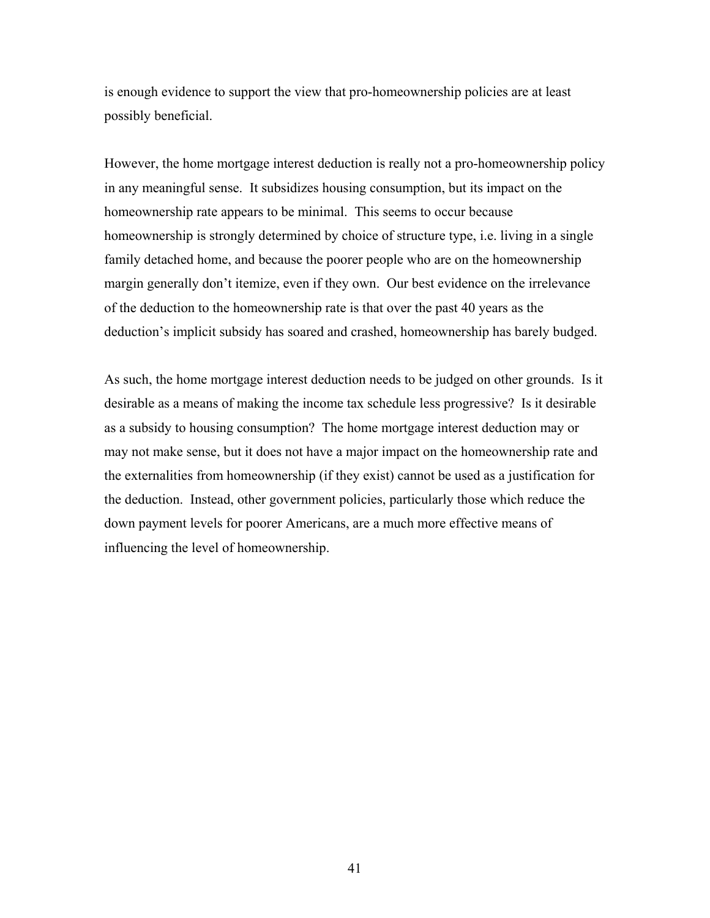is enough evidence to support the view that pro-homeownership policies are at least possibly beneficial.

However, the home mortgage interest deduction is really not a pro-homeownership policy in any meaningful sense. It subsidizes housing consumption, but its impact on the homeownership rate appears to be minimal. This seems to occur because homeownership is strongly determined by choice of structure type, i.e. living in a single family detached home, and because the poorer people who are on the homeownership margin generally don't itemize, even if they own. Our best evidence on the irrelevance of the deduction to the homeownership rate is that over the past 40 years as the deduction's implicit subsidy has soared and crashed, homeownership has barely budged.

As such, the home mortgage interest deduction needs to be judged on other grounds. Is it desirable as a means of making the income tax schedule less progressive? Is it desirable as a subsidy to housing consumption? The home mortgage interest deduction may or may not make sense, but it does not have a major impact on the homeownership rate and the externalities from homeownership (if they exist) cannot be used as a justification for the deduction. Instead, other government policies, particularly those which reduce the down payment levels for poorer Americans, are a much more effective means of influencing the level of homeownership.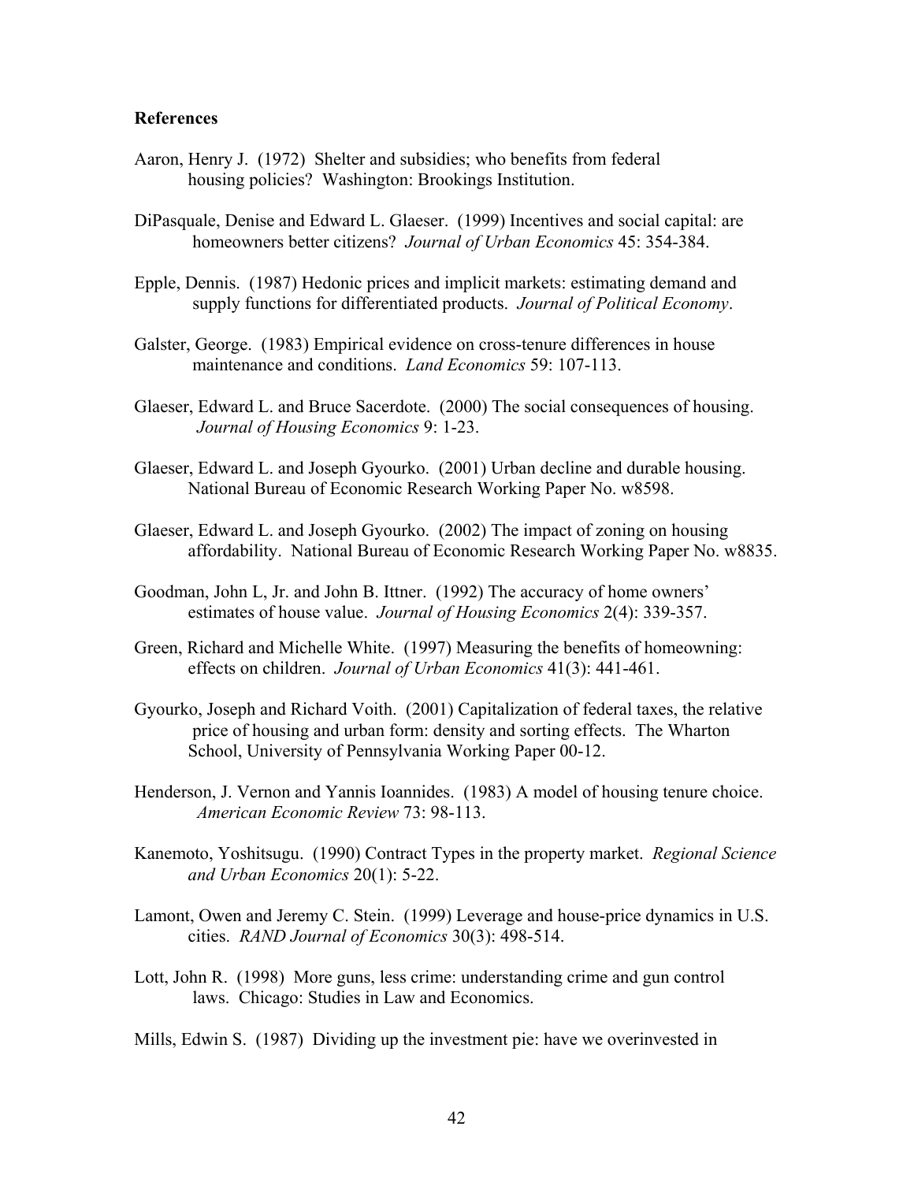## References

Aaron, Henry J. (1972) Shelter and subsidies; who benefits from federal housing policies? Washington: Brookings Institution.

DiPasquale, Denise and Edward L. Glaeser. (1999) Incentives and social capital: are homeowners better citizens? *Journal of Urban Economics* 45: 354-384.

Epple, Dennis. (1987) Hedonic prices and implicit markets: estimating demand and supply functions for differentiated products. *Journal of Political Economy*.

Galster, George. (1983) Empirical evidence on cross-tenure differences in house maintenance and conditions. *Land Economics* 59: 107-113.

Glaeser, Edward L. and Bruce Sacerdote. (2000) The social consequences of housing. *Journal of Housing Economics* 9: 1-23.

Glaeser, Edward L. and Joseph Gyourko. (2001) Urban decline and durable housing. National Bureau of Economic Research Working Paper No. w8598.

Glaeser, Edward L. and Joseph Gyourko. (2002) The impact of zoning on housing affordability. National Bureau of Economic Research Working Paper No. w8835.

Goodman, John L, Jr. and John B. Ittner. (1992) The accuracy of home owners' estimates of house value. *Journal of Housing Economics* 2(4): 339-357.

Green, Richard and Michelle White. (1997) Measuring the benefits of homeowning: effects on children. *Journal of Urban Economics* 41(3): 441-461.

Gyourko, Joseph and Richard Voith. (2001) Capitalization of federal taxes, the relative price of housing and urban form: density and sorting effects. The Wharton School, University of Pennsylvania Working Paper 00-12.

Henderson, J. Vernon and Yannis Ioannides. (1983) A model of housing tenure choice. *American Economic Review* 73: 98-113.

Kanemoto, Yoshitsugu. (1990) Contract Types in the property market. *Regional Science and Urban Economics* 20(1): 5-22.

Lamont, Owen and Jeremy C. Stein. (1999) Leverage and house-price dynamics in U.S. cities. *RAND Journal of Economics* 30(3): 498-514.

Lott, John R. (1998) More guns, less crime: understanding crime and gun control laws. Chicago: Studies in Law and Economics.

Mills, Edwin S. (1987) Dividing up the investment pie: have we overinvested in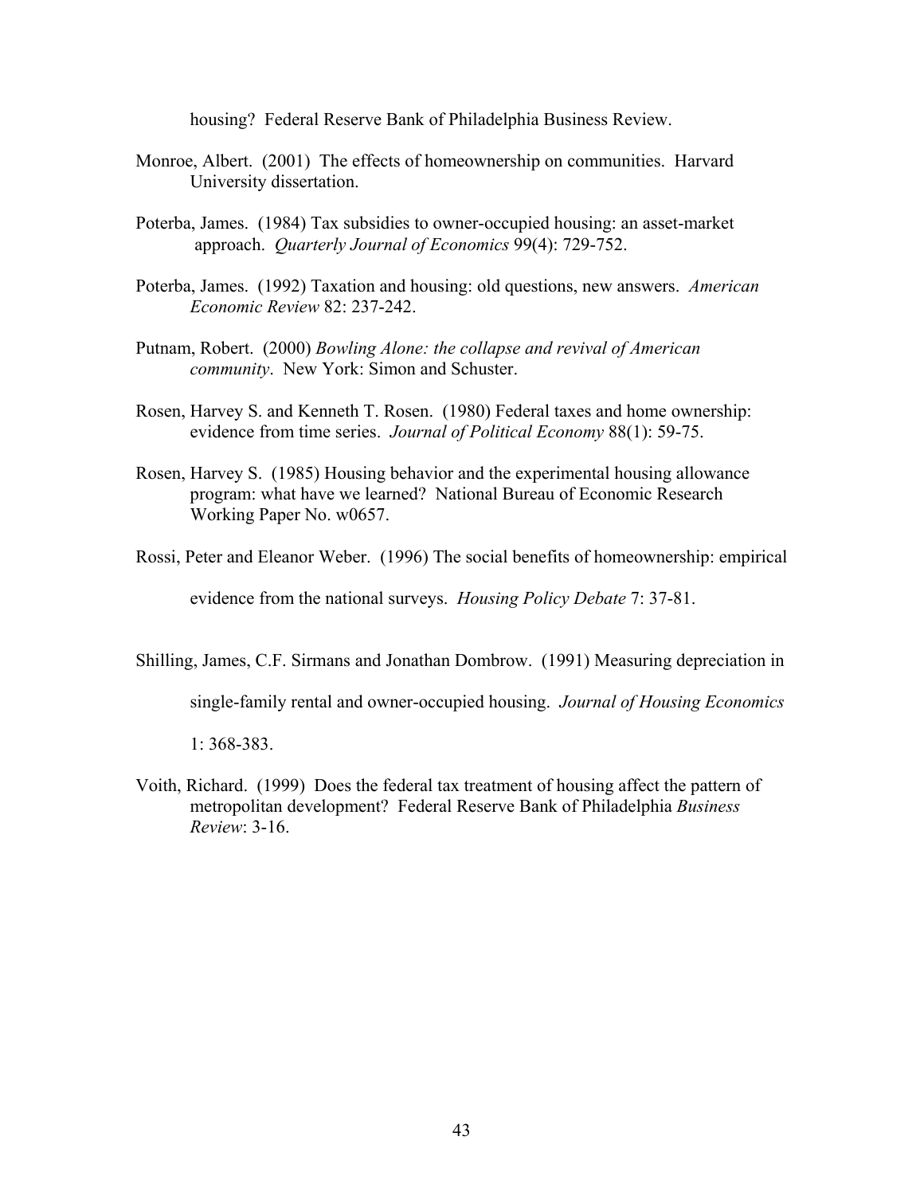housing? Federal Reserve Bank of Philadelphia Business Review.

Monroe, Albert. (2001) The effects of homeownership on communities. Harvard University dissertation.

Poterba, James. (1984) Tax subsidies to owner-occupied housing: an asset-market approach. *Quarterly Journal of Economics* 99(4): 729-752.

Poterba, James. (1992) Taxation and housing: old questions, new answers. *American Economic Review* 82: 237-242.

Putnam, Robert. (2000) *Bowling Alone: the collapse and revival of American community*. New York: Simon and Schuster.

Rosen, Harvey S. and Kenneth T. Rosen. (1980) Federal taxes and home ownership: evidence from time series. *Journal of Political Economy* 88(1): 59-75.

Rosen, Harvey S. (1985) Housing behavior and the experimental housing allowance program: what have we learned? National Bureau of Economic Research Working Paper No. w0657.

Rossi, Peter and Eleanor Weber. (1996) The social benefits of homeownership: empirical evidence from the national surveys. *Housing Policy Debate* 7: 37-81.

Shilling, James, C.F. Sirmans and Jonathan Dombrow. (1991) Measuring depreciation in single-family rental and owner-occupied housing. *Journal of Housing Economics* 1: 368-383.

Voith, Richard. (1999) Does the federal tax treatment of housing affect the pattern of metropolitan development? Federal Reserve Bank of Philadelphia *Business Review*: 3-16.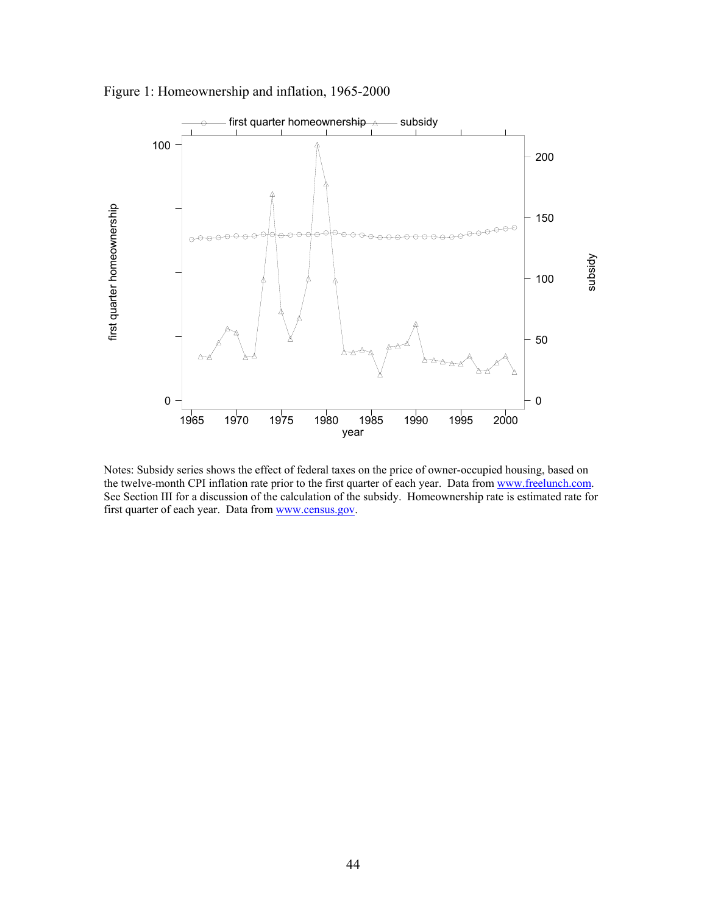Figure 1: Homeownership and inflation, 1965-2000

Notes: Subsidy series shows the effect of federal taxes on the price of owner-occupied housing, based on the twelve-month CPI inflation rate prior to the first quarter of each year. Data from www.freelunch.com. See Section III for a discussion of the calculation of the subsidy. Homeownership rate is estimated rate for first quarter of each year. Data from www.census.gov.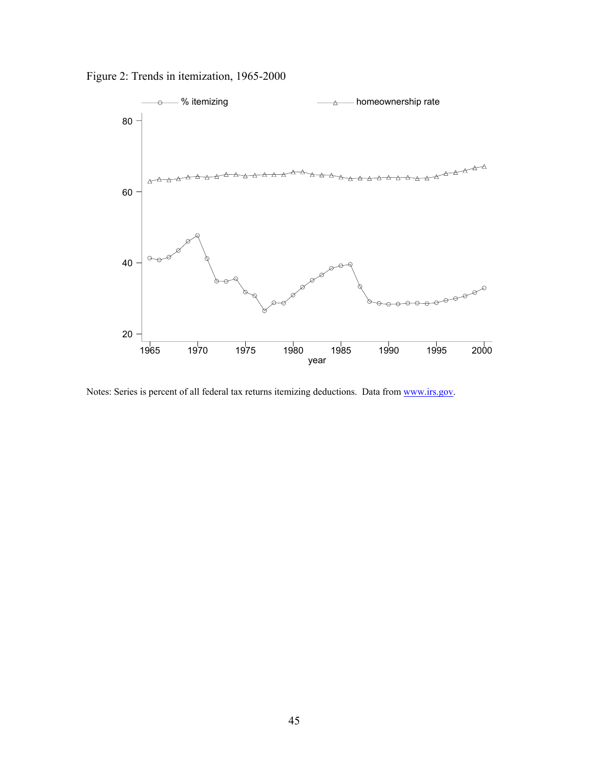Figure 2: Trends in itemization, 1965-2000

Notes: Series is percent of all federal tax returns itemizing deductions. Data from www.irs.gov.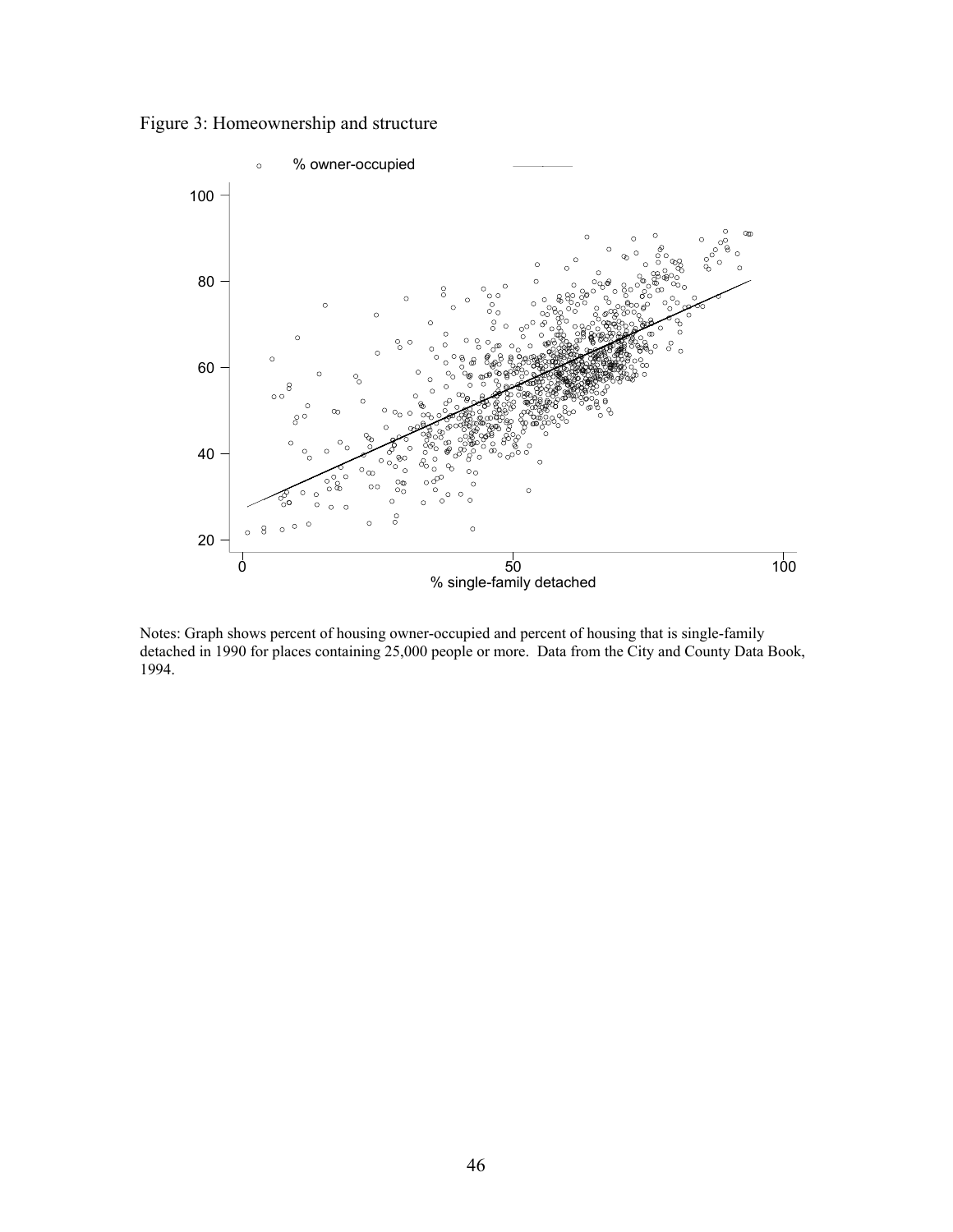Figure 3: Homeownership and structure

Notes: Graph shows percent of housing owner-occupied and percent of housing that is single-family detached in 1990 for places containing 25,000 people or more. Data from the City and County Data Book, 1994.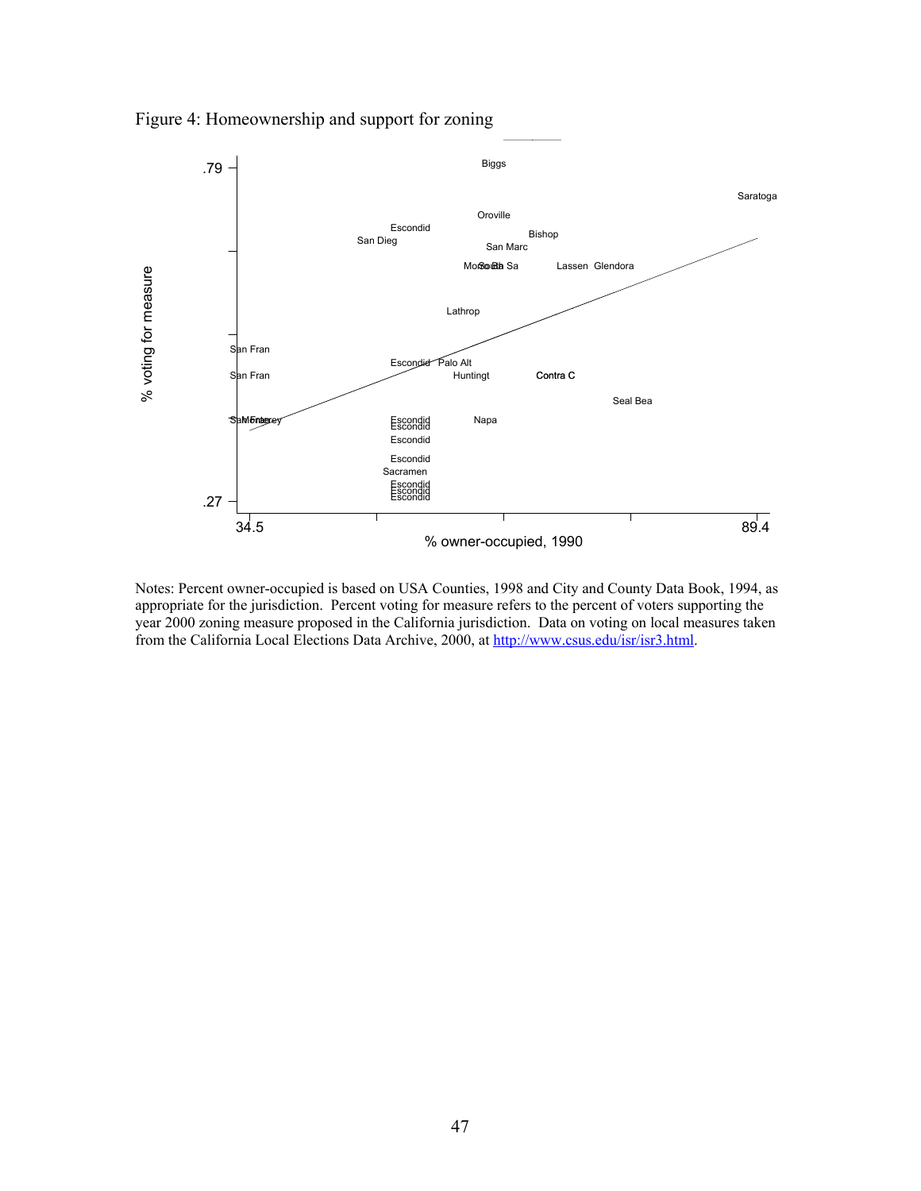Figure 4: Homeownership and support for zoning

% voting for measure

.79

.27

34.5

89.4

% owner-occupied, 1990

Biggs, Saratoga, Oroville, Escondid, San Dieg, Bishop, San Marc, MoSoBa Sa, Lassen, Glendora, Lathrop, San Fran, San Fran, Escondid, Palo Alt, Huntingt, Contra C, Seal Bea, SaMonterey, Escondid, Escondid, Napa, Escondid, Escondid, Sacramen, Escondid, Escondid, Escondid

Notes: Percent owner-occupied is based on USA Counties, 1998 and City and County Data Book, 1994, as appropriate for the jurisdiction. Percent voting for measure refers to the percent of voters supporting the year 2000 zoning measure proposed in the California jurisdiction. Data on voting on local measures taken from the California Local Elections Data Archive, 2000, at http://www.csus.edu/isr/isr3.html.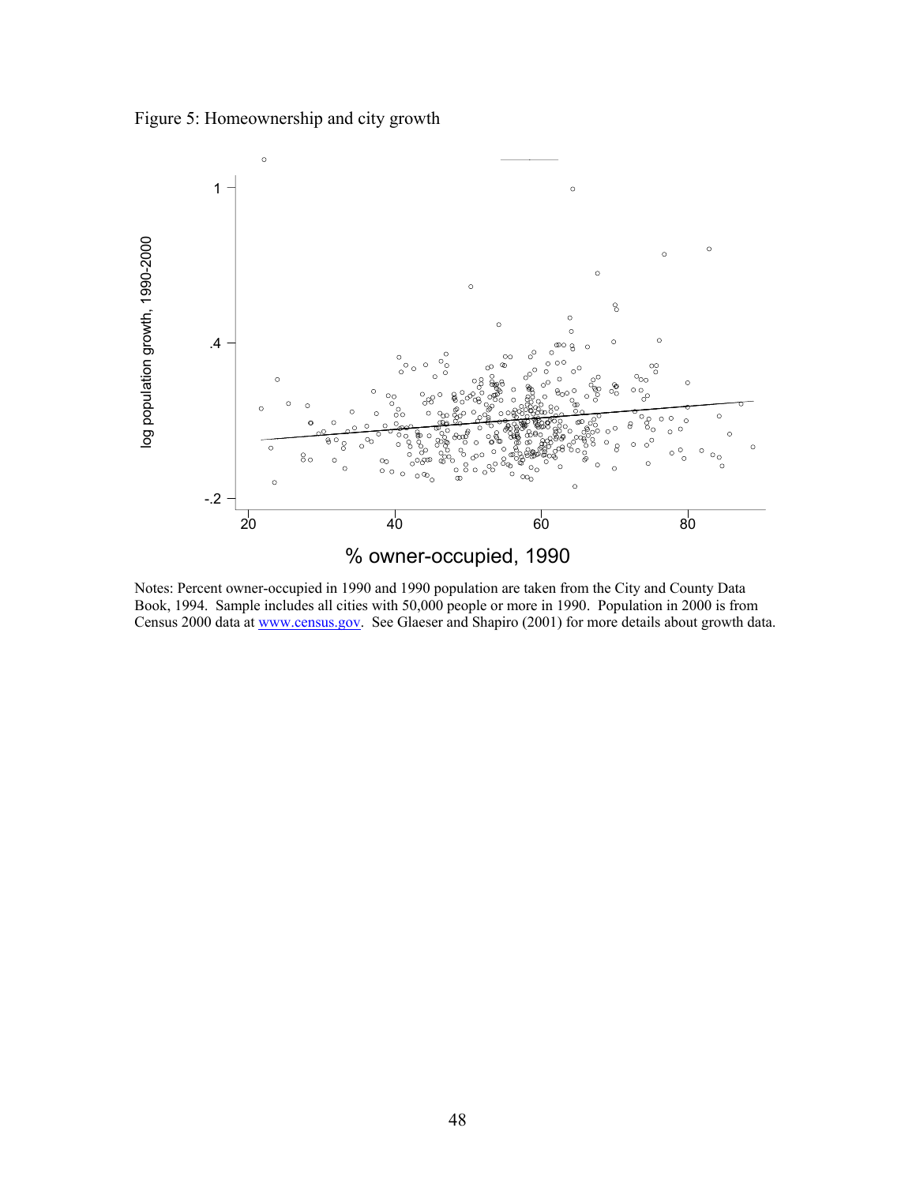Figure 5: Homeownership and city growth

Notes: Percent owner-occupied in 1990 and 1990 population are taken from the City and County Data Book, 1994. Sample includes all cities with 50,000 people or more in 1990. Population in 2000 is from Census 2000 data at www.census.gov. See Glaeser and Shapiro (2001) for more details about growth data.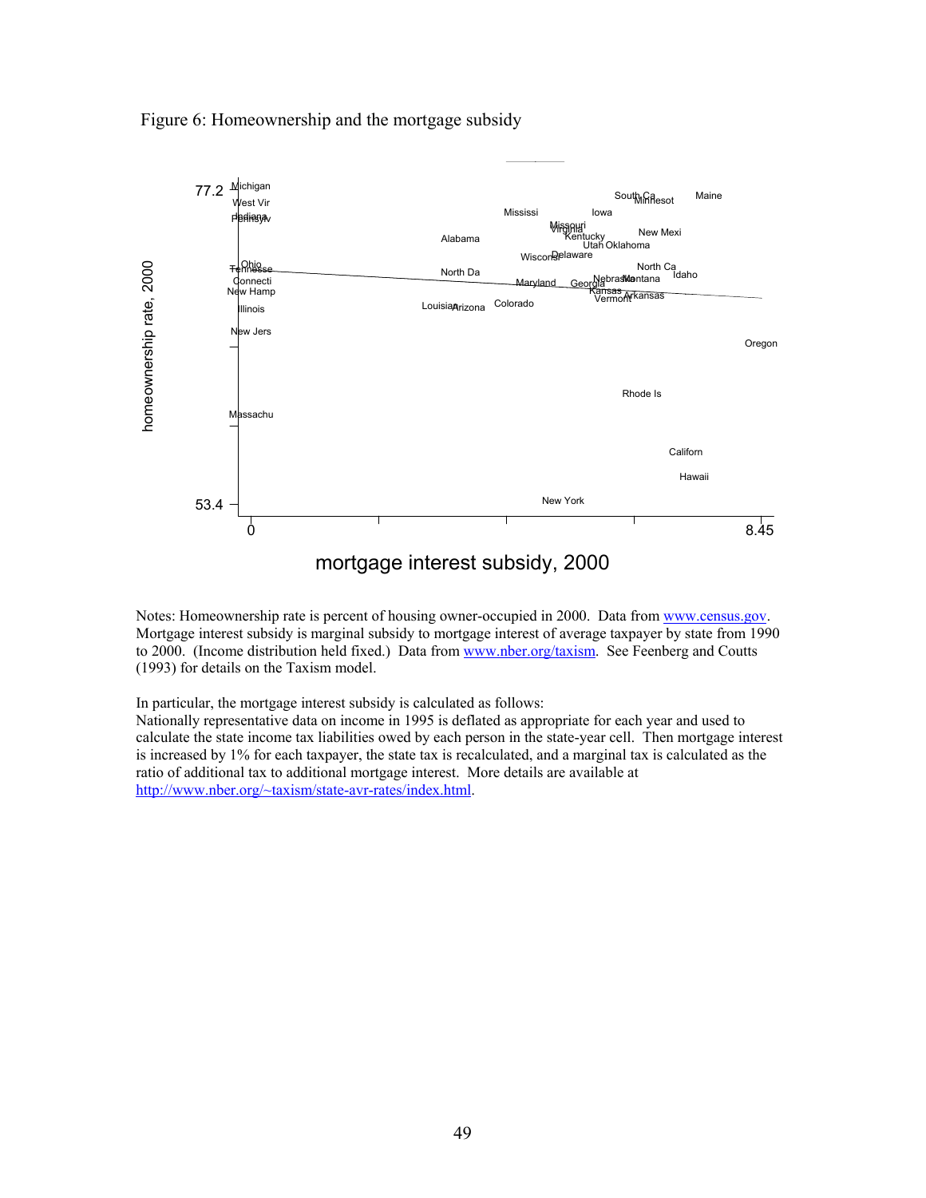Figure 6: Homeownership and the mortgage subsidy

Notes: Homeownership rate is percent of housing owner-occupied in 2000. Data from www.census.gov. Mortgage interest subsidy is marginal subsidy to mortgage interest of average taxpayer by state from 1990 to 2000. (Income distribution held fixed.) Data from www.nber.org/taxism. See Feenberg and Coutts (1993) for details on the Taxism model.

In particular, the mortgage interest subsidy is calculated as follows:
Nationally representative data on income in 1995 is deflated as appropriate for each year and used to calculate the state income tax liabilities owed by each person in the state-year cell. Then mortgage interest is increased by 1% for each taxpayer, the state tax is recalculated, and a marginal tax is calculated as the ratio of additional tax to additional mortgage interest. More details are available at http://www.nber.org/~taxism/state-avr-rates/index.html.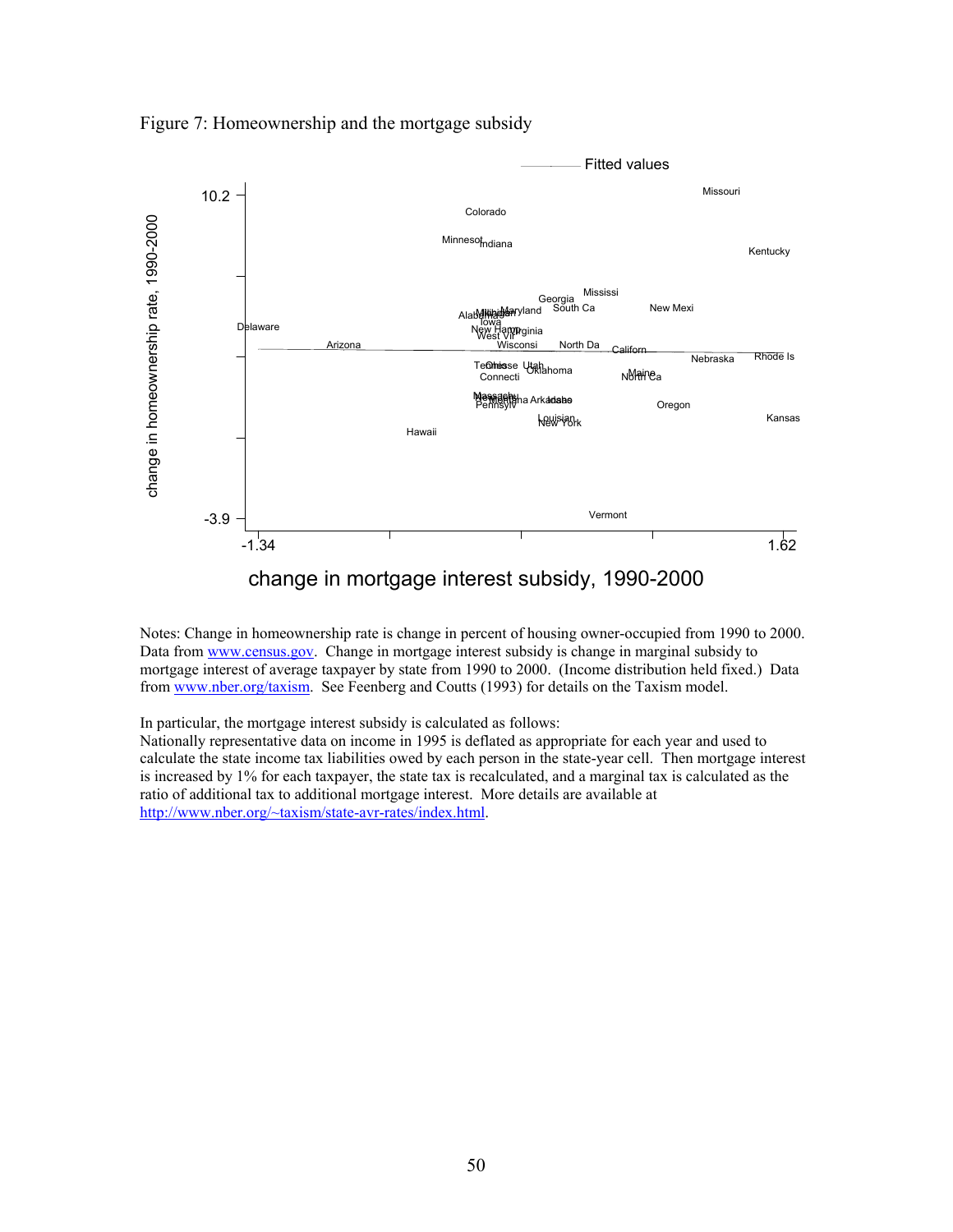Figure 7: Homeownership and the mortgage subsidy

Notes: Change in homeownership rate is change in percent of housing owner-occupied from 1990 to 2000. Data from www.census.gov. Change in mortgage interest subsidy is change in marginal subsidy to mortgage interest of average taxpayer by state from 1990 to 2000. (Income distribution held fixed.) Data from www.nber.org/taxism. See Feenberg and Coutts (1993) for details on the Taxism model.

In particular, the mortgage interest subsidy is calculated as follows:
Nationally representative data on income in 1995 is deflated as appropriate for each year and used to calculate the state income tax liabilities owed by each person in the state-year cell. Then mortgage interest is increased by 1% for each taxpayer, the state tax is recalculated, and a marginal tax is calculated as the ratio of additional tax to additional mortgage interest. More details are available at http://www.nber.org/~taxism/state-avr-rates/index.html.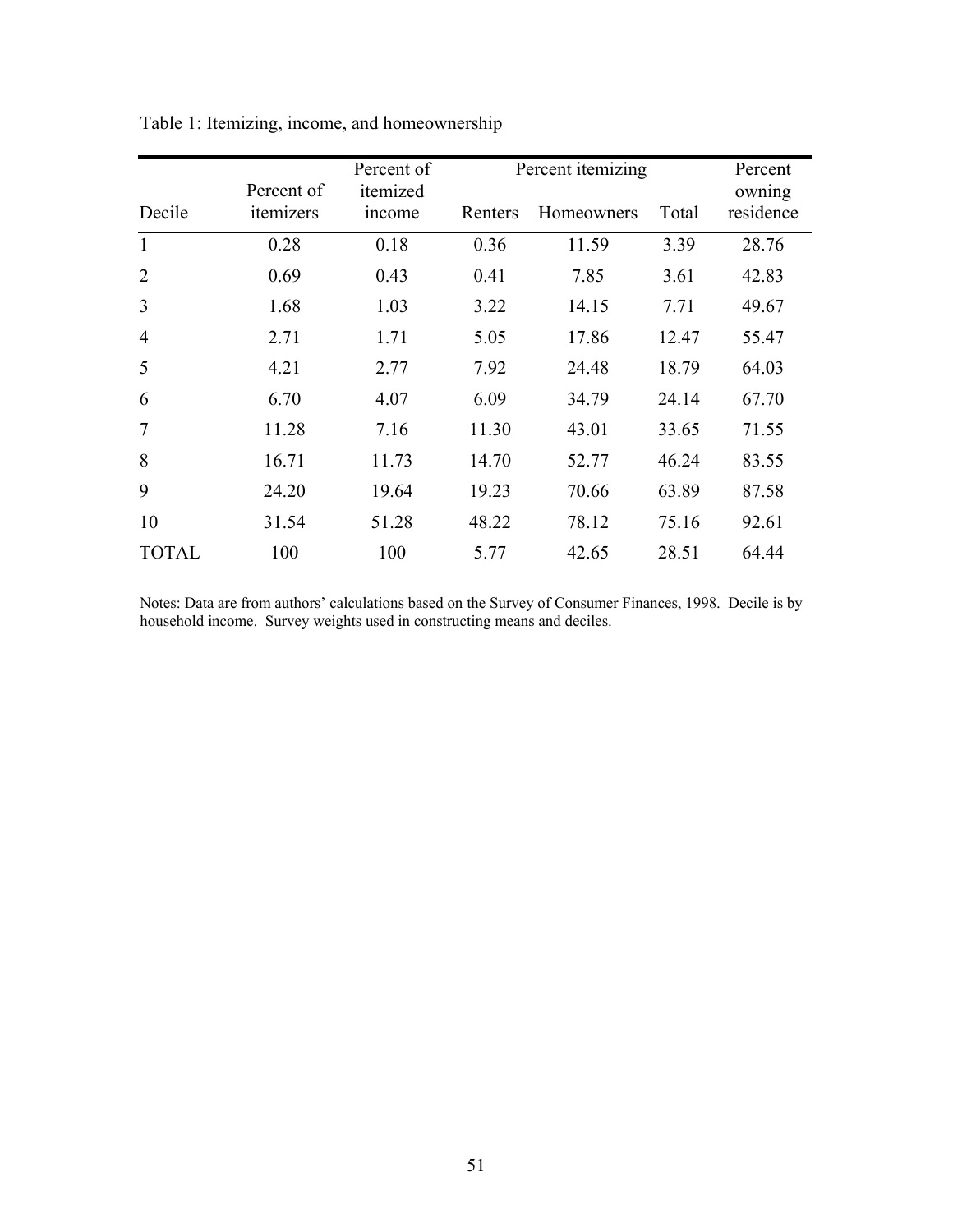Table 1: Itemizing, income, and homeownership

| Decile | Percent of itemizers | Percent of itemized income | Percent itemizing | | | Percent owning residence |
|---|---|---|---|---|---|---|
| | | | Renters | Homeowners | Total | |
| 1 | 0.28 | 0.18 | 0.36 | 11.59 | 3.39 | 28.76 |
| 2 | 0.69 | 0.43 | 0.41 | 7.85 | 3.61 | 42.83 |
| 3 | 1.68 | 1.03 | 3.22 | 14.15 | 7.71 | 49.67 |
| 4 | 2.71 | 1.71 | 5.05 | 17.86 | 12.47 | 55.47 |
| 5 | 4.21 | 2.77 | 7.92 | 24.48 | 18.79 | 64.03 |
| 6 | 6.70 | 4.07 | 6.09 | 34.79 | 24.14 | 67.70 |
| 7 | 11.28 | 7.16 | 11.30 | 43.01 | 33.65 | 71.55 |
| 8 | 16.71 | 11.73 | 14.70 | 52.77 | 46.24 | 83.55 |
| 9 | 24.20 | 19.64 | 19.23 | 70.66 | 63.89 | 87.58 |
| 10 | 31.54 | 51.28 | 48.22 | 78.12 | 75.16 | 92.61 |
| TOTAL | 100 | 100 | 5.77 | 42.65 | 28.51 | 64.44 |

Notes: Data are from authors' calculations based on the Survey of Consumer Finances, 1998. Decile is by household income. Survey weights used in constructing means and deciles.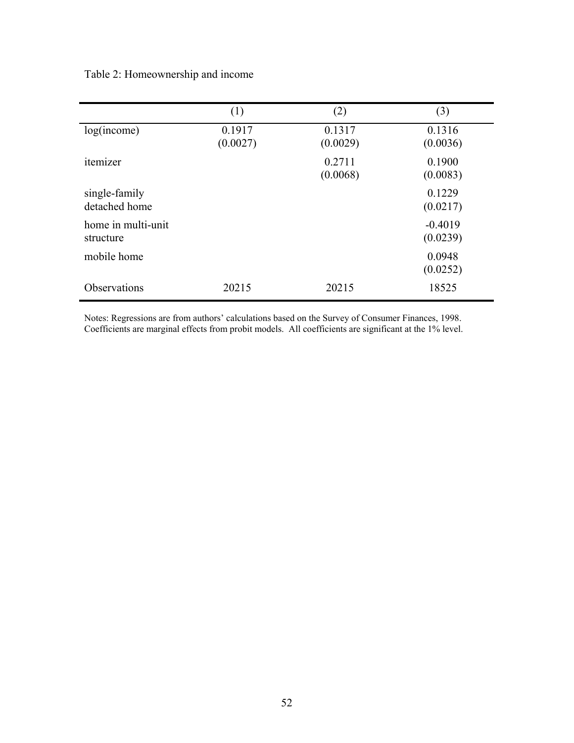Table 2: Homeownership and income

| | (1) | (2) | (3) |
|---|---|---|---|
| log(income) | 0.1917<br>(0.0027) | 0.1317<br>(0.0029) | 0.1316<br>(0.0036) |
| itemizer | | 0.2711<br>(0.0068) | 0.1900<br>(0.0083) |
| single-family detached home | | | 0.1229<br>(0.0217) |
| home in multi-unit structure | | | -0.4019<br>(0.0239) |
| mobile home | | | 0.0948<br>(0.0252) |
| Observations | 20215 | 20215 | 18525 |

Notes: Regressions are from authors' calculations based on the Survey of Consumer Finances, 1998. Coefficients are marginal effects from probit models. All coefficients are significant at the 1% level.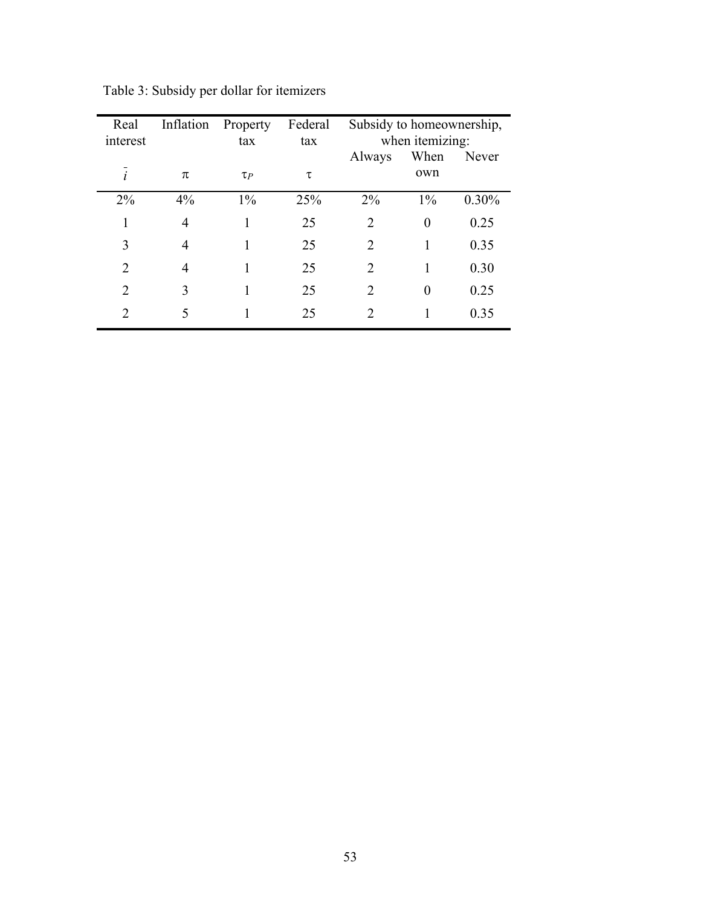Table 3: Subsidy per dollar for itemizers

| Real interest | Inflation | Property tax | Federal tax | Subsidy to homeownership, when itemizing: | | |
|---|---|---|---|---|---|---|
| | | | | Always | When own | Never |
| $\bar{i}$ | $\pi$ | $\tau_P$ | $\tau$ | | | |
| 2% | 4% | 1% | 25% | 2% | 1% | 0.30% |
| 1 | 4 | 1 | 25 | 2 | 0 | 0.25 |
| 3 | 4 | 1 | 25 | 2 | 1 | 0.35 |
| 2 | 4 | 1 | 25 | 2 | 1 | 0.30 |
| 2 | 3 | 1 | 25 | 2 | 0 | 0.25 |
| 2 | 5 | 1 | 25 | 2 | 1 | 0.35 |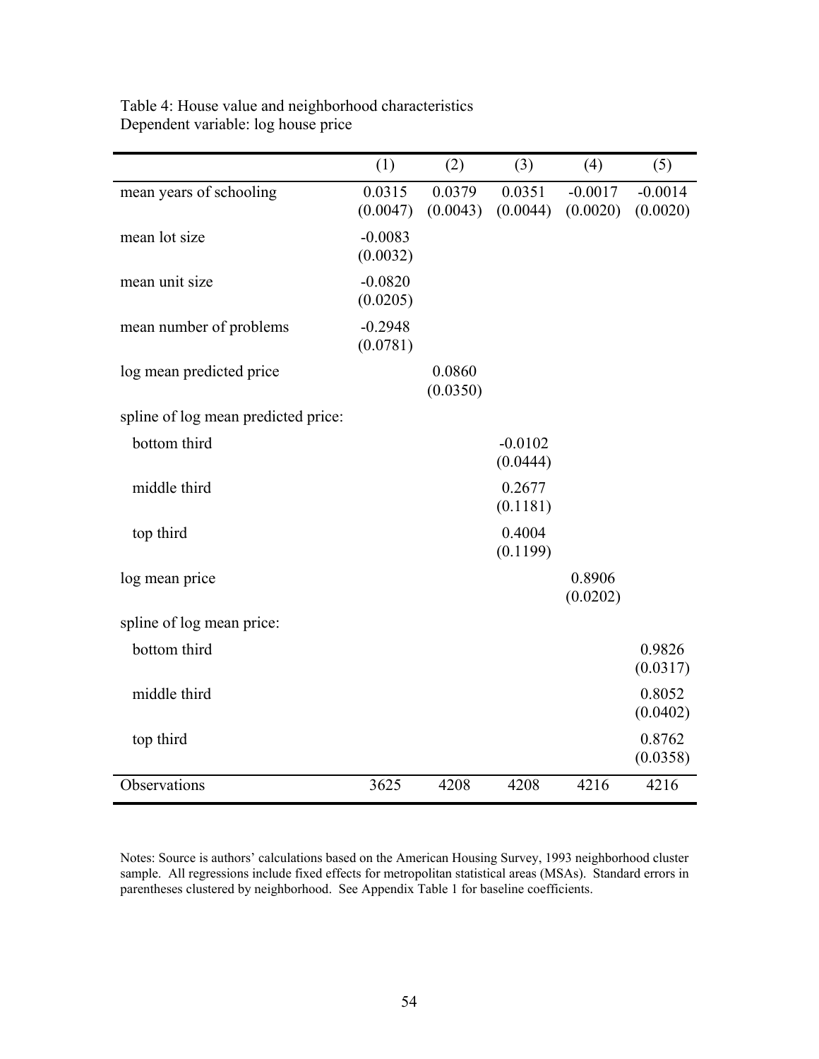Table 4: House value and neighborhood characteristics
Dependent variable: log house price

| | (1) | (2) | (3) | (4) | (5) |
|---|---|---|---|---|---|
| mean years of schooling | 0.0315<br>(0.0047) | 0.0379<br>(0.0043) | 0.0351<br>(0.0044) | -0.0017<br>(0.0020) | -0.0014<br>(0.0020) |
| mean lot size | -0.0083<br>(0.0032) | | | | |
| mean unit size | -0.0820<br>(0.0205) | | | | |
| mean number of problems | -0.2948<br>(0.0781) | | | | |
| log mean predicted price | | 0.0860<br>(0.0350) | | | |
| spline of log mean predicted price: | | | | | |
| bottom third | | | -0.0102<br>(0.0444) | | |
| middle third | | | 0.2677<br>(0.1181) | | |
| top third | | | 0.4004<br>(0.1199) | | |
| log mean price | | | | 0.8906<br>(0.0202) | |
| spline of log mean price: | | | | | |
| bottom third | | | | | 0.9826<br>(0.0317) |
| middle third | | | | | 0.8052<br>(0.0402) |
| top third | | | | | 0.8762<br>(0.0358) |
| Observations | 3625 | 4208 | 4208 | 4216 | 4216 |

Notes: Source is authors' calculations based on the American Housing Survey, 1993 neighborhood cluster sample. All regressions include fixed effects for metropolitan statistical areas (MSAs). Standard errors in parentheses clustered by neighborhood. See Appendix Table 1 for baseline coefficients.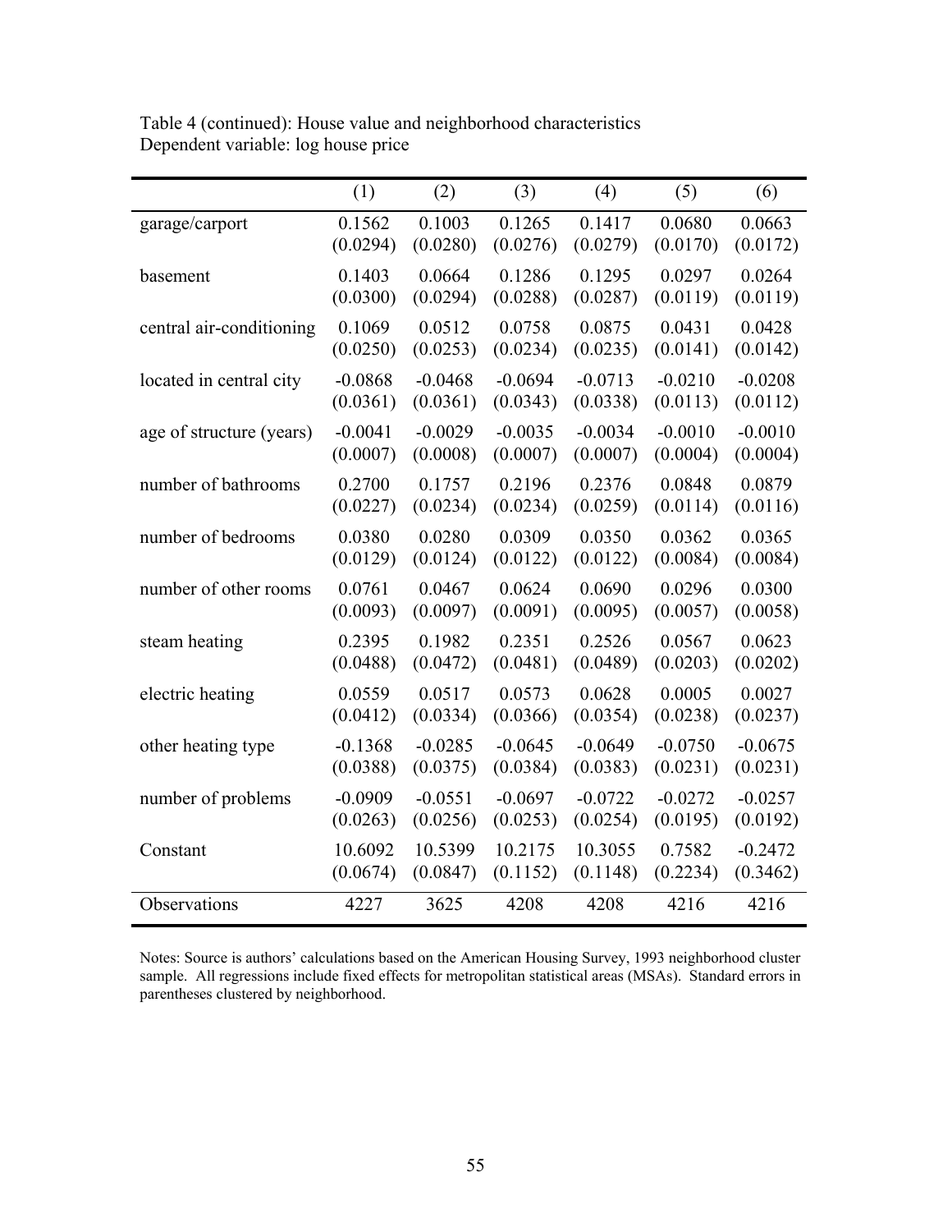Table 4 (continued): House value and neighborhood characteristics
Dependent variable: log house price

| | (1) | (2) | (3) | (4) | (5) | (6) |
|---|---|---|---|---|---|---|
| garage/carport | 0.1562 | 0.1003 | 0.1265 | 0.1417 | 0.0680 | 0.0663 |
| | (0.0294) | (0.0280) | (0.0276) | (0.0279) | (0.0170) | (0.0172) |
| basement | 0.1403 | 0.0664 | 0.1286 | 0.1295 | 0.0297 | 0.0264 |
| | (0.0300) | (0.0294) | (0.0288) | (0.0287) | (0.0119) | (0.0119) |
| central air-conditioning | 0.1069 | 0.0512 | 0.0758 | 0.0875 | 0.0431 | 0.0428 |
| | (0.0250) | (0.0253) | (0.0234) | (0.0235) | (0.0141) | (0.0142) |
| located in central city | -0.0868 | -0.0468 | -0.0694 | -0.0713 | -0.0210 | -0.0208 |
| | (0.0361) | (0.0361) | (0.0343) | (0.0338) | (0.0113) | (0.0112) |
| age of structure (years) | -0.0041 | -0.0029 | -0.0035 | -0.0034 | -0.0010 | -0.0010 |
| | (0.0007) | (0.0008) | (0.0007) | (0.0007) | (0.0004) | (0.0004) |
| number of bathrooms | 0.2700 | 0.1757 | 0.2196 | 0.2376 | 0.0848 | 0.0879 |
| | (0.0227) | (0.0234) | (0.0234) | (0.0259) | (0.0114) | (0.0116) |
| number of bedrooms | 0.0380 | 0.0280 | 0.0309 | 0.0350 | 0.0362 | 0.0365 |
| | (0.0129) | (0.0124) | (0.0122) | (0.0122) | (0.0084) | (0.0084) |
| number of other rooms | 0.0761 | 0.0467 | 0.0624 | 0.0690 | 0.0296 | 0.0300 |
| | (0.0093) | (0.0097) | (0.0091) | (0.0095) | (0.0057) | (0.0058) |
| steam heating | 0.2395 | 0.1982 | 0.2351 | 0.2526 | 0.0567 | 0.0623 |
| | (0.0488) | (0.0472) | (0.0481) | (0.0489) | (0.0203) | (0.0202) |
| electric heating | 0.0559 | 0.0517 | 0.0573 | 0.0628 | 0.0005 | 0.0027 |
| | (0.0412) | (0.0334) | (0.0366) | (0.0354) | (0.0238) | (0.0237) |
| other heating type | -0.1368 | -0.0285 | -0.0645 | -0.0649 | -0.0750 | -0.0675 |
| | (0.0388) | (0.0375) | (0.0384) | (0.0383) | (0.0231) | (0.0231) |
| number of problems | -0.0909 | -0.0551 | -0.0697 | -0.0722 | -0.0272 | -0.0257 |
| | (0.0263) | (0.0256) | (0.0253) | (0.0254) | (0.0195) | (0.0192) |
| Constant | 10.6092 | 10.5399 | 10.2175 | 10.3055 | 0.7582 | -0.2472 |
| | (0.0674) | (0.0847) | (0.1152) | (0.1148) | (0.2234) | (0.3462) |
| Observations | 4227 | 3625 | 4208 | 4208 | 4216 | 4216 |

Notes: Source is authors' calculations based on the American Housing Survey, 1993 neighborhood cluster sample. All regressions include fixed effects for metropolitan statistical areas (MSAs). Standard errors in parentheses clustered by neighborhood.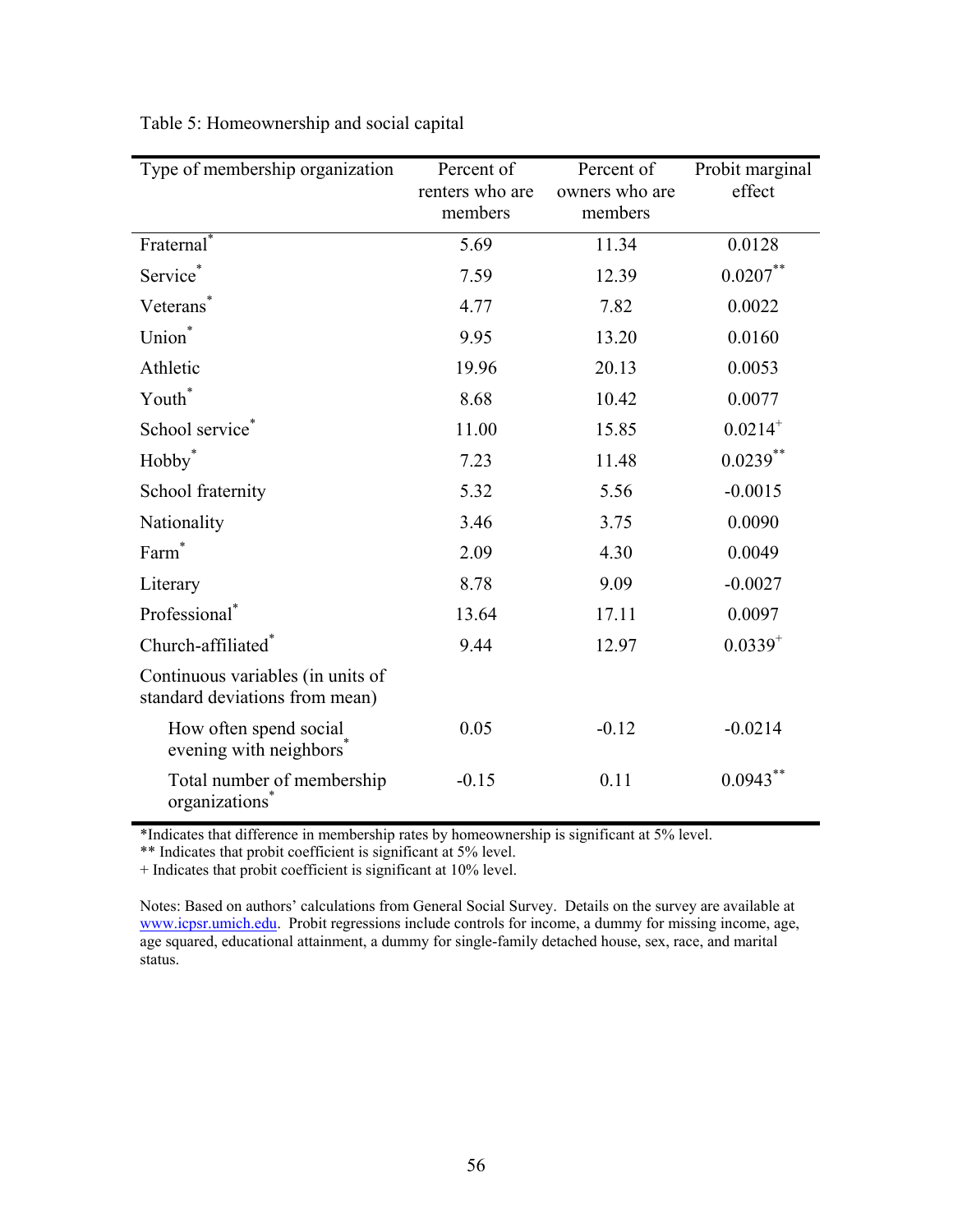Table 5: Homeownership and social capital

| Type of membership organization | Percent of renters who are members | Percent of owners who are members | Probit marginal effect |
|---|---|---|---|
| Fraternal* | 5.69 | 11.34 | 0.0128 |
| Service* | 7.59 | 12.39 | 0.0207** |
| Veterans* | 4.77 | 7.82 | 0.0022 |
| Union* | 9.95 | 13.20 | 0.0160 |
| Athletic | 19.96 | 20.13 | 0.0053 |
| Youth* | 8.68 | 10.42 | 0.0077 |
| School service* | 11.00 | 15.85 | 0.0214+ |
| Hobby* | 7.23 | 11.48 | 0.0239** |
| School fraternity | 5.32 | 5.56 | -0.0015 |
| Nationality | 3.46 | 3.75 | 0.0090 |
| Farm* | 2.09 | 4.30 | 0.0049 |
| Literary | 8.78 | 9.09 | -0.0027 |
| Professional* | 13.64 | 17.11 | 0.0097 |
| Church-affiliated* | 9.44 | 12.97 | 0.0339+ |
| Continuous variables (in units of standard deviations from mean) | | | |
| How often spend social evening with neighbors* | 0.05 | -0.12 | -0.0214 |
| Total number of membership organizations* | -0.15 | 0.11 | 0.0943** |

*Indicates that difference in membership rates by homeownership is significant at 5% level.
** Indicates that probit coefficient is significant at 5% level.
+ Indicates that probit coefficient is significant at 10% level.

Notes: Based on authors' calculations from General Social Survey. Details on the survey are available at www.icpsr.umich.edu. Probit regressions include controls for income, a dummy for missing income, age, age squared, educational attainment, a dummy for single-family detached house, sex, race, and marital status.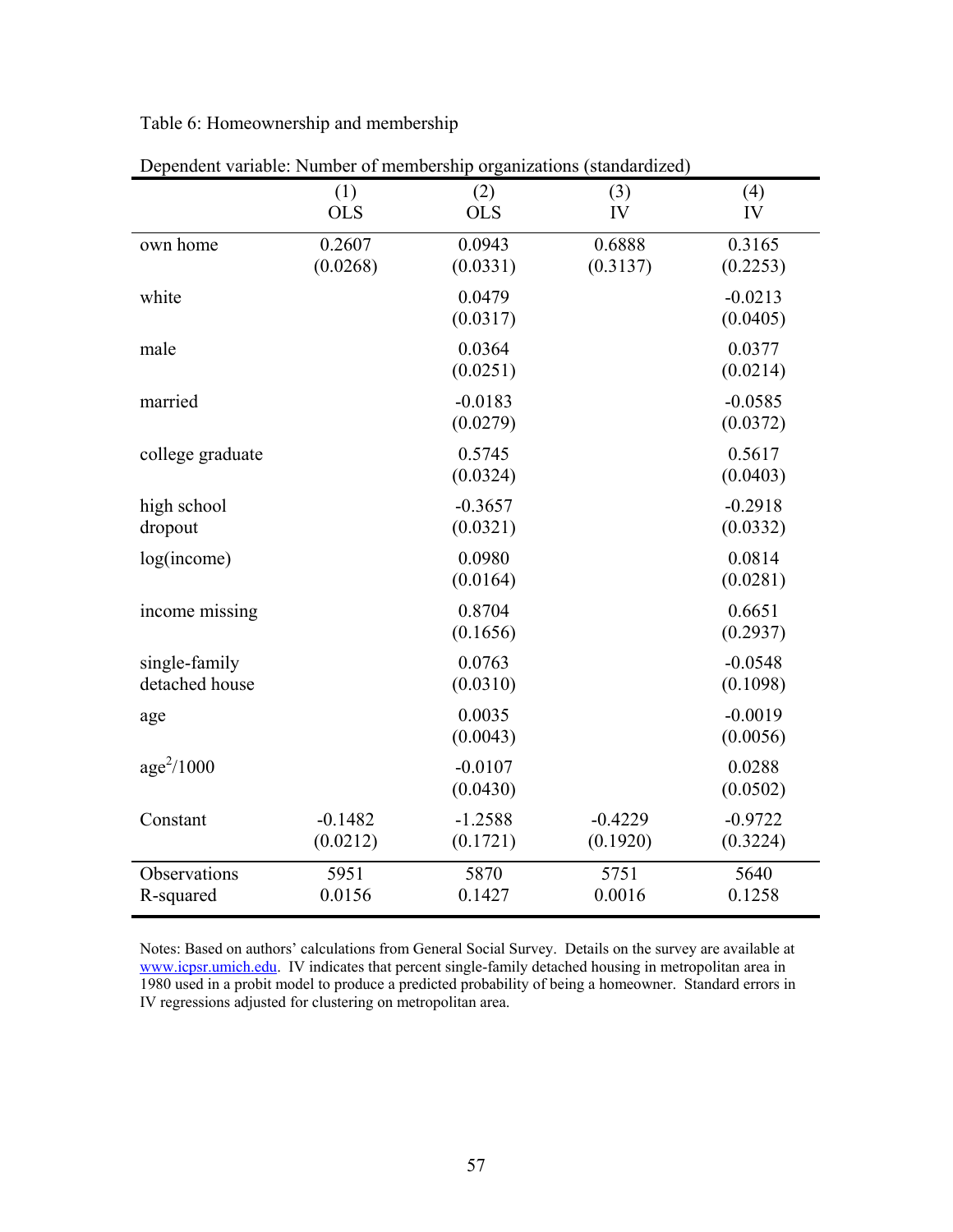Table 6: Homeownership and membership

Dependent variable: Number of membership organizations (standardized)

| | (1) OLS | (2) OLS | (3) IV | (4) IV |
|---|---|---|---|---|
| own home | 0.2607 | 0.0943 | 0.6888 | 0.3165 |
| | (0.0268) | (0.0331) | (0.3137) | (0.2253) |
| white | | 0.0479 | | -0.0213 |
| | | (0.0317) | | (0.0405) |
| male | | 0.0364 | | 0.0377 |
| | | (0.0251) | | (0.0214) |
| married | | -0.0183 | | -0.0585 |
| | | (0.0279) | | (0.0372) |
| college graduate | | 0.5745 | | 0.5617 |
| | | (0.0324) | | (0.0403) |
| high school dropout | | -0.3657 | | -0.2918 |
| | | (0.0321) | | (0.0332) |
| log(income) | | 0.0980 | | 0.0814 |
| | | (0.0164) | | (0.0281) |
| income missing | | 0.8704 | | 0.6651 |
| | | (0.1656) | | (0.2937) |
| single-family detached house | | 0.0763 | | -0.0548 |
| | | (0.0310) | | (0.1098) |
| age | | 0.0035 | | -0.0019 |
| | | (0.0043) | | (0.0056) |
| $age^2/1000$ | | -0.0107 | | 0.0288 |
| | | (0.0430) | | (0.0502) |
| Constant | -0.1482 | -1.2588 | -0.4229 | -0.9722 |
| | (0.0212) | (0.1721) | (0.1920) | (0.3224) |
| Observations | 5951 | 5870 | 5751 | 5640 |
| R-squared | 0.0156 | 0.1427 | 0.0016 | 0.1258 |

Notes: Based on authors' calculations from General Social Survey. Details on the survey are available at www.icpsr.umich.edu. IV indicates that percent single-family detached housing in metropolitan area in 1980 used in a probit model to produce a predicted probability of being a homeowner. Standard errors in IV regressions adjusted for clustering on metropolitan area.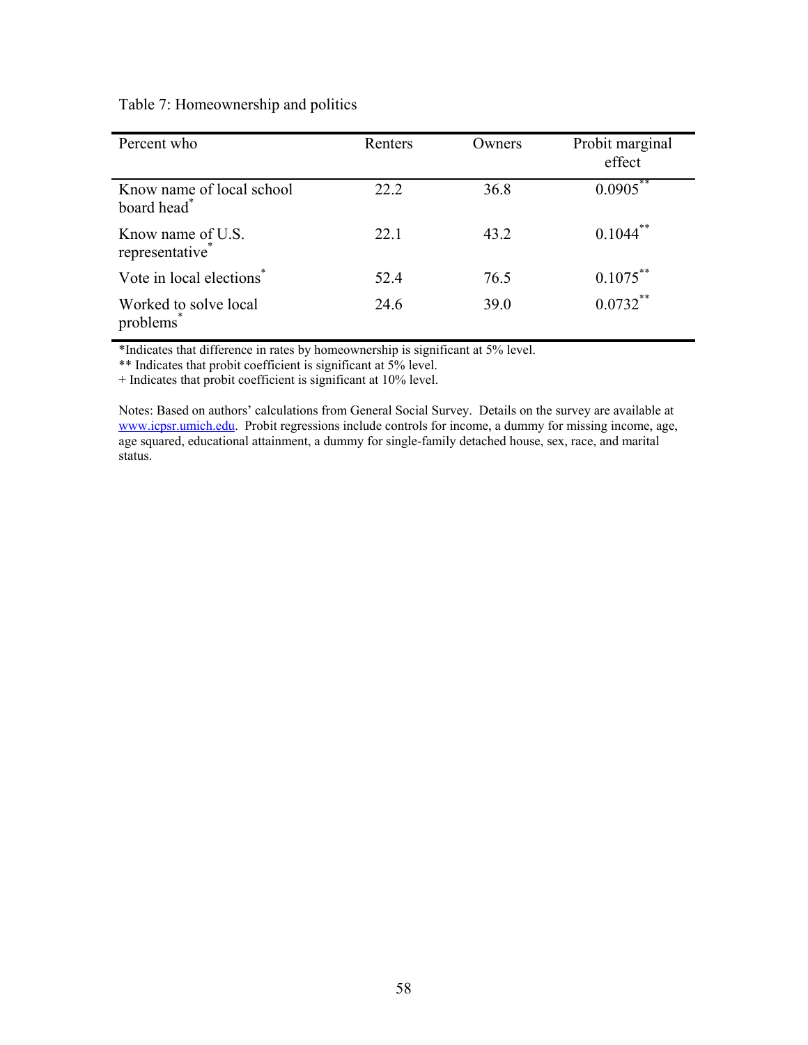Table 7: Homeownership and politics

| Percent who | Renters | Owners | Probit marginal effect |
|---|---|---|---|
| Know name of local school board head* | 22.2 | 36.8 | 0.0905** |
| Know name of U.S. representative* | 22.1 | 43.2 | 0.1044** |
| Vote in local elections* | 52.4 | 76.5 | 0.1075** |
| Worked to solve local problems* | 24.6 | 39.0 | 0.0732** |

*Indicates that difference in rates by homeownership is significant at 5% level.

** Indicates that probit coefficient is significant at 5% level.

+ Indicates that probit coefficient is significant at 10% level.

Notes: Based on authors' calculations from General Social Survey. Details on the survey are available at www.icpsr.umich.edu. Probit regressions include controls for income, a dummy for missing income, age, age squared, educational attainment, a dummy for single-family detached house, sex, race, and marital status.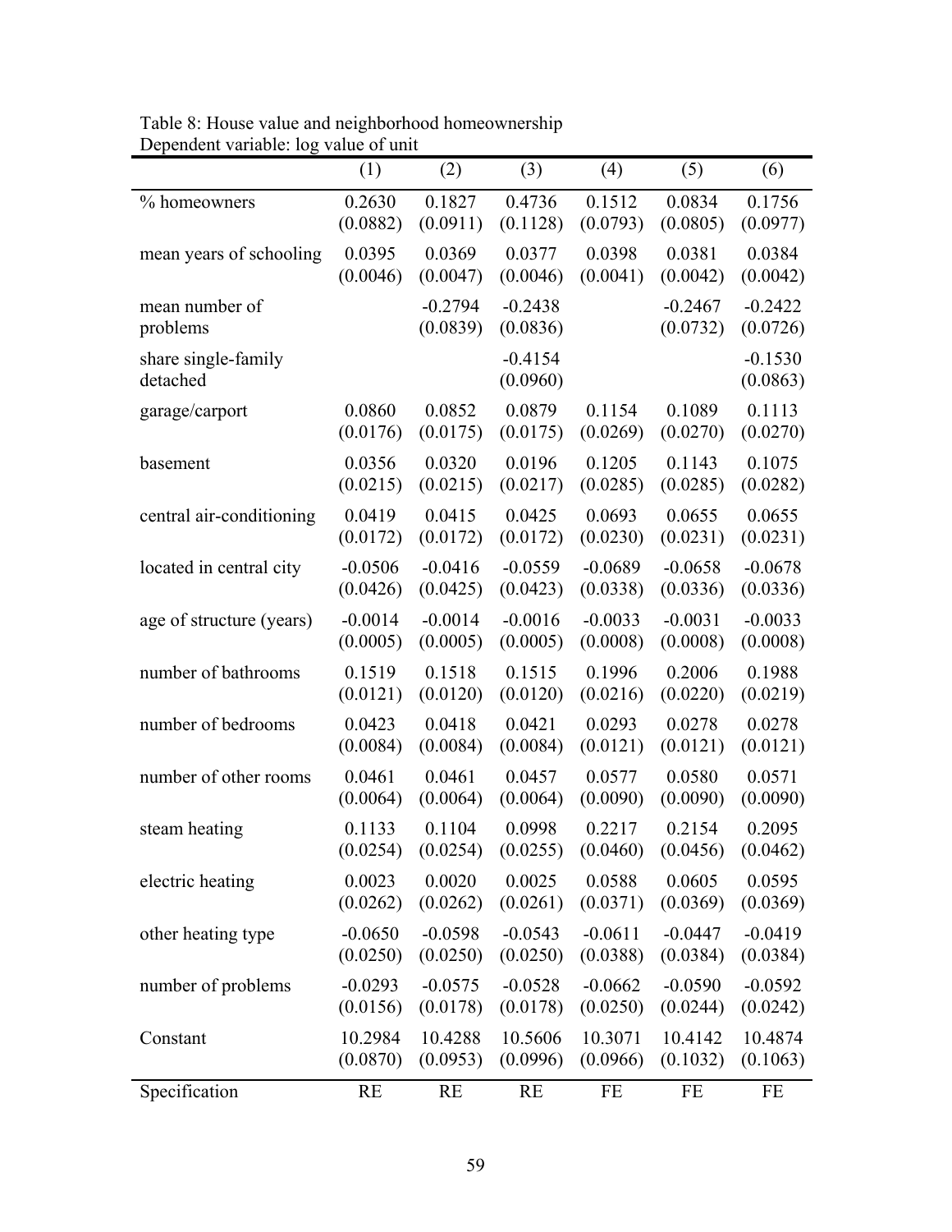Table 8: House value and neighborhood homeownership
Dependent variable: log value of unit

| | (1) | (2) | (3) | (4) | (5) | (6) |
|---|---|---|---|---|---|---|
| % homeowners | 0.2630<br>(0.0882) | 0.1827<br>(0.0911) | 0.4736<br>(0.1128) | 0.1512<br>(0.0793) | 0.0834<br>(0.0805) | 0.1756<br>(0.0977) |
| mean years of schooling | 0.0395<br>(0.0046) | 0.0369<br>(0.0047) | 0.0377<br>(0.0046) | 0.0398<br>(0.0041) | 0.0381<br>(0.0042) | 0.0384<br>(0.0042) |
| mean number of problems | | -0.2794<br>(0.0839) | -0.2438<br>(0.0836) | | -0.2467<br>(0.0732) | -0.2422<br>(0.0726) |
| share single-family detached | | | -0.4154<br>(0.0960) | | | -0.1530<br>(0.0863) |
| garage/carport | 0.0860<br>(0.0176) | 0.0852<br>(0.0175) | 0.0879<br>(0.0175) | 0.1154<br>(0.0269) | 0.1089<br>(0.0270) | 0.1113<br>(0.0270) |
| basement | 0.0356<br>(0.0215) | 0.0320<br>(0.0215) | 0.0196<br>(0.0217) | 0.1205<br>(0.0285) | 0.1143<br>(0.0285) | 0.1075<br>(0.0282) |
| central air-conditioning | 0.0419<br>(0.0172) | 0.0415<br>(0.0172) | 0.0425<br>(0.0172) | 0.0693<br>(0.0230) | 0.0655<br>(0.0231) | 0.0655<br>(0.0231) |
| located in central city | -0.0506<br>(0.0426) | -0.0416<br>(0.0425) | -0.0559<br>(0.0423) | -0.0689<br>(0.0338) | -0.0658<br>(0.0336) | -0.0678<br>(0.0336) |
| age of structure (years) | -0.0014<br>(0.0005) | -0.0014<br>(0.0005) | -0.0016<br>(0.0005) | -0.0033<br>(0.0008) | -0.0031<br>(0.0008) | -0.0033<br>(0.0008) |
| number of bathrooms | 0.1519<br>(0.0121) | 0.1518<br>(0.0120) | 0.1515<br>(0.0120) | 0.1996<br>(0.0216) | 0.2006<br>(0.0220) | 0.1988<br>(0.0219) |
| number of bedrooms | 0.0423<br>(0.0084) | 0.0418<br>(0.0084) | 0.0421<br>(0.0084) | 0.0293<br>(0.0121) | 0.0278<br>(0.0121) | 0.0278<br>(0.0121) |
| number of other rooms | 0.0461<br>(0.0064) | 0.0461<br>(0.0064) | 0.0457<br>(0.0064) | 0.0577<br>(0.0090) | 0.0580<br>(0.0090) | 0.0571<br>(0.0090) |
| steam heating | 0.1133<br>(0.0254) | 0.1104<br>(0.0254) | 0.0998<br>(0.0255) | 0.2217<br>(0.0460) | 0.2154<br>(0.0456) | 0.2095<br>(0.0462) |
| electric heating | 0.0023<br>(0.0262) | 0.0020<br>(0.0262) | 0.0025<br>(0.0261) | 0.0588<br>(0.0371) | 0.0605<br>(0.0369) | 0.0595<br>(0.0369) |
| other heating type | -0.0650<br>(0.0250) | -0.0598<br>(0.0250) | -0.0543<br>(0.0250) | -0.0611<br>(0.0388) | -0.0447<br>(0.0384) | -0.0419<br>(0.0384) |
| number of problems | -0.0293<br>(0.0156) | -0.0575<br>(0.0178) | -0.0528<br>(0.0178) | -0.0662<br>(0.0250) | -0.0590<br>(0.0244) | -0.0592<br>(0.0242) |
| Constant | 10.2984<br>(0.0870) | 10.4288<br>(0.0953) | 10.5606<br>(0.0996) | 10.3071<br>(0.0966) | 10.4142<br>(0.1032) | 10.4874<br>(0.1063) |
| Specification | RE | RE | RE | FE | FE | FE |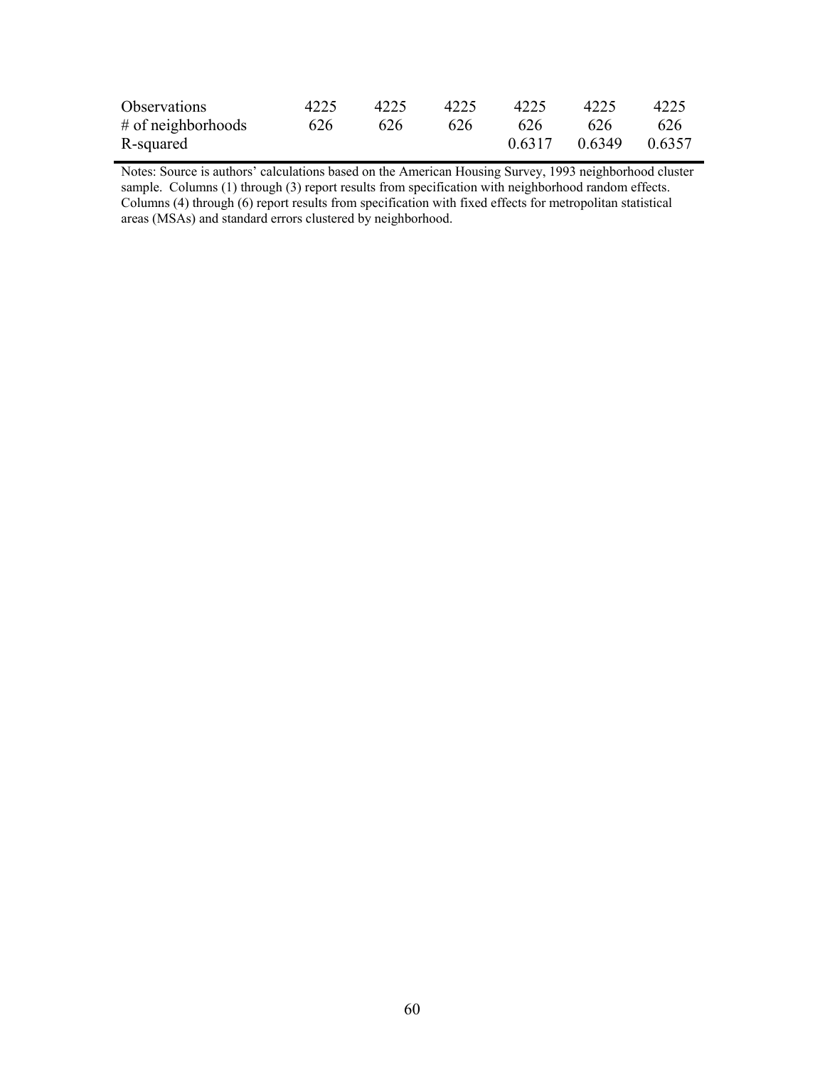| | | | | | | |
|---|---|---|---|---|---|---|
| Observations | 4225 | 4225 | 4225 | 4225 | 4225 | 4225 |
| # of neighborhoods | 626 | 626 | 626 | 626 | 626 | 626 |
| R-squared | | | | 0.6317 | 0.6349 | 0.6357 |

Notes: Source is authors' calculations based on the American Housing Survey, 1993 neighborhood cluster sample. Columns (1) through (3) report results from specification with neighborhood random effects. Columns (4) through (6) report results from specification with fixed effects for metropolitan statistical areas (MSAs) and standard errors clustered by neighborhood.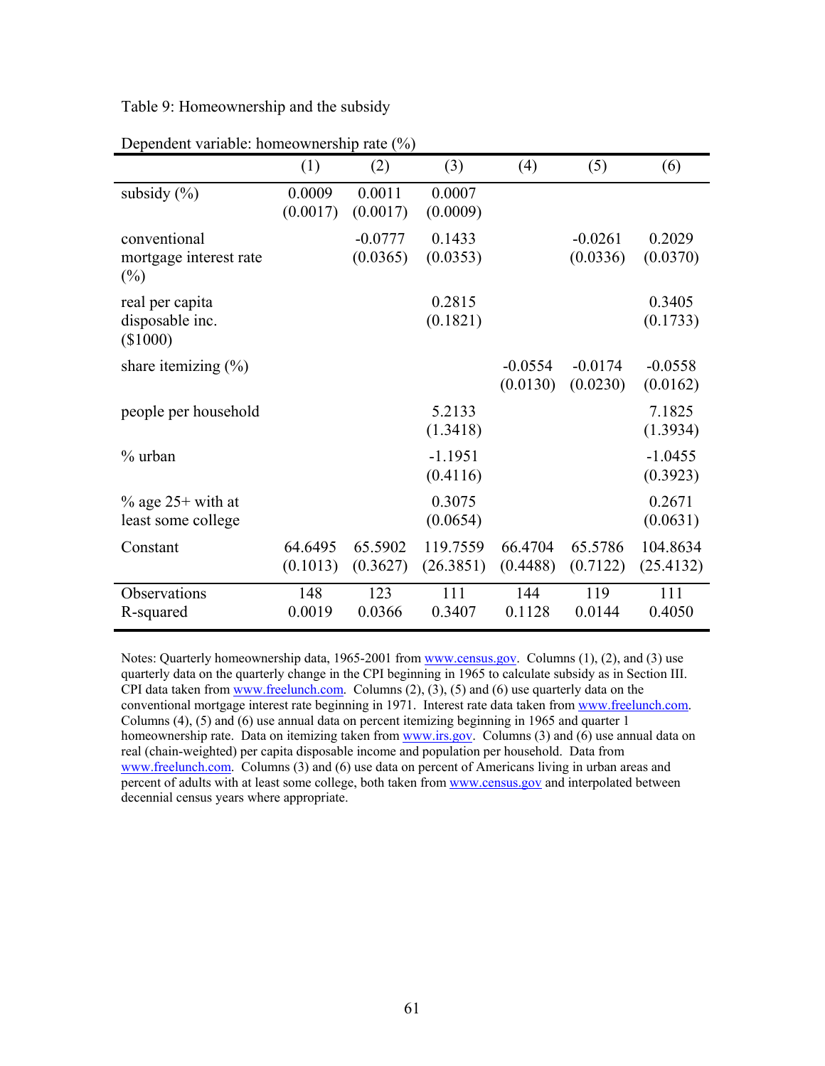Table 9: Homeownership and the subsidy

Dependent variable: homeownership rate (%)

| | (1) | (2) | (3) | (4) | (5) | (6) |
|---|---|---|---|---|---|---|
| subsidy (%) | 0.0009<br>(0.0017) | 0.0011<br>(0.0017) | 0.0007<br>(0.0009) | | | |
| conventional mortgage interest rate (%) | | -0.0777<br>(0.0365) | 0.1433<br>(0.0353) | | -0.0261<br>(0.0336) | 0.2029<br>(0.0370) |
| real per capita disposable inc. ($1000) | | | 0.2815<br>(0.1821) | | | 0.3405<br>(0.1733) |
| share itemizing (%) | | | | -0.0554<br>(0.0130) | -0.0174<br>(0.0230) | -0.0558<br>(0.0162) |
| people per household | | | 5.2133<br>(1.3418) | | | 7.1825<br>(1.3934) |
| % urban | | | -1.1951<br>(0.4116) | | | -1.0455<br>(0.3923) |
| % age 25+ with at least some college | | | 0.3075<br>(0.0654) | | | 0.2671<br>(0.0631) |
| Constant | 64.6495<br>(0.1013) | 65.5902<br>(0.3627) | 119.7559<br>(26.3851) | 66.4704<br>(0.4488) | 65.5786<br>(0.7122) | 104.8634<br>(25.4132) |
| Observations | 148 | 123 | 111 | 144 | 119 | 111 |
| R-squared | 0.0019 | 0.0366 | 0.3407 | 0.1128 | 0.0144 | 0.4050 |

Notes: Quarterly homeownership data, 1965-2001 from www.census.gov. Columns (1), (2), and (3) use quarterly data on the quarterly change in the CPI beginning in 1965 to calculate subsidy as in Section III. CPI data taken from www.freelunch.com. Columns (2), (3), (5) and (6) use quarterly data on the conventional mortgage interest rate beginning in 1971. Interest rate data taken from www.freelunch.com. Columns (4), (5) and (6) use annual data on percent itemizing beginning in 1965 and quarter 1 homeownership rate. Data on itemizing taken from www.irs.gov. Columns (3) and (6) use annual data on real (chain-weighted) per capita disposable income and population per household. Data from www.freelunch.com. Columns (3) and (6) use data on percent of Americans living in urban areas and percent of adults with at least some college, both taken from www.census.gov and interpolated between decennial census years where appropriate.